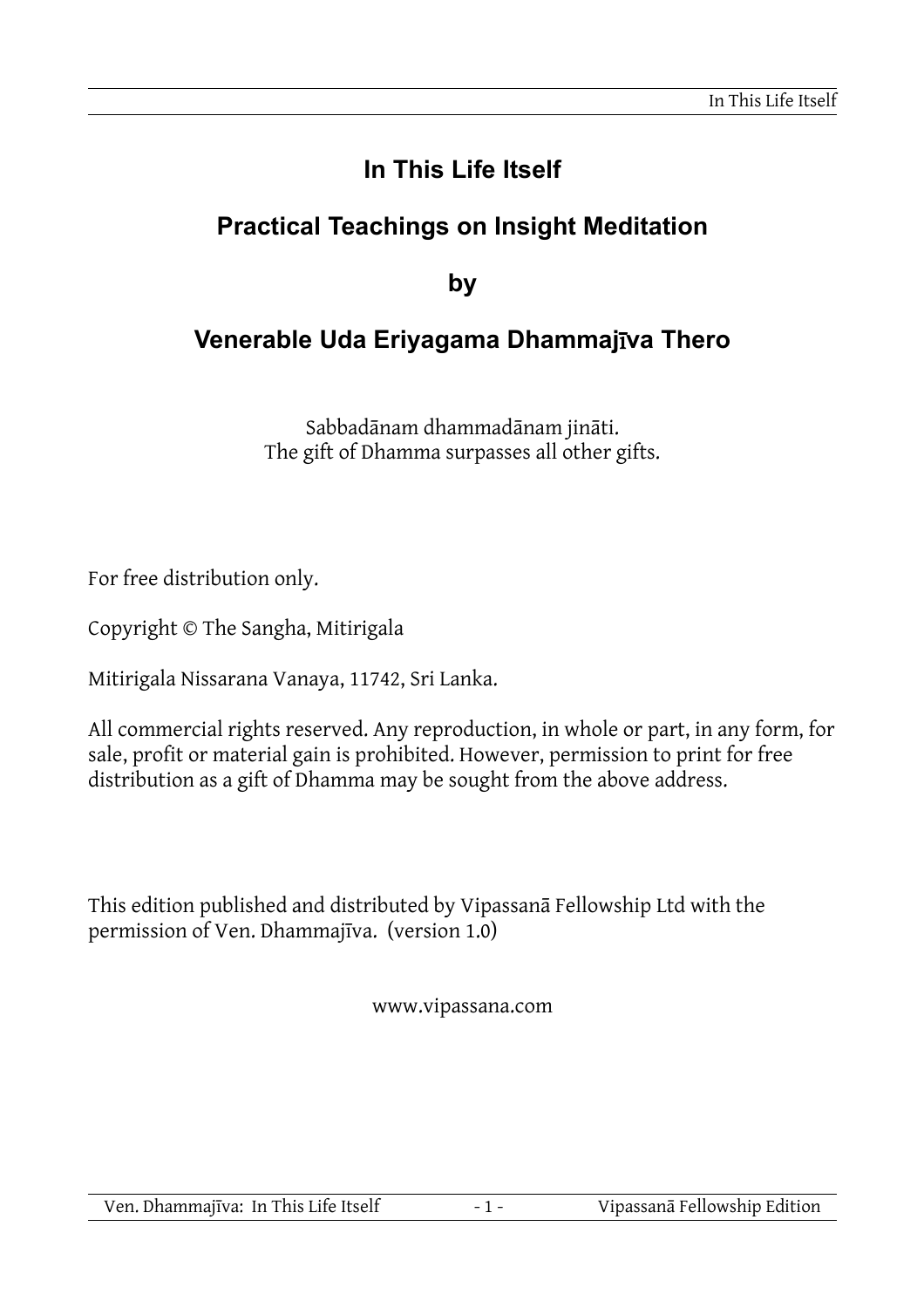# In This Life Itself

## Practical Teachings on Insight Meditation

## by

## Venerable Uda Eriyagama Dhammajīva Thero

Sabbadānam dhammadānam jināti.
The gift of Dhamma surpasses all other gifts.

For free distribution only.

Copyright © The Sangha, Mitirigala

Mitirigala Nissarana Vanaya, 11742, Sri Lanka.

All commercial rights reserved. Any reproduction, in whole or part, in any form, for sale, profit or material gain is prohibited. However, permission to print for free distribution as a gift of Dhamma may be sought from the above address.

This edition published and distributed by Vipassanā Fellowship Ltd with the permission of Ven. Dhammajīva. (version 1.0)

www.vipassana.com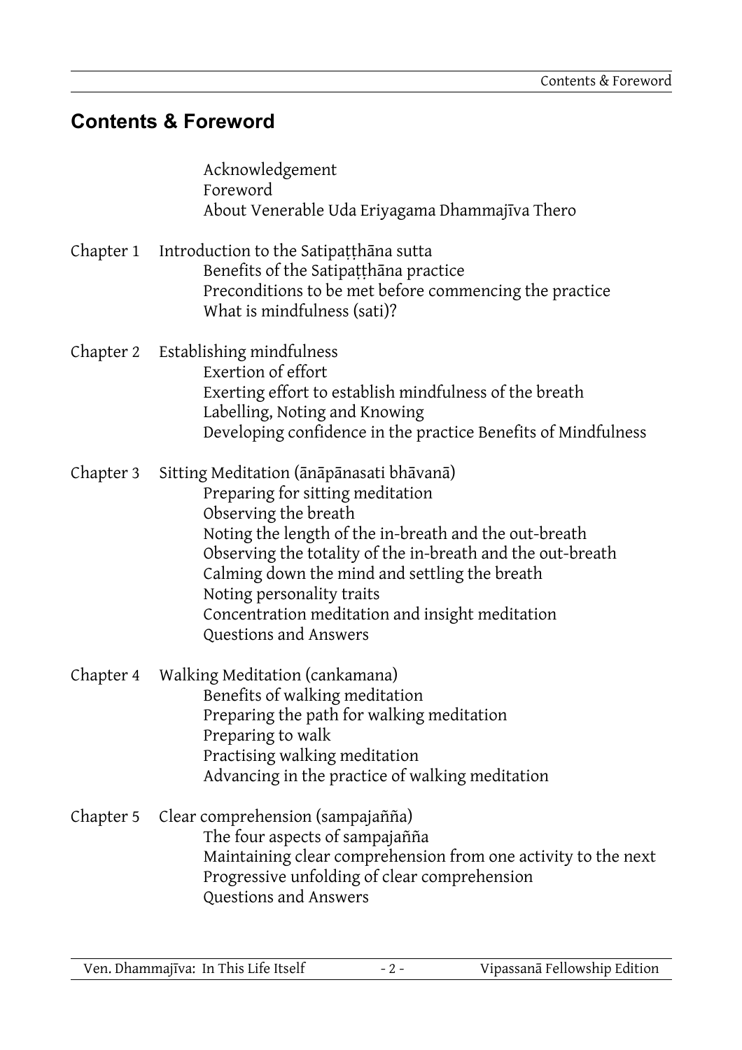## Contents & Foreword

- Acknowledgement
- Foreword
- About Venerable Uda Eriyagama Dhammajīva Thero

Chapter 1 Introduction to the Satipaṭṭhāna sutta
- Benefits of the Satipaṭṭhāna practice
- Preconditions to be met before commencing the practice
- What is mindfulness (sati)?

Chapter 2 Establishing mindfulness
- Exertion of effort
- Exerting effort to establish mindfulness of the breath
- Labelling, Noting and Knowing
- Developing confidence in the practice Benefits of Mindfulness

Chapter 3 Sitting Meditation (ānāpānasati bhāvanā)
- Preparing for sitting meditation
- Observing the breath
- Noting the length of the in-breath and the out-breath
- Observing the totality of the in-breath and the out-breath
- Calming down the mind and settling the breath
- Noting personality traits
- Concentration meditation and insight meditation
- Questions and Answers

Chapter 4 Walking Meditation (cankamana)
- Benefits of walking meditation
- Preparing the path for walking meditation
- Preparing to walk
- Practising walking meditation
- Advancing in the practice of walking meditation

Chapter 5 Clear comprehension (sampajañña)
- The four aspects of sampajañña
- Maintaining clear comprehension from one activity to the next
- Progressive unfolding of clear comprehension
- Questions and Answers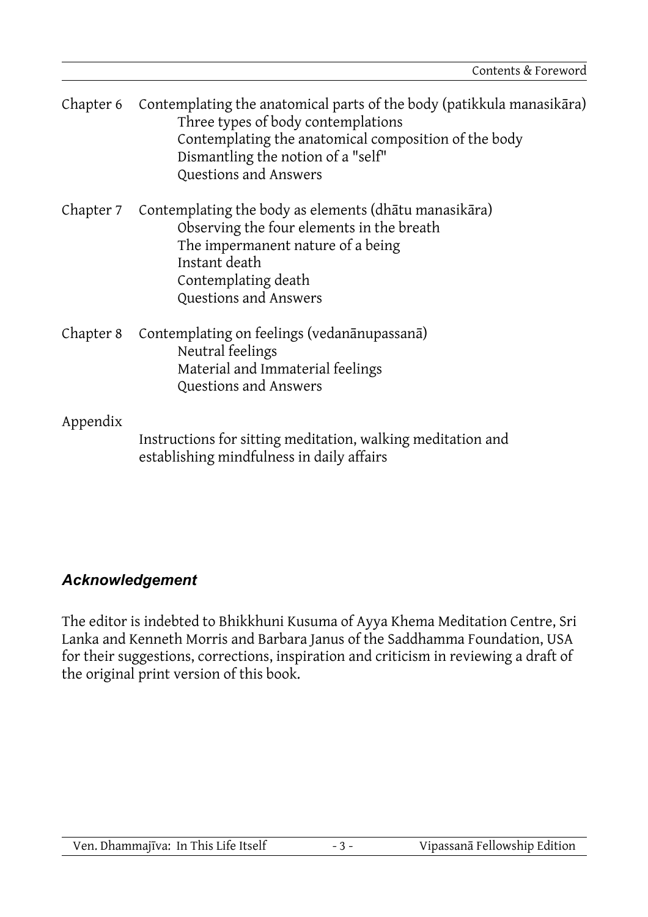Chapter 6 Contemplating the anatomical parts of the body (patikkula manasikāra)

- Three types of body contemplations
- Contemplating the anatomical composition of the body
- Dismantling the notion of a "self"
- Questions and Answers

Chapter 7 Contemplating the body as elements (dhātu manasikāra)

- Observing the four elements in the breath
- The impermanent nature of a being
- Instant death
- Contemplating death
- Questions and Answers

Chapter 8 Contemplating on feelings (vedanānupassanā)

- Neutral feelings
- Material and Immaterial feelings
- Questions and Answers

Appendix

Instructions for sitting meditation, walking meditation and establishing mindfulness in daily affairs

### *Acknowledgement*

The editor is indebted to Bhikkhuni Kusuma of Ayya Khema Meditation Centre, Sri Lanka and Kenneth Morris and Barbara Janus of the Saddhamma Foundation, USA for their suggestions, corrections, inspiration and criticism in reviewing a draft of the original print version of this book.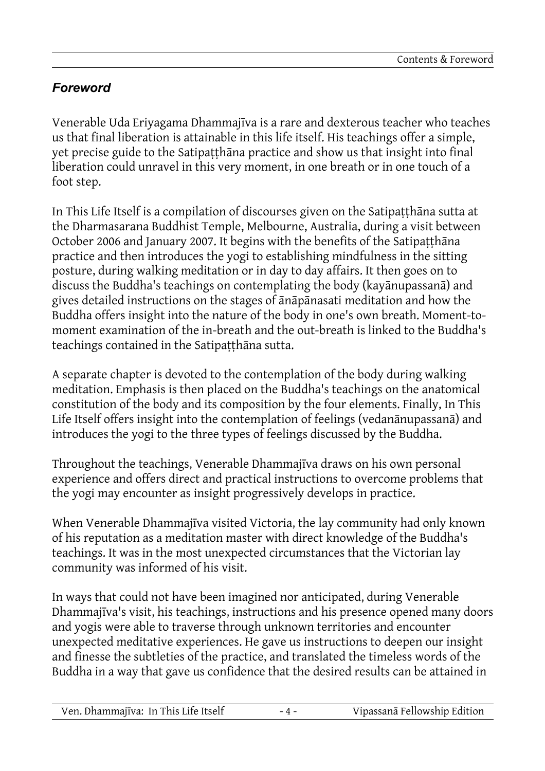## *Foreword*

Venerable Uda Eriyagama Dhammajīva is a rare and dexterous teacher who teaches us that final liberation is attainable in this life itself. His teachings offer a simple, yet precise guide to the Satipaṭṭhāna practice and show us that insight into final liberation could unravel in this very moment, in one breath or in one touch of a foot step.

In This Life Itself is a compilation of discourses given on the Satipaṭṭhāna sutta at the Dharmasarana Buddhist Temple, Melbourne, Australia, during a visit between October 2006 and January 2007. It begins with the benefits of the Satipaṭṭhāna practice and then introduces the yogi to establishing mindfulness in the sitting posture, during walking meditation or in day to day affairs. It then goes on to discuss the Buddha's teachings on contemplating the body (kayānupassanā) and gives detailed instructions on the stages of ānāpānasati meditation and how the Buddha offers insight into the nature of the body in one's own breath. Moment-to-moment examination of the in-breath and the out-breath is linked to the Buddha's teachings contained in the Satipaṭṭhāna sutta.

A separate chapter is devoted to the contemplation of the body during walking meditation. Emphasis is then placed on the Buddha's teachings on the anatomical constitution of the body and its composition by the four elements. Finally, In This Life Itself offers insight into the contemplation of feelings (vedanānupassanā) and introduces the yogi to the three types of feelings discussed by the Buddha.

Throughout the teachings, Venerable Dhammajīva draws on his own personal experience and offers direct and practical instructions to overcome problems that the yogi may encounter as insight progressively develops in practice.

When Venerable Dhammajīva visited Victoria, the lay community had only known of his reputation as a meditation master with direct knowledge of the Buddha's teachings. It was in the most unexpected circumstances that the Victorian lay community was informed of his visit.

In ways that could not have been imagined nor anticipated, during Venerable Dhammajīva's visit, his teachings, instructions and his presence opened many doors and yogis were able to traverse through unknown territories and encounter unexpected meditative experiences. He gave us instructions to deepen our insight and finesse the subtleties of the practice, and translated the timeless words of the Buddha in a way that gave us confidence that the desired results can be attained in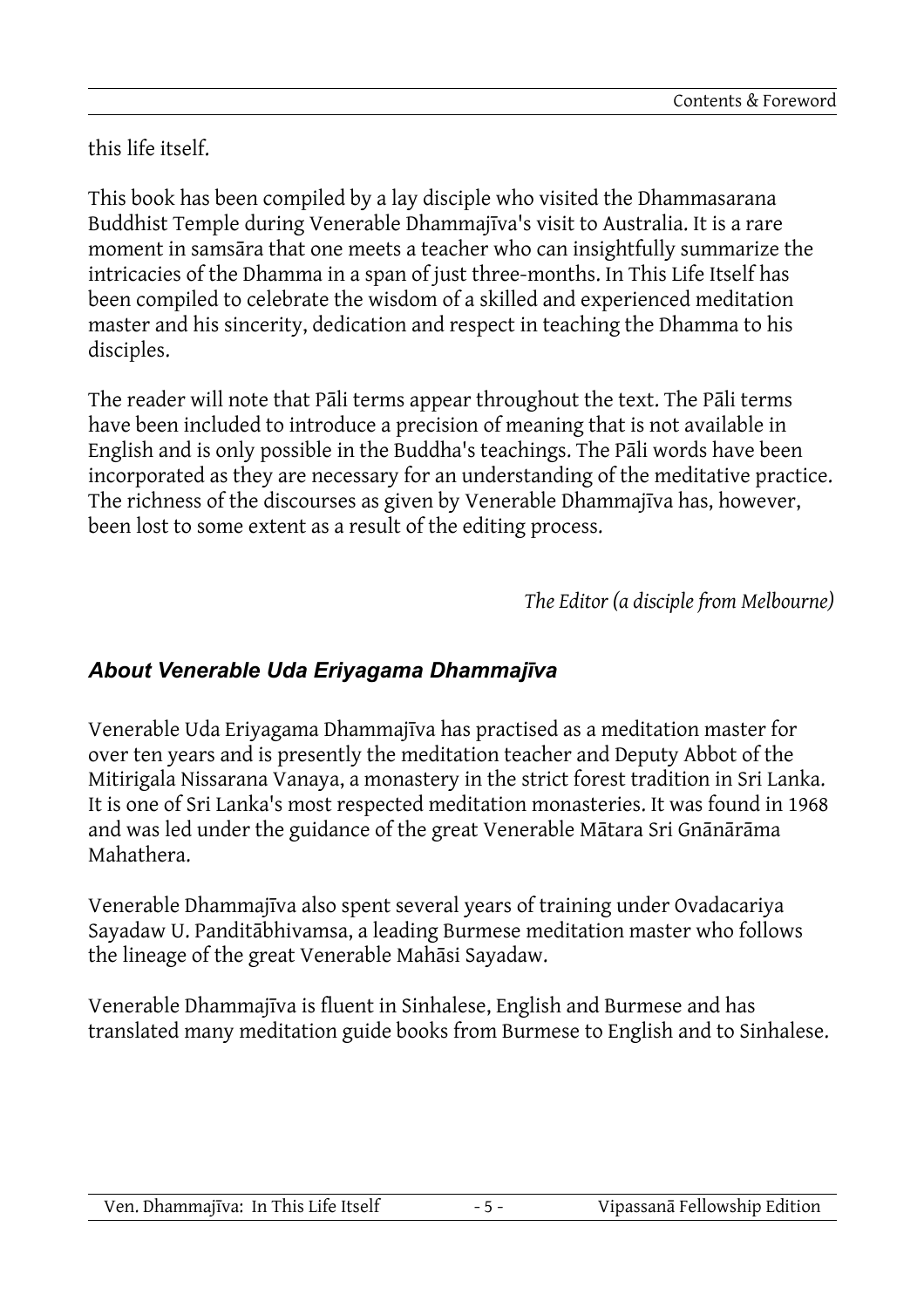this life itself.

This book has been compiled by a lay disciple who visited the Dhammasarana Buddhist Temple during Venerable Dhammajīva's visit to Australia. It is a rare moment in samsāra that one meets a teacher who can insightfully summarize the intricacies of the Dhamma in a span of just three-months. In This Life Itself has been compiled to celebrate the wisdom of a skilled and experienced meditation master and his sincerity, dedication and respect in teaching the Dhamma to his disciples.

The reader will note that Pāli terms appear throughout the text. The Pāli terms have been included to introduce a precision of meaning that is not available in English and is only possible in the Buddha's teachings. The Pāli words have been incorporated as they are necessary for an understanding of the meditative practice. The richness of the discourses as given by Venerable Dhammajīva has, however, been lost to some extent as a result of the editing process.

*The Editor (a disciple from Melbourne)*

## *About Venerable Uda Eriyagama Dhammajīva*

Venerable Uda Eriyagama Dhammajīva has practised as a meditation master for over ten years and is presently the meditation teacher and Deputy Abbot of the Mitirigala Nissarana Vanaya, a monastery in the strict forest tradition in Sri Lanka. It is one of Sri Lanka's most respected meditation monasteries. It was found in 1968 and was led under the guidance of the great Venerable Mātara Sri Gnānārāma Mahathera.

Venerable Dhammajīva also spent several years of training under Ovadacariya Sayadaw U. Panditābhivamsa, a leading Burmese meditation master who follows the lineage of the great Venerable Mahāsi Sayadaw.

Venerable Dhammajīva is fluent in Sinhalese, English and Burmese and has translated many meditation guide books from Burmese to English and to Sinhalese.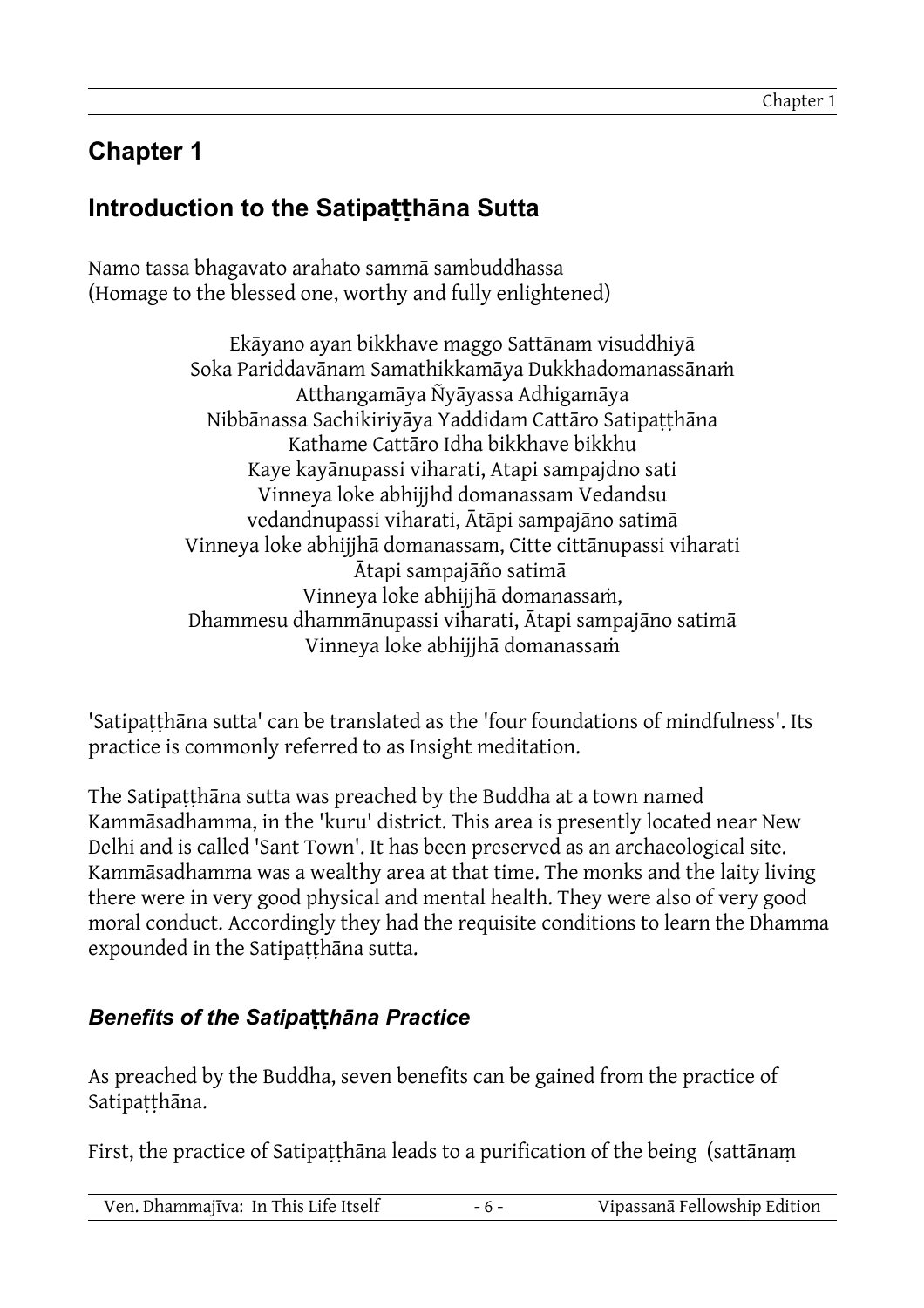# Chapter 1

## Introduction to the Satipaṭṭhāna Sutta

Namo tassa bhagavato arahato sammā sambuddhassa
(Homage to the blessed one, worthy and fully enlightened)

Ekāyano ayan bikkhave maggo Sattānam visuddhiyā
Soka Pariddavānam Samathikkamāya Dukkhadomanassānaṁ
Atthangamāya Ñyāyassa Adhigamāya
Nibbānassa Sachikiriyāya Yaddidam Cattāro Satipaṭṭhāna
Kathame Cattāro Idha bikkhave bikkhu
Kaye kayānupassi viharati, Atapi sampajdno sati
Vinneya loke abhijjhd domanassam Vedandsu
vedandnupassi viharati, Ātāpi sampajāno satimā
Vinneya loke abhijjhā domanassam, Citte cittānupassi viharati
Ātapi sampajāño satimā
Vinneya loke abhijjhā domanassaṁ,
Dhammesu dhammānupassi viharati, Ātāpi sampajāno satimā
Vinneya loke abhijjhā domanassaṁ

'Satipaṭṭhāna sutta' can be translated as the 'four foundations of mindfulness'. Its practice is commonly referred to as Insight meditation.

The Satipaṭṭhāna sutta was preached by the Buddha at a town named Kammāsadhamma, in the 'kuru' district. This area is presently located near New Delhi and is called 'Sant Town'. It has been preserved as an archaeological site. Kammāsadhamma was a wealthy area at that time. The monks and the laity living there were in very good physical and mental health. They were also of very good moral conduct. Accordingly they had the requisite conditions to learn the Dhamma expounded in the Satipaṭṭhāna sutta.

### *Benefits of the Satipaṭṭhāna Practice*

As preached by the Buddha, seven benefits can be gained from the practice of Satipaṭṭhāna.

First, the practice of Satipaṭṭhāna leads to a purification of the being (sattānaṃ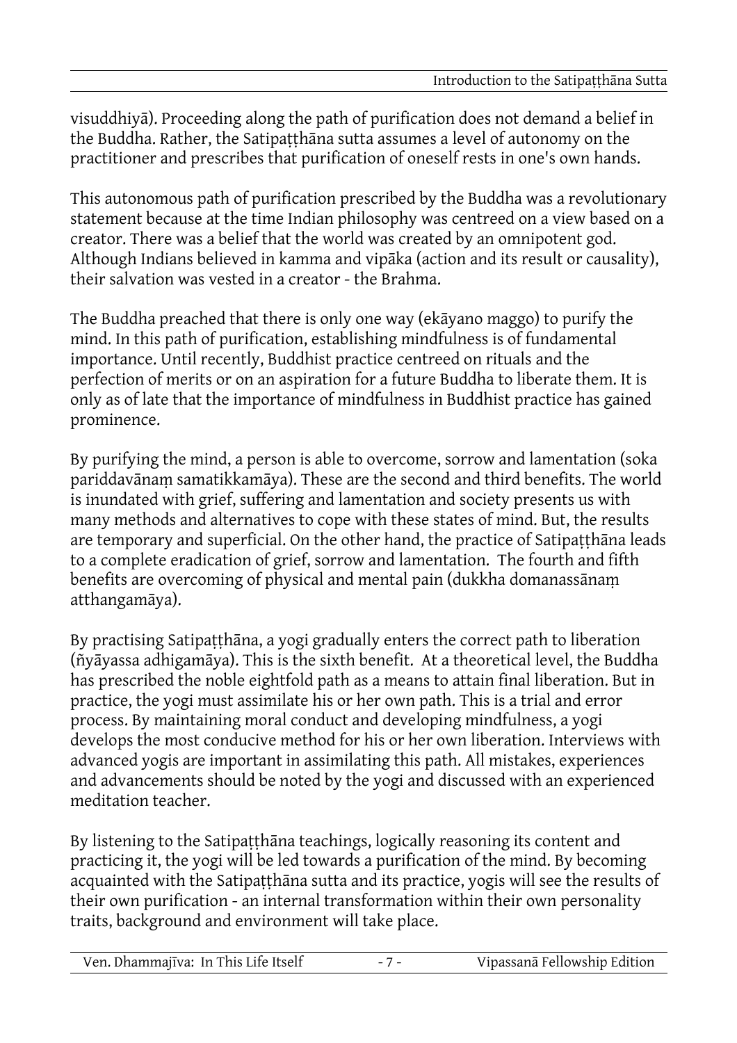visuddhiyā). Proceeding along the path of purification does not demand a belief in the Buddha. Rather, the Satipaṭṭhāna sutta assumes a level of autonomy on the practitioner and prescribes that purification of oneself rests in one's own hands.

This autonomous path of purification prescribed by the Buddha was a revolutionary statement because at the time Indian philosophy was centreed on a view based on a creator. There was a belief that the world was created by an omnipotent god. Although Indians believed in kamma and vipāka (action and its result or causality), their salvation was vested in a creator - the Brahma.

The Buddha preached that there is only one way (ekāyano maggo) to purify the mind. In this path of purification, establishing mindfulness is of fundamental importance. Until recently, Buddhist practice centreed on rituals and the perfection of merits or on an aspiration for a future Buddha to liberate them. It is only as of late that the importance of mindfulness in Buddhist practice has gained prominence.

By purifying the mind, a person is able to overcome, sorrow and lamentation (soka pariddavānaṃ samatikkamāya). These are the second and third benefits. The world is inundated with grief, suffering and lamentation and society presents us with many methods and alternatives to cope with these states of mind. But, the results are temporary and superficial. On the other hand, the practice of Satipaṭṭhāna leads to a complete eradication of grief, sorrow and lamentation. The fourth and fifth benefits are overcoming of physical and mental pain (dukkha domanassānaṃ atthangamāya).

By practising Satipaṭṭhāna, a yogi gradually enters the correct path to liberation (ñyāyassa adhigamāya). This is the sixth benefit. At a theoretical level, the Buddha has prescribed the noble eightfold path as a means to attain final liberation. But in practice, the yogi must assimilate his or her own path. This is a trial and error process. By maintaining moral conduct and developing mindfulness, a yogi develops the most conducive method for his or her own liberation. Interviews with advanced yogis are important in assimilating this path. All mistakes, experiences and advancements should be noted by the yogi and discussed with an experienced meditation teacher.

By listening to the Satipaṭṭhāna teachings, logically reasoning its content and practicing it, the yogi will be led towards a purification of the mind. By becoming acquainted with the Satipaṭṭhāna sutta and its practice, yogis will see the results of their own purification - an internal transformation within their own personality traits, background and environment will take place.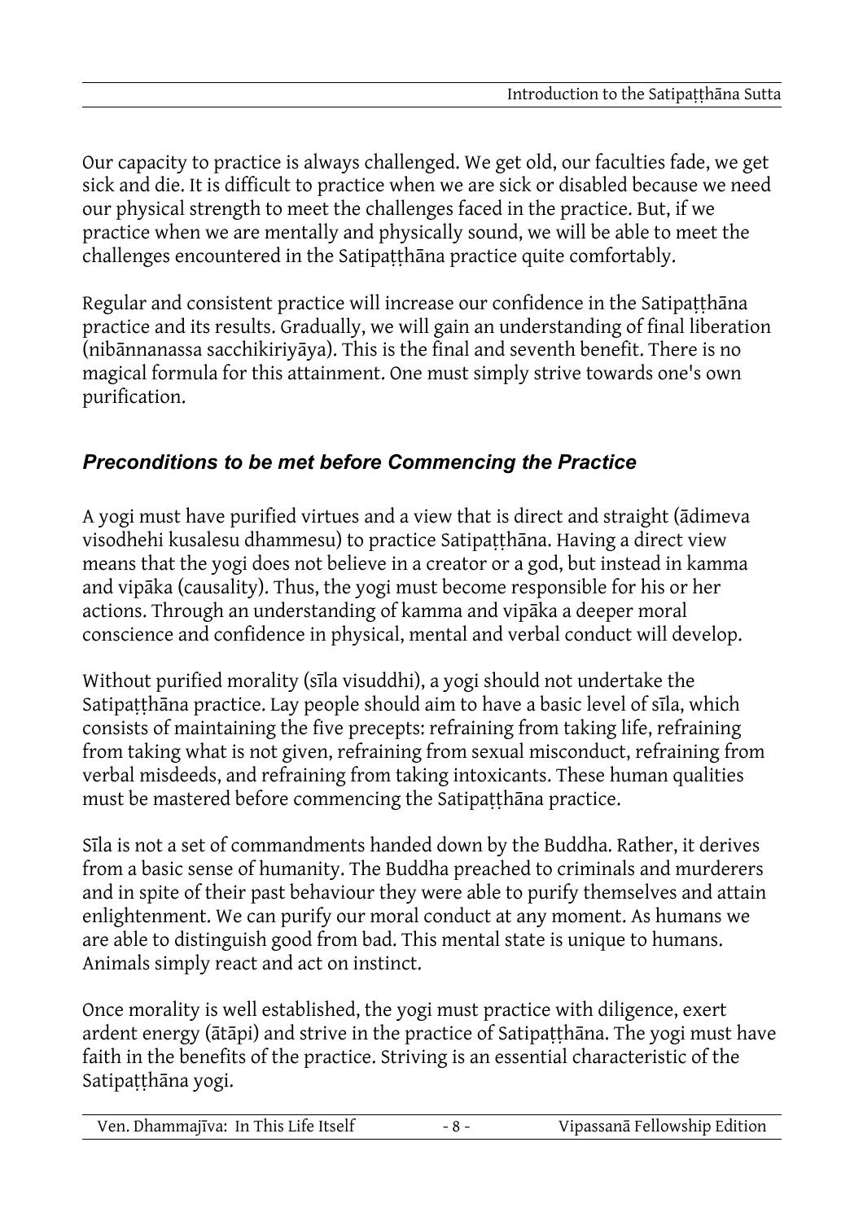Our capacity to practice is always challenged. We get old, our faculties fade, we get sick and die. It is difficult to practice when we are sick or disabled because we need our physical strength to meet the challenges faced in the practice. But, if we practice when we are mentally and physically sound, we will be able to meet the challenges encountered in the Satipaṭṭhāna practice quite comfortably.

Regular and consistent practice will increase our confidence in the Satipaṭṭhāna practice and its results. Gradually, we will gain an understanding of final liberation (nibānnanassa sacchikiriyāya). This is the final and seventh benefit. There is no magical formula for this attainment. One must simply strive towards one's own purification.

### *Preconditions to be met before Commencing the Practice*

A yogi must have purified virtues and a view that is direct and straight (ādimeva visodhehi kusalesu dhammesu) to practice Satipaṭṭhāna. Having a direct view means that the yogi does not believe in a creator or a god, but instead in kamma and vipāka (causality). Thus, the yogi must become responsible for his or her actions. Through an understanding of kamma and vipāka a deeper moral conscience and confidence in physical, mental and verbal conduct will develop.

Without purified morality (sīla visuddhi), a yogi should not undertake the Satipaṭṭhāna practice. Lay people should aim to have a basic level of sīla, which consists of maintaining the five precepts: refraining from taking life, refraining from taking what is not given, refraining from sexual misconduct, refraining from verbal misdeeds, and refraining from taking intoxicants. These human qualities must be mastered before commencing the Satipaṭṭhāna practice.

Sīla is not a set of commandments handed down by the Buddha. Rather, it derives from a basic sense of humanity. The Buddha preached to criminals and murderers and in spite of their past behaviour they were able to purify themselves and attain enlightenment. We can purify our moral conduct at any moment. As humans we are able to distinguish good from bad. This mental state is unique to humans. Animals simply react and act on instinct.

Once morality is well established, the yogi must practice with diligence, exert ardent energy (ātāpi) and strive in the practice of Satipaṭṭhāna. The yogi must have faith in the benefits of the practice. Striving is an essential characteristic of the Satipaṭṭhāna yogi.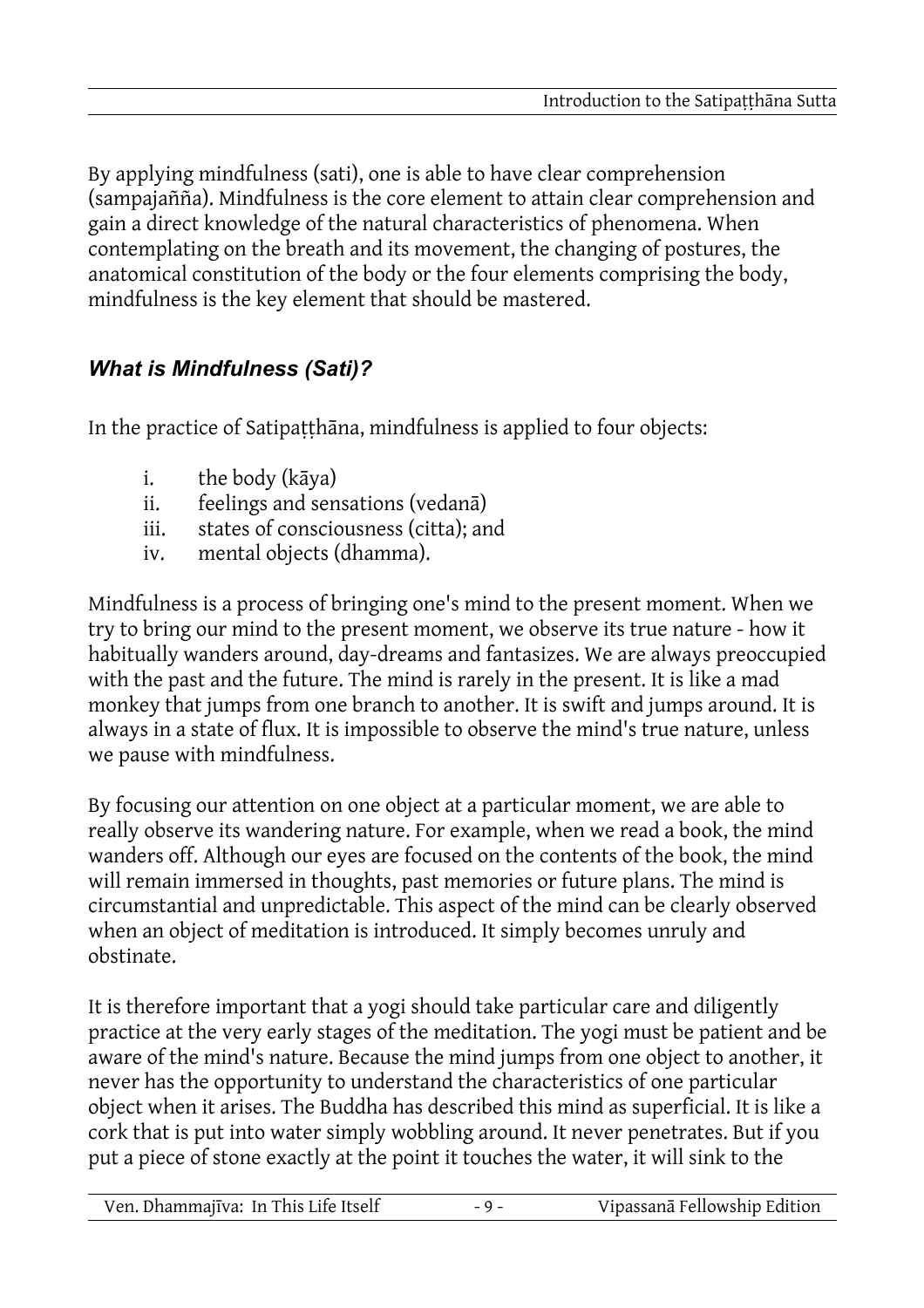By applying mindfulness (sati), one is able to have clear comprehension (sampajañña). Mindfulness is the core element to attain clear comprehension and gain a direct knowledge of the natural characteristics of phenomena. When contemplating on the breath and its movement, the changing of postures, the anatomical constitution of the body or the four elements comprising the body, mindfulness is the key element that should be mastered.

### *What is Mindfulness (Sati)?*

In the practice of Satipaṭṭhāna, mindfulness is applied to four objects:

i. the body (kāya)
ii. feelings and sensations (vedanā)
iii. states of consciousness (citta); and
iv. mental objects (dhamma).

Mindfulness is a process of bringing one's mind to the present moment. When we try to bring our mind to the present moment, we observe its true nature - how it habitually wanders around, day-dreams and fantasizes. We are always preoccupied with the past and the future. The mind is rarely in the present. It is like a mad monkey that jumps from one branch to another. It is swift and jumps around. It is always in a state of flux. It is impossible to observe the mind's true nature, unless we pause with mindfulness.

By focusing our attention on one object at a particular moment, we are able to really observe its wandering nature. For example, when we read a book, the mind wanders off. Although our eyes are focused on the contents of the book, the mind will remain immersed in thoughts, past memories or future plans. The mind is circumstantial and unpredictable. This aspect of the mind can be clearly observed when an object of meditation is introduced. It simply becomes unruly and obstinate.

It is therefore important that a yogi should take particular care and diligently practice at the very early stages of the meditation. The yogi must be patient and be aware of the mind's nature. Because the mind jumps from one object to another, it never has the opportunity to understand the characteristics of one particular object when it arises. The Buddha has described this mind as superficial. It is like a cork that is put into water simply wobbling around. It never penetrates. But if you put a piece of stone exactly at the point it touches the water, it will sink to the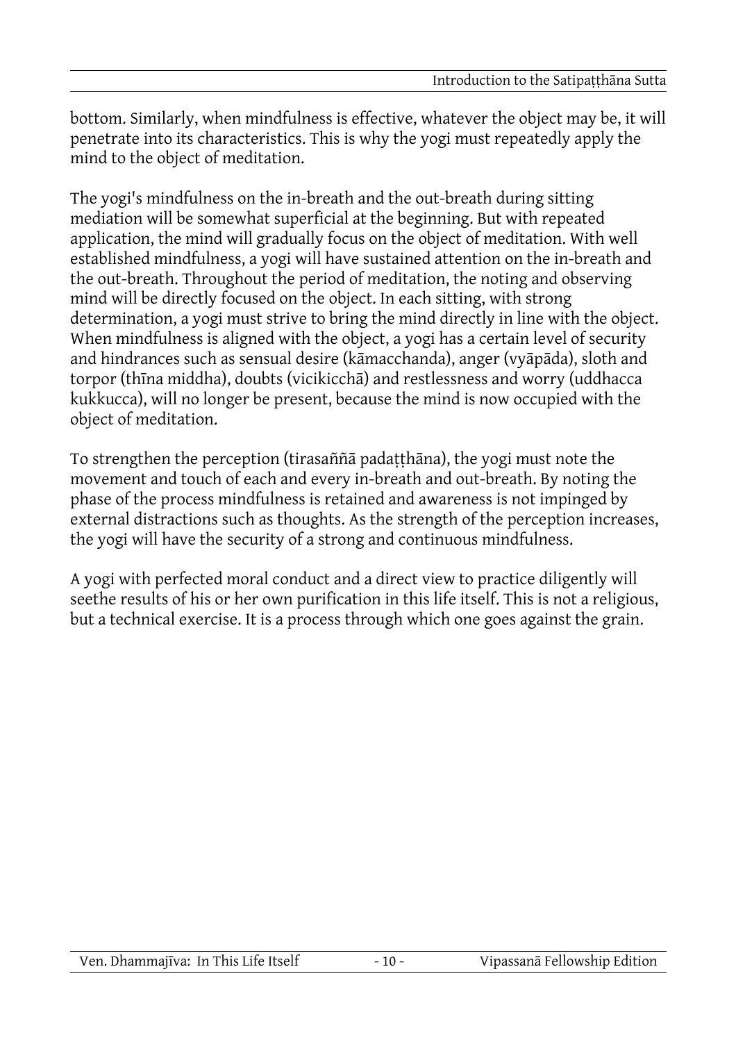bottom. Similarly, when mindfulness is effective, whatever the object may be, it will penetrate into its characteristics. This is why the yogi must repeatedly apply the mind to the object of meditation.

The yogi's mindfulness on the in-breath and the out-breath during sitting mediation will be somewhat superficial at the beginning. But with repeated application, the mind will gradually focus on the object of meditation. With well established mindfulness, a yogi will have sustained attention on the in-breath and the out-breath. Throughout the period of meditation, the noting and observing mind will be directly focused on the object. In each sitting, with strong determination, a yogi must strive to bring the mind directly in line with the object. When mindfulness is aligned with the object, a yogi has a certain level of security and hindrances such as sensual desire (kāmacchanda), anger (vyāpāda), sloth and torpor (thīna middha), doubts (vicikicchā) and restlessness and worry (uddhacca kukkucca), will no longer be present, because the mind is now occupied with the object of meditation.

To strengthen the perception (tirasaññā padaṭṭhāna), the yogi must note the movement and touch of each and every in-breath and out-breath. By noting the phase of the process mindfulness is retained and awareness is not impinged by external distractions such as thoughts. As the strength of the perception increases, the yogi will have the security of a strong and continuous mindfulness.

A yogi with perfected moral conduct and a direct view to practice diligently will seethe results of his or her own purification in this life itself. This is not a religious, but a technical exercise. It is a process through which one goes against the grain.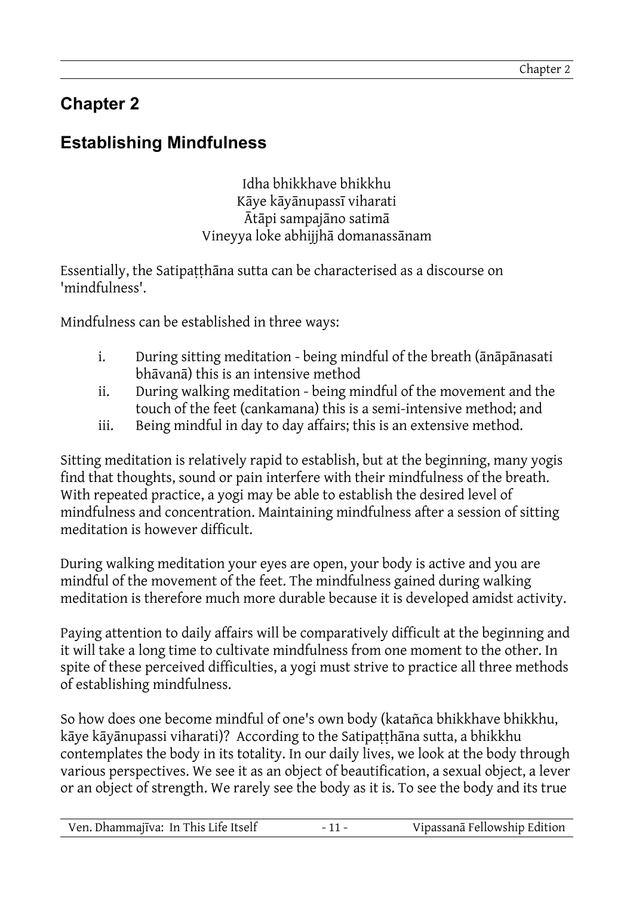# Chapter 2

## Establishing Mindfulness

Idha bhikkhave bhikkhu  
Kāye kāyānupassī viharati  
Ātāpi sampajāno satimā  
Vineyya loke abhijjhā domanassānam

Essentially, the Satipaṭṭhāna sutta can be characterised as a discourse on 'mindfulness'.

Mindfulness can be established in three ways:

i. During sitting meditation - being mindful of the breath (ānāpānasati bhāvanā) this is an intensive method
ii. During walking meditation - being mindful of the movement and the touch of the feet (cankamana) this is a semi-intensive method; and
iii. Being mindful in day to day affairs; this is an extensive method.

Sitting meditation is relatively rapid to establish, but at the beginning, many yogis find that thoughts, sound or pain interfere with their mindfulness of the breath. With repeated practice, a yogi may be able to establish the desired level of mindfulness and concentration. Maintaining mindfulness after a session of sitting meditation is however difficult.

During walking meditation your eyes are open, your body is active and you are mindful of the movement of the feet. The mindfulness gained during walking meditation is therefore much more durable because it is developed amidst activity.

Paying attention to daily affairs will be comparatively difficult at the beginning and it will take a long time to cultivate mindfulness from one moment to the other. In spite of these perceived difficulties, a yogi must strive to practice all three methods of establishing mindfulness.

So how does one become mindful of one's own body (katañca bhikkhave bhikkhu, kāye kāyānupassi viharati)? According to the Satipaṭṭhāna sutta, a bhikkhu contemplates the body in its totality. In our daily lives, we look at the body through various perspectives. We see it as an object of beautification, a sexual object, a lever or an object of strength. We rarely see the body as it is. To see the body and its true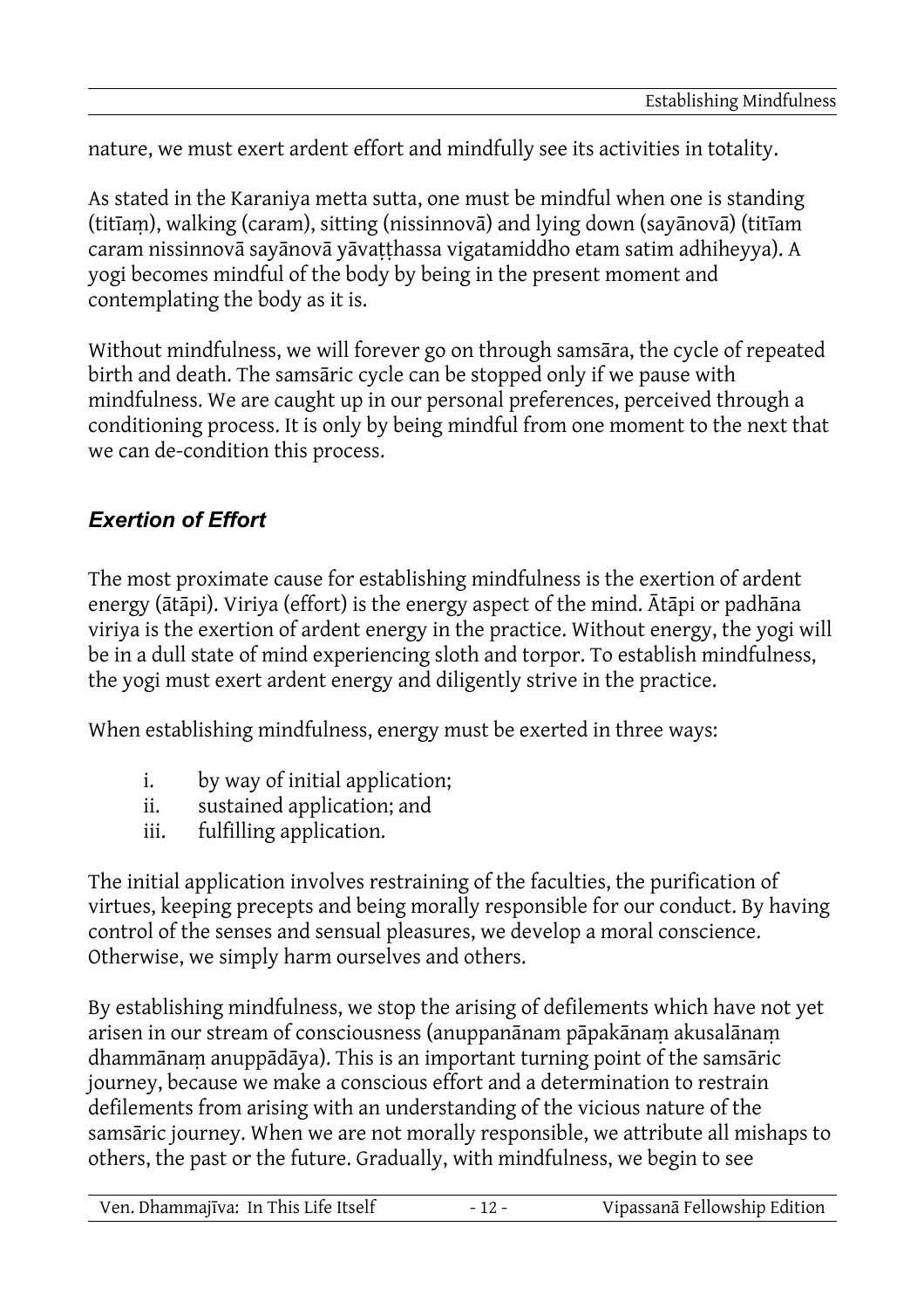nature, we must exert ardent effort and mindfully see its activities in totality.

As stated in the Karaniya metta sutta, one must be mindful when one is standing (titīaṃ), walking (caram), sitting (nissinnovā) and lying down (sayānovā) (titīam caram nissinnovā sayānovā yāvaṭṭhassa vigatamiddho etam satim adhiheyya). A yogi becomes mindful of the body by being in the present moment and contemplating the body as it is.

Without mindfulness, we will forever go on through samsāra, the cycle of repeated birth and death. The samsāric cycle can be stopped only if we pause with mindfulness. We are caught up in our personal preferences, perceived through a conditioning process. It is only by being mindful from one moment to the next that we can de-condition this process.

### *Exertion of Effort*

The most proximate cause for establishing mindfulness is the exertion of ardent energy (ātāpi). Viriya (effort) is the energy aspect of the mind. Ātāpi or padhāna viriya is the exertion of ardent energy in the practice. Without energy, the yogi will be in a dull state of mind experiencing sloth and torpor. To establish mindfulness, the yogi must exert ardent energy and diligently strive in the practice.

When establishing mindfulness, energy must be exerted in three ways:

i. by way of initial application;
ii. sustained application; and
iii. fulfilling application.

The initial application involves restraining of the faculties, the purification of virtues, keeping precepts and being morally responsible for our conduct. By having control of the senses and sensual pleasures, we develop a moral conscience. Otherwise, we simply harm ourselves and others.

By establishing mindfulness, we stop the arising of defilements which have not yet arisen in our stream of consciousness (anuppanānam pāpakānaṃ akusalānaṃ dhammānaṃ anuppādāya). This is an important turning point of the samsāric journey, because we make a conscious effort and a determination to restrain defilements from arising with an understanding of the vicious nature of the samsāric journey. When we are not morally responsible, we attribute all mishaps to others, the past or the future. Gradually, with mindfulness, we begin to see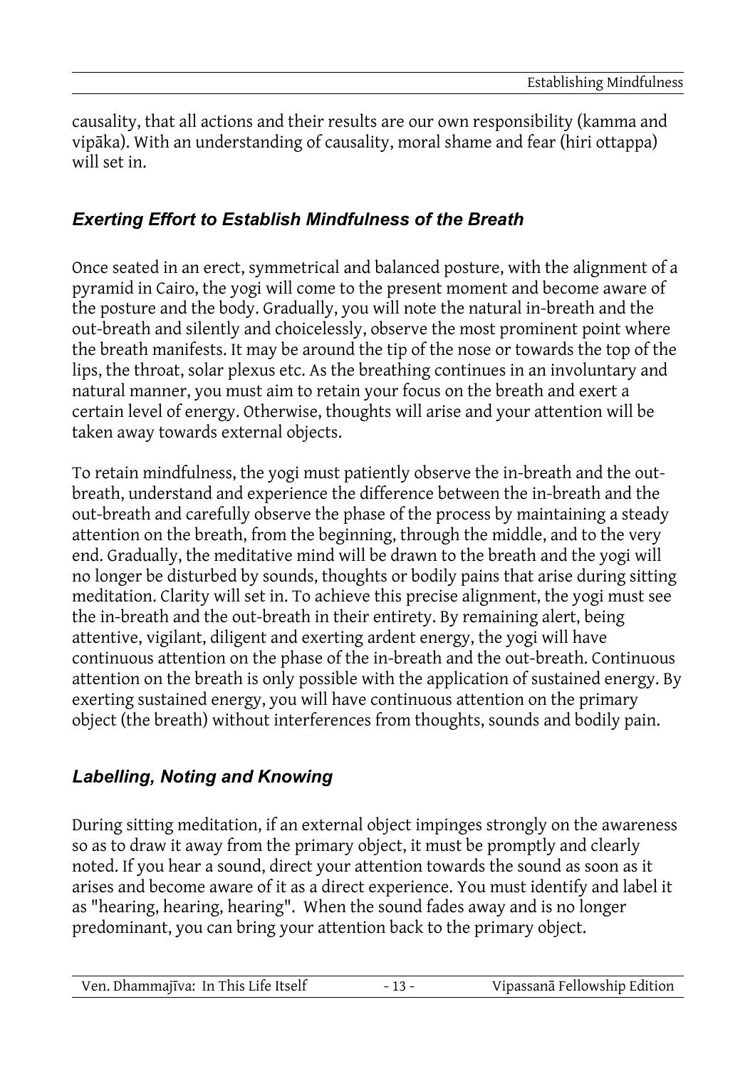causality, that all actions and their results are our own responsibility (kamma and vipāka). With an understanding of causality, moral shame and fear (hiri ottappa) will set in.

### *Exerting Effort to Establish Mindfulness of the Breath*

Once seated in an erect, symmetrical and balanced posture, with the alignment of a pyramid in Cairo, the yogi will come to the present moment and become aware of the posture and the body. Gradually, you will note the natural in-breath and the out-breath and silently and choicelessly, observe the most prominent point where the breath manifests. It may be around the tip of the nose or towards the top of the lips, the throat, solar plexus etc. As the breathing continues in an involuntary and natural manner, you must aim to retain your focus on the breath and exert a certain level of energy. Otherwise, thoughts will arise and your attention will be taken away towards external objects.

To retain mindfulness, the yogi must patiently observe the in-breath and the out-breath, understand and experience the difference between the in-breath and the out-breath and carefully observe the phase of the process by maintaining a steady attention on the breath, from the beginning, through the middle, and to the very end. Gradually, the meditative mind will be drawn to the breath and the yogi will no longer be disturbed by sounds, thoughts or bodily pains that arise during sitting meditation. Clarity will set in. To achieve this precise alignment, the yogi must see the in-breath and the out-breath in their entirety. By remaining alert, being attentive, vigilant, diligent and exerting ardent energy, the yogi will have continuous attention on the phase of the in-breath and the out-breath. Continuous attention on the breath is only possible with the application of sustained energy. By exerting sustained energy, you will have continuous attention on the primary object (the breath) without interferences from thoughts, sounds and bodily pain.

### *Labelling, Noting and Knowing*

During sitting meditation, if an external object impinges strongly on the awareness so as to draw it away from the primary object, it must be promptly and clearly noted. If you hear a sound, direct your attention towards the sound as soon as it arises and become aware of it as a direct experience. You must identify and label it as "hearing, hearing, hearing". When the sound fades away and is no longer predominant, you can bring your attention back to the primary object.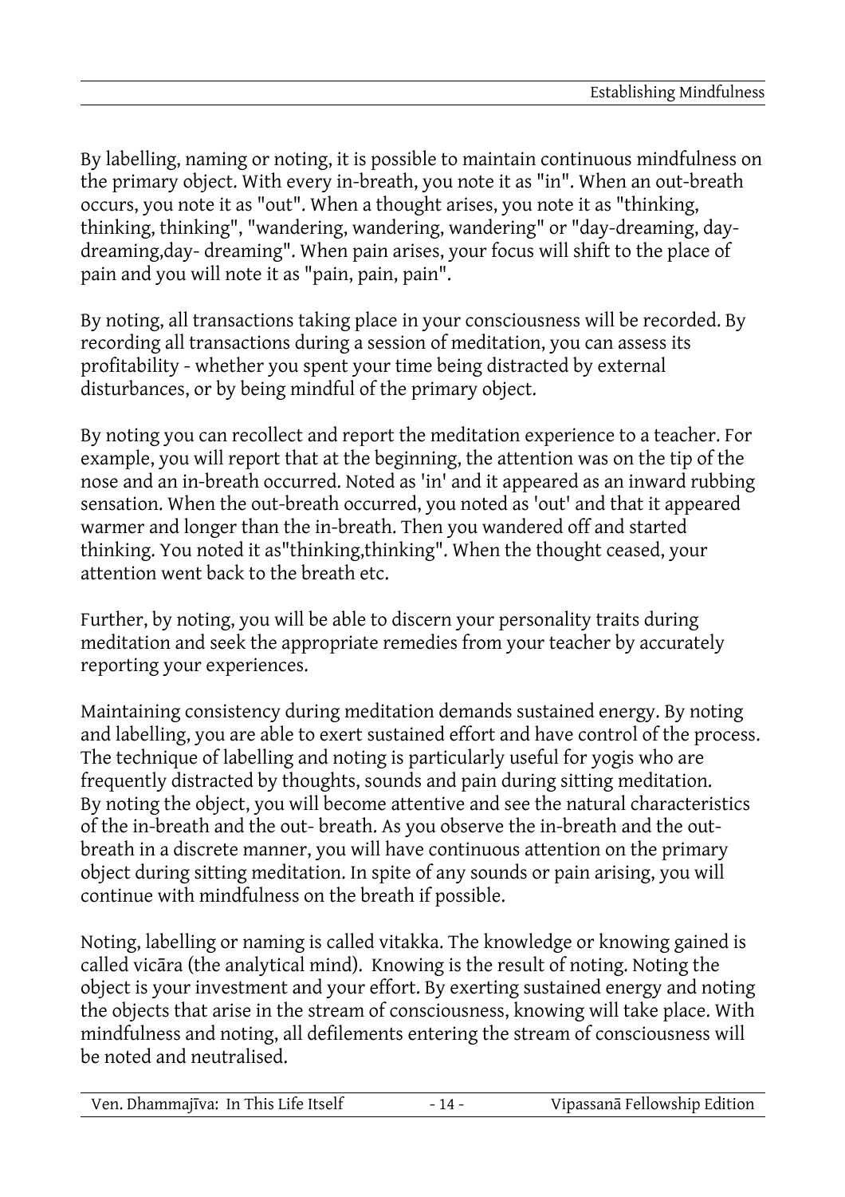By labelling, naming or noting, it is possible to maintain continuous mindfulness on the primary object. With every in-breath, you note it as "in". When an out-breath occurs, you note it as "out". When a thought arises, you note it as "thinking, thinking, thinking", "wandering, wandering, wandering" or "day-dreaming, day-dreaming,day- dreaming". When pain arises, your focus will shift to the place of pain and you will note it as "pain, pain, pain".

By noting, all transactions taking place in your consciousness will be recorded. By recording all transactions during a session of meditation, you can assess its profitability - whether you spent your time being distracted by external disturbances, or by being mindful of the primary object.

By noting you can recollect and report the meditation experience to a teacher. For example, you will report that at the beginning, the attention was on the tip of the nose and an in-breath occurred. Noted as 'in' and it appeared as an inward rubbing sensation. When the out-breath occurred, you noted as 'out' and that it appeared warmer and longer than the in-breath. Then you wandered off and started thinking. You noted it as"thinking,thinking". When the thought ceased, your attention went back to the breath etc.

Further, by noting, you will be able to discern your personality traits during meditation and seek the appropriate remedies from your teacher by accurately reporting your experiences.

Maintaining consistency during meditation demands sustained energy. By noting and labelling, you are able to exert sustained effort and have control of the process. The technique of labelling and noting is particularly useful for yogis who are frequently distracted by thoughts, sounds and pain during sitting meditation. By noting the object, you will become attentive and see the natural characteristics of the in-breath and the out- breath. As you observe the in-breath and the out-breath in a discrete manner, you will have continuous attention on the primary object during sitting meditation. In spite of any sounds or pain arising, you will continue with mindfulness on the breath if possible.

Noting, labelling or naming is called vitakka. The knowledge or knowing gained is called vicāra (the analytical mind). Knowing is the result of noting. Noting the object is your investment and your effort. By exerting sustained energy and noting the objects that arise in the stream of consciousness, knowing will take place. With mindfulness and noting, all defilements entering the stream of consciousness will be noted and neutralised.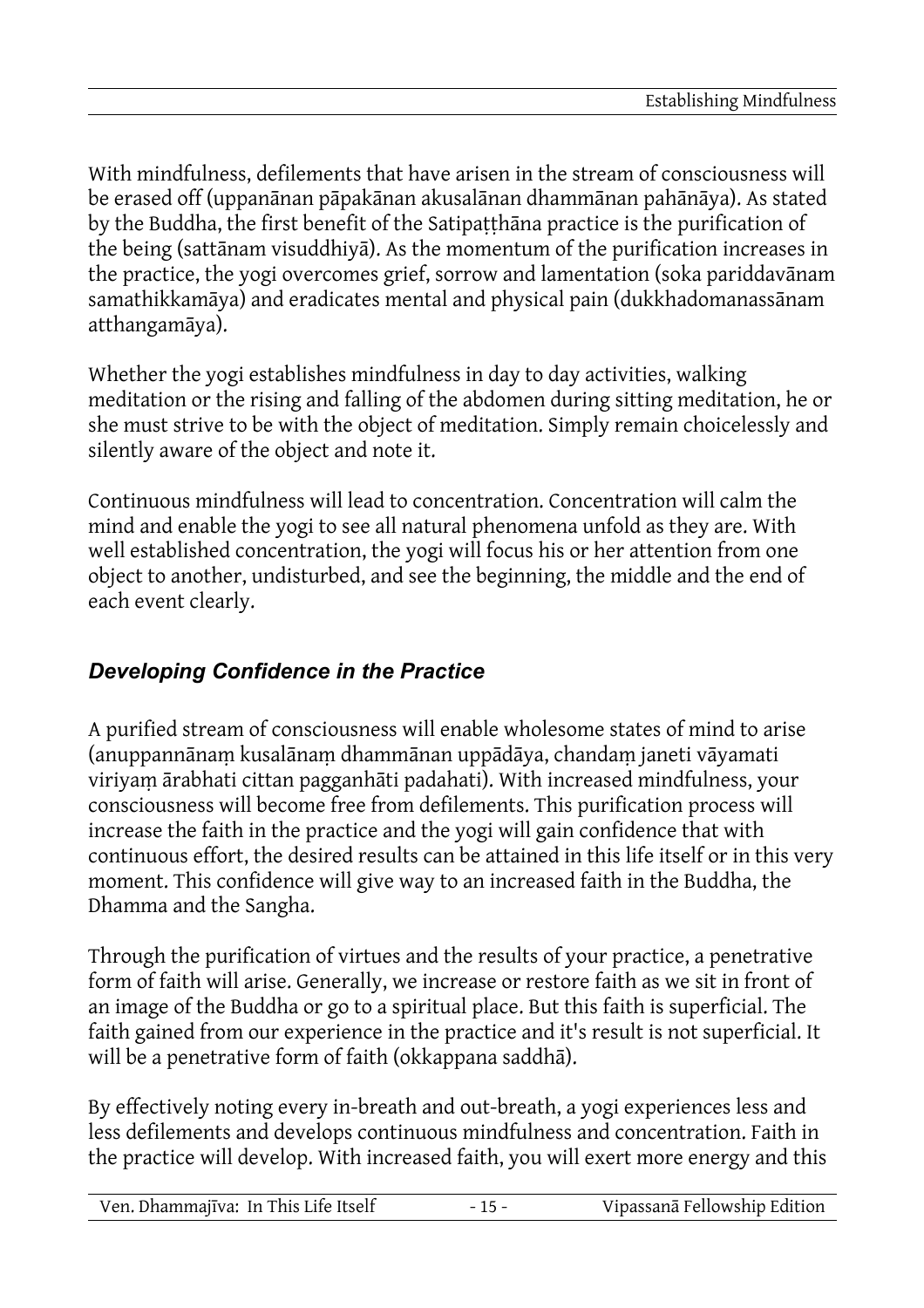With mindfulness, defilements that have arisen in the stream of consciousness will be erased off (uppanānan pāpakānan akusalānan dhammānan pahānāya). As stated by the Buddha, the first benefit of the Satipaṭṭhāna practice is the purification of the being (sattānam visuddhiyā). As the momentum of the purification increases in the practice, the yogi overcomes grief, sorrow and lamentation (soka pariddavānam samathikkamāya) and eradicates mental and physical pain (dukkhadomanassānam atthangamāya).

Whether the yogi establishes mindfulness in day to day activities, walking meditation or the rising and falling of the abdomen during sitting meditation, he or she must strive to be with the object of meditation. Simply remain choicelessly and silently aware of the object and note it.

Continuous mindfulness will lead to concentration. Concentration will calm the mind and enable the yogi to see all natural phenomena unfold as they are. With well established concentration, the yogi will focus his or her attention from one object to another, undisturbed, and see the beginning, the middle and the end of each event clearly.

### *Developing Confidence in the Practice*

A purified stream of consciousness will enable wholesome states of mind to arise (anuppannānaṃ kusalānaṃ dhammānan uppādāya, chandaṃ janeti vāyamati viriyaṃ ārabhati cittan pagganhāti padahati). With increased mindfulness, your consciousness will become free from defilements. This purification process will increase the faith in the practice and the yogi will gain confidence that with continuous effort, the desired results can be attained in this life itself or in this very moment. This confidence will give way to an increased faith in the Buddha, the Dhamma and the Sangha.

Through the purification of virtues and the results of your practice, a penetrative form of faith will arise. Generally, we increase or restore faith as we sit in front of an image of the Buddha or go to a spiritual place. But this faith is superficial. The faith gained from our experience in the practice and it's result is not superficial. It will be a penetrative form of faith (okkappana saddhā).

By effectively noting every in-breath and out-breath, a yogi experiences less and less defilements and develops continuous mindfulness and concentration. Faith in the practice will develop. With increased faith, you will exert more energy and this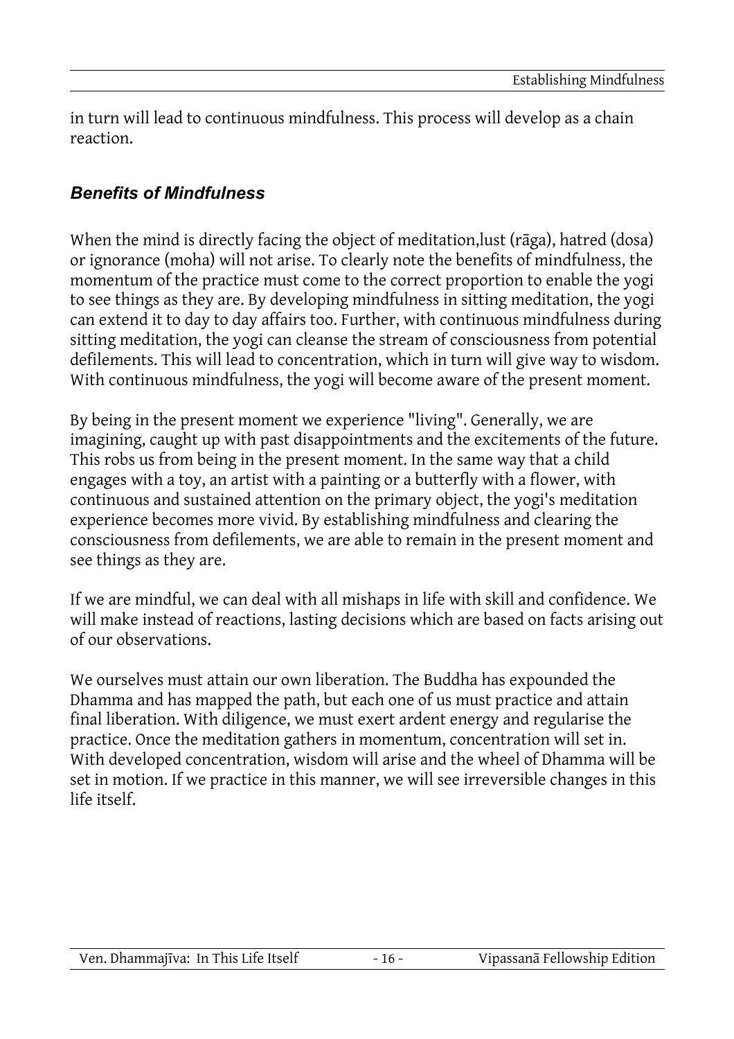in turn will lead to continuous mindfulness. This process will develop as a chain reaction.

### *Benefits of Mindfulness*

When the mind is directly facing the object of meditation,lust (rāga), hatred (dosa) or ignorance (moha) will not arise. To clearly note the benefits of mindfulness, the momentum of the practice must come to the correct proportion to enable the yogi to see things as they are. By developing mindfulness in sitting meditation, the yogi can extend it to day to day affairs too. Further, with continuous mindfulness during sitting meditation, the yogi can cleanse the stream of consciousness from potential defilements. This will lead to concentration, which in turn will give way to wisdom. With continuous mindfulness, the yogi will become aware of the present moment.

By being in the present moment we experience "living". Generally, we are imagining, caught up with past disappointments and the excitements of the future. This robs us from being in the present moment. In the same way that a child engages with a toy, an artist with a painting or a butterfly with a flower, with continuous and sustained attention on the primary object, the yogi's meditation experience becomes more vivid. By establishing mindfulness and clearing the consciousness from defilements, we are able to remain in the present moment and see things as they are.

If we are mindful, we can deal with all mishaps in life with skill and confidence. We will make instead of reactions, lasting decisions which are based on facts arising out of our observations.

We ourselves must attain our own liberation. The Buddha has expounded the Dhamma and has mapped the path, but each one of us must practice and attain final liberation. With diligence, we must exert ardent energy and regularise the practice. Once the meditation gathers in momentum, concentration will set in. With developed concentration, wisdom will arise and the wheel of Dhamma will be set in motion. If we practice in this manner, we will see irreversible changes in this life itself.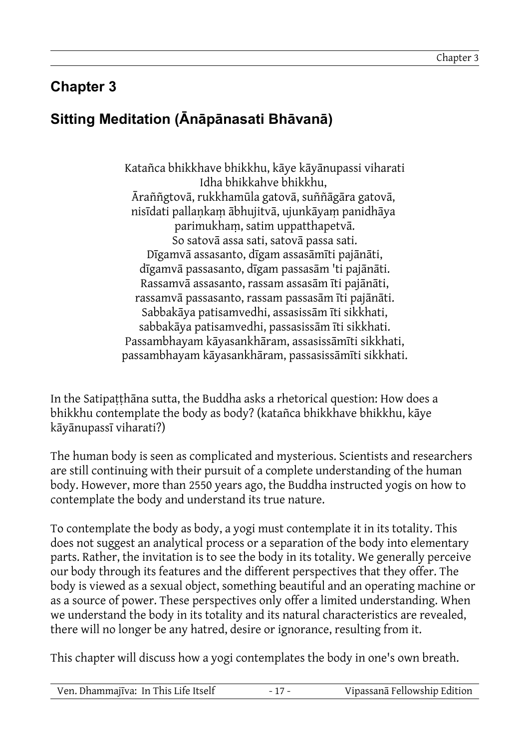# Chapter 3

## Sitting Meditation (Ānāpānasati Bhāvanā)

Katañca bhikkhave bhikkhu, kāye kāyānupassi viharati  
Idha bhikkahve bhikkhu,  
Āraññgtovā, rukkhamūla gatovā, suññāgāra gatovā,  
nisīdati pallaṇkaṃ ābhujitvā, ujunkāyaṃ panidhāya  
parimukhaṃ, satim uppatthapetvā.  
So satovā assa sati, satovā passa sati.  
Dīgamvā assasanto, dīgam assasāmīti pajānāti,  
dīgamvā passasanto, dīgam passasām 'ti pajānāti.  
Rassamvā assasanto, rassam assasām īti pajānāti,  
rassamvā passasanto, rassam passasām īti pajānāti.  
Sabbakāya patisamvedhi, assasissām īti sikkhati,  
sabbakāya patisamvedhi, passasissām īti sikkhati.  
Passambhayam kāyasankhāram, assasissāmīti sikkhati,  
passambhayam kāyasankhāram, passasissāmīti sikkhati.

In the Satipaṭṭhāna sutta, the Buddha asks a rhetorical question: How does a bhikkhu contemplate the body as body? (katañca bhikkhave bhikkhu, kāye kāyānupassī viharati?)

The human body is seen as complicated and mysterious. Scientists and researchers are still continuing with their pursuit of a complete understanding of the human body. However, more than 2550 years ago, the Buddha instructed yogis on how to contemplate the body and understand its true nature.

To contemplate the body as body, a yogi must contemplate it in its totality. This does not suggest an analytical process or a separation of the body into elementary parts. Rather, the invitation is to see the body in its totality. We generally perceive our body through its features and the different perspectives that they offer. The body is viewed as a sexual object, something beautiful and an operating machine or as a source of power. These perspectives only offer a limited understanding. When we understand the body in its totality and its natural characteristics are revealed, there will no longer be any hatred, desire or ignorance, resulting from it.

This chapter will discuss how a yogi contemplates the body in one's own breath.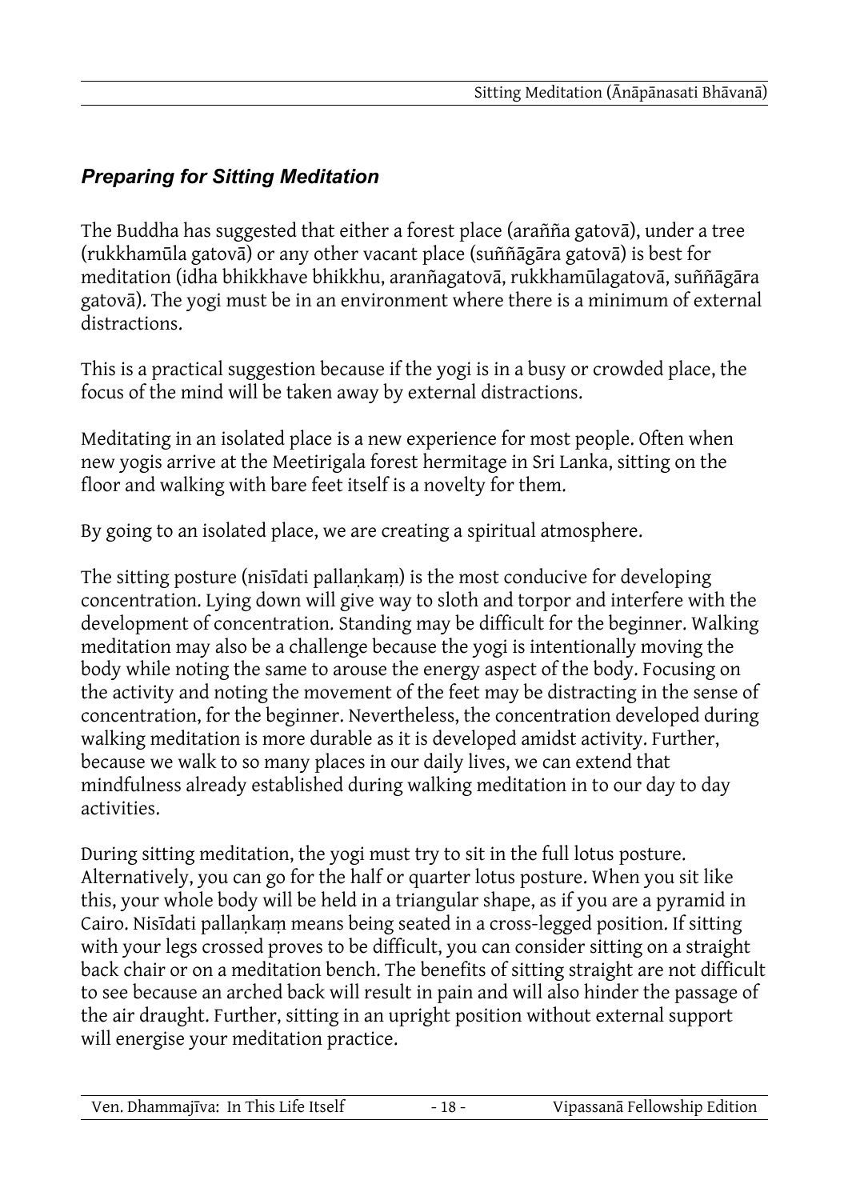### *Preparing for Sitting Meditation*

The Buddha has suggested that either a forest place (arañña gatovā), under a tree (rukkhamūla gatovā) or any other vacant place (suññāgāra gatovā) is best for meditation (idha bhikkhave bhikkhu, aranñagatovā, rukkhamūlagatovā, suññāgāra gatovā). The yogi must be in an environment where there is a minimum of external distractions.

This is a practical suggestion because if the yogi is in a busy or crowded place, the focus of the mind will be taken away by external distractions.

Meditating in an isolated place is a new experience for most people. Often when new yogis arrive at the Meetirigala forest hermitage in Sri Lanka, sitting on the floor and walking with bare feet itself is a novelty for them.

By going to an isolated place, we are creating a spiritual atmosphere.

The sitting posture (nisīdati pallaṇkaṃ) is the most conducive for developing concentration. Lying down will give way to sloth and torpor and interfere with the development of concentration. Standing may be difficult for the beginner. Walking meditation may also be a challenge because the yogi is intentionally moving the body while noting the same to arouse the energy aspect of the body. Focusing on the activity and noting the movement of the feet may be distracting in the sense of concentration, for the beginner. Nevertheless, the concentration developed during walking meditation is more durable as it is developed amidst activity. Further, because we walk to so many places in our daily lives, we can extend that mindfulness already established during walking meditation in to our day to day activities.

During sitting meditation, the yogi must try to sit in the full lotus posture. Alternatively, you can go for the half or quarter lotus posture. When you sit like this, your whole body will be held in a triangular shape, as if you are a pyramid in Cairo. Nisīdati pallaṇkaṃ means being seated in a cross-legged position. If sitting with your legs crossed proves to be difficult, you can consider sitting on a straight back chair or on a meditation bench. The benefits of sitting straight are not difficult to see because an arched back will result in pain and will also hinder the passage of the air draught. Further, sitting in an upright position without external support will energise your meditation practice.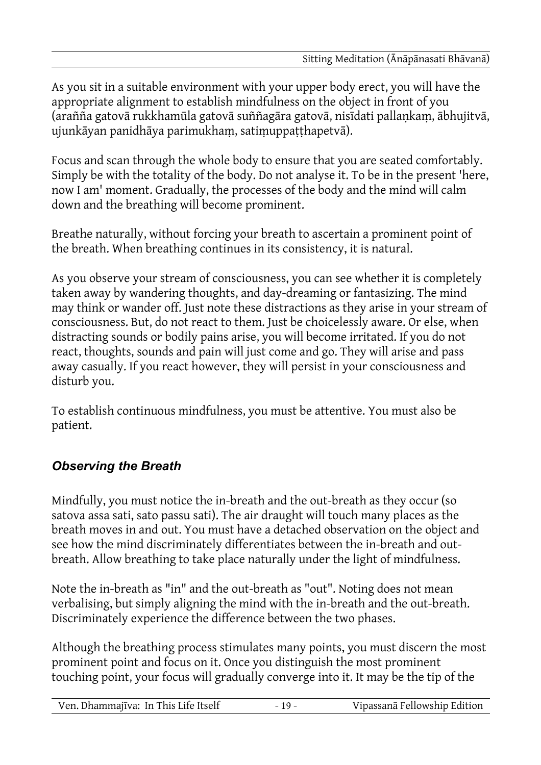As you sit in a suitable environment with your upper body erect, you will have the appropriate alignment to establish mindfulness on the object in front of you (arañña gatovā rukkhamūla gatovā suññagāra gatovā, nisīdati pallaṇkaṃ, ābhujitvā, ujunkāyan panidhāya parimukhaṃ, satiṃuppaṭṭhapetvā).

Focus and scan through the whole body to ensure that you are seated comfortably. Simply be with the totality of the body. Do not analyse it. To be in the present 'here, now I am' moment. Gradually, the processes of the body and the mind will calm down and the breathing will become prominent.

Breathe naturally, without forcing your breath to ascertain a prominent point of the breath. When breathing continues in its consistency, it is natural.

As you observe your stream of consciousness, you can see whether it is completely taken away by wandering thoughts, and day-dreaming or fantasizing. The mind may think or wander off. Just note these distractions as they arise in your stream of consciousness. But, do not react to them. Just be choicelessly aware. Or else, when distracting sounds or bodily pains arise, you will become irritated. If you do not react, thoughts, sounds and pain will just come and go. They will arise and pass away casually. If you react however, they will persist in your consciousness and disturb you.

To establish continuous mindfulness, you must be attentive. You must also be patient.

### *Observing the Breath*

Mindfully, you must notice the in-breath and the out-breath as they occur (so satova assa sati, sato passu sati). The air draught will touch many places as the breath moves in and out. You must have a detached observation on the object and see how the mind discriminately differentiates between the in-breath and out-breath. Allow breathing to take place naturally under the light of mindfulness.

Note the in-breath as "in" and the out-breath as "out". Noting does not mean verbalising, but simply aligning the mind with the in-breath and the out-breath. Discriminately experience the difference between the two phases.

Although the breathing process stimulates many points, you must discern the most prominent point and focus on it. Once you distinguish the most prominent touching point, your focus will gradually converge into it. It may be the tip of the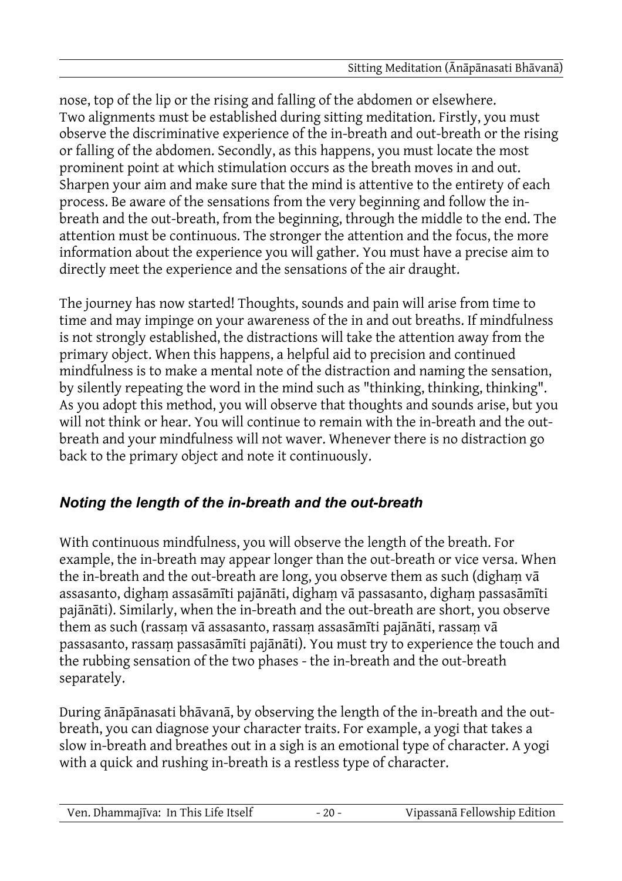nose, top of the lip or the rising and falling of the abdomen or elsewhere.
Two alignments must be established during sitting meditation. Firstly, you must observe the discriminative experience of the in-breath and out-breath or the rising or falling of the abdomen. Secondly, as this happens, you must locate the most prominent point at which stimulation occurs as the breath moves in and out. Sharpen your aim and make sure that the mind is attentive to the entirety of each process. Be aware of the sensations from the very beginning and follow the in-breath and the out-breath, from the beginning, through the middle to the end. The attention must be continuous. The stronger the attention and the focus, the more information about the experience you will gather. You must have a precise aim to directly meet the experience and the sensations of the air draught.

The journey has now started! Thoughts, sounds and pain will arise from time to time and may impinge on your awareness of the in and out breaths. If mindfulness is not strongly established, the distractions will take the attention away from the primary object. When this happens, a helpful aid to precision and continued mindfulness is to make a mental note of the distraction and naming the sensation, by silently repeating the word in the mind such as "thinking, thinking, thinking". As you adopt this method, you will observe that thoughts and sounds arise, but you will not think or hear. You will continue to remain with the in-breath and the out-breath and your mindfulness will not waver. Whenever there is no distraction go back to the primary object and note it continuously.

### *Noting the length of the in-breath and the out-breath*

With continuous mindfulness, you will observe the length of the breath. For example, the in-breath may appear longer than the out-breath or vice versa. When the in-breath and the out-breath are long, you observe them as such (dighaṃ vā assasanto, dighaṃ assasāmīti pajānāti, dighaṃ vā passasanto, dighaṃ passasāmīti pajānāti). Similarly, when the in-breath and the out-breath are short, you observe them as such (rassaṃ vā assasanto, rassaṃ assasāmīti pajānāti, rassaṃ vā passasanto, rassaṃ passasāmīti pajānāti). You must try to experience the touch and the rubbing sensation of the two phases - the in-breath and the out-breath separately.

During ānāpānasati bhāvanā, by observing the length of the in-breath and the out-breath, you can diagnose your character traits. For example, a yogi that takes a slow in-breath and breathes out in a sigh is an emotional type of character. A yogi with a quick and rushing in-breath is a restless type of character.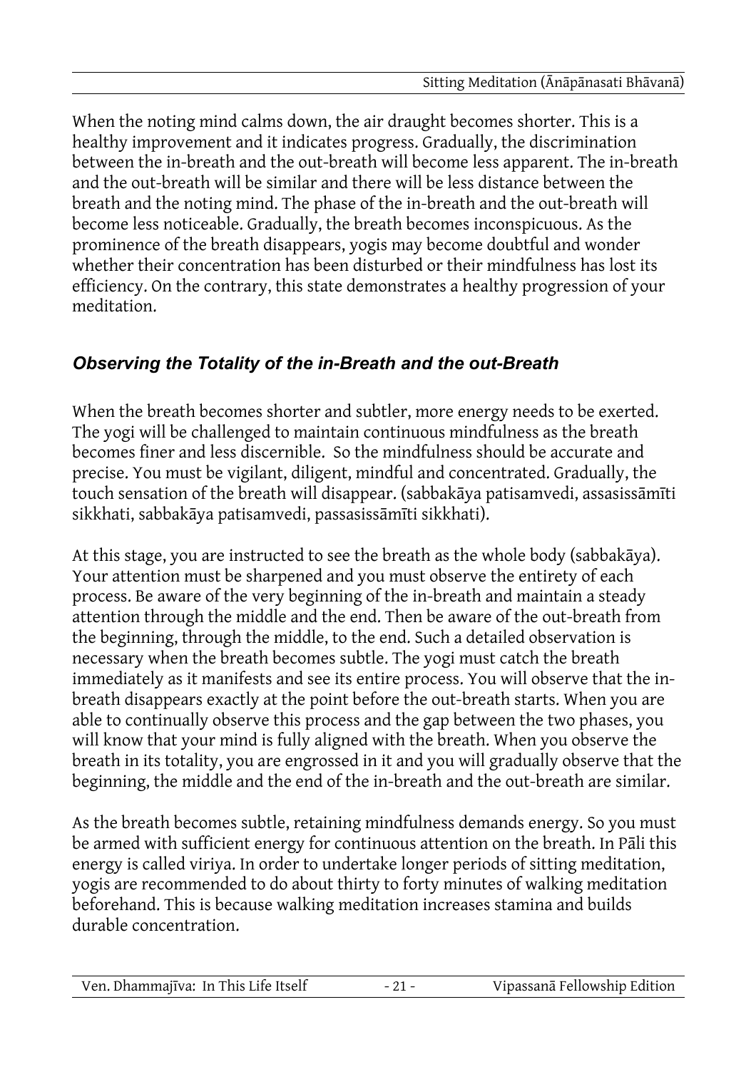When the noting mind calms down, the air draught becomes shorter. This is a healthy improvement and it indicates progress. Gradually, the discrimination between the in-breath and the out-breath will become less apparent. The in-breath and the out-breath will be similar and there will be less distance between the breath and the noting mind. The phase of the in-breath and the out-breath will become less noticeable. Gradually, the breath becomes inconspicuous. As the prominence of the breath disappears, yogis may become doubtful and wonder whether their concentration has been disturbed or their mindfulness has lost its efficiency. On the contrary, this state demonstrates a healthy progression of your meditation.

### *Observing the Totality of the in-Breath and the out-Breath*

When the breath becomes shorter and subtler, more energy needs to be exerted. The yogi will be challenged to maintain continuous mindfulness as the breath becomes finer and less discernible. So the mindfulness should be accurate and precise. You must be vigilant, diligent, mindful and concentrated. Gradually, the touch sensation of the breath will disappear. (sabbakāya patisamvedi, assasissāmīti sikkhati, sabbakāya patisamvedi, passasissāmīti sikkhati).

At this stage, you are instructed to see the breath as the whole body (sabbakāya). Your attention must be sharpened and you must observe the entirety of each process. Be aware of the very beginning of the in-breath and maintain a steady attention through the middle and the end. Then be aware of the out-breath from the beginning, through the middle, to the end. Such a detailed observation is necessary when the breath becomes subtle. The yogi must catch the breath immediately as it manifests and see its entire process. You will observe that the in-breath disappears exactly at the point before the out-breath starts. When you are able to continually observe this process and the gap between the two phases, you will know that your mind is fully aligned with the breath. When you observe the breath in its totality, you are engrossed in it and you will gradually observe that the beginning, the middle and the end of the in-breath and the out-breath are similar.

As the breath becomes subtle, retaining mindfulness demands energy. So you must be armed with sufficient energy for continuous attention on the breath. In Pāli this energy is called viriya. In order to undertake longer periods of sitting meditation, yogis are recommended to do about thirty to forty minutes of walking meditation beforehand. This is because walking meditation increases stamina and builds durable concentration.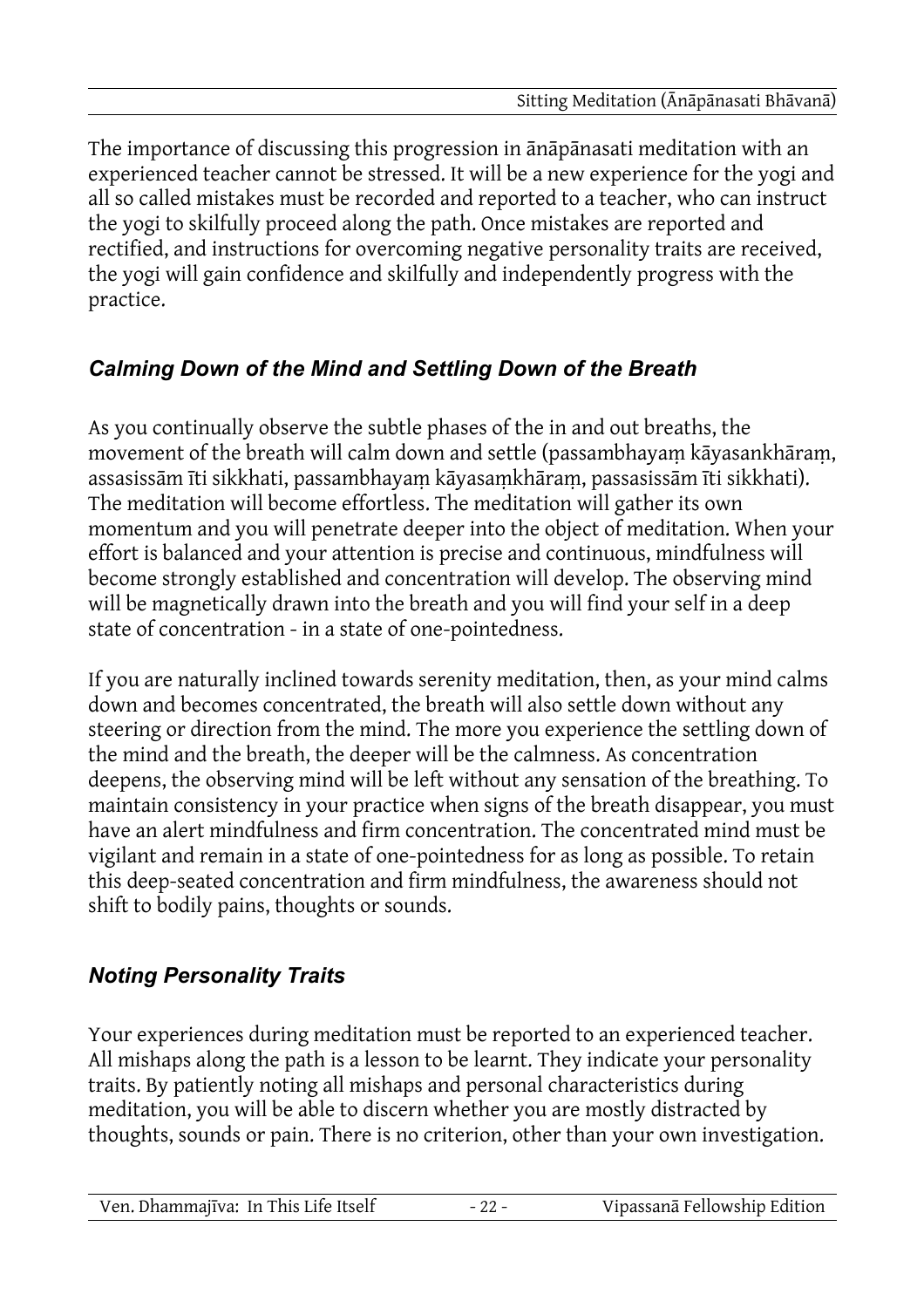The importance of discussing this progression in ānāpānasati meditation with an experienced teacher cannot be stressed. It will be a new experience for the yogi and all so called mistakes must be recorded and reported to a teacher, who can instruct the yogi to skilfully proceed along the path. Once mistakes are reported and rectified, and instructions for overcoming negative personality traits are received, the yogi will gain confidence and skilfully and independently progress with the practice.

### *Calming Down of the Mind and Settling Down of the Breath*

As you continually observe the subtle phases of the in and out breaths, the movement of the breath will calm down and settle (passambhayaṃ kāyasankhāraṃ, assasissām īti sikkhati, passambhayaṃ kāyasaṃkhāraṃ, passasissām īti sikkhati). The meditation will become effortless. The meditation will gather its own momentum and you will penetrate deeper into the object of meditation. When your effort is balanced and your attention is precise and continuous, mindfulness will become strongly established and concentration will develop. The observing mind will be magnetically drawn into the breath and you will find your self in a deep state of concentration - in a state of one-pointedness.

If you are naturally inclined towards serenity meditation, then, as your mind calms down and becomes concentrated, the breath will also settle down without any steering or direction from the mind. The more you experience the settling down of the mind and the breath, the deeper will be the calmness. As concentration deepens, the observing mind will be left without any sensation of the breathing. To maintain consistency in your practice when signs of the breath disappear, you must have an alert mindfulness and firm concentration. The concentrated mind must be vigilant and remain in a state of one-pointedness for as long as possible. To retain this deep-seated concentration and firm mindfulness, the awareness should not shift to bodily pains, thoughts or sounds.

### *Noting Personality Traits*

Your experiences during meditation must be reported to an experienced teacher. All mishaps along the path is a lesson to be learnt. They indicate your personality traits. By patiently noting all mishaps and personal characteristics during meditation, you will be able to discern whether you are mostly distracted by thoughts, sounds or pain. There is no criterion, other than your own investigation.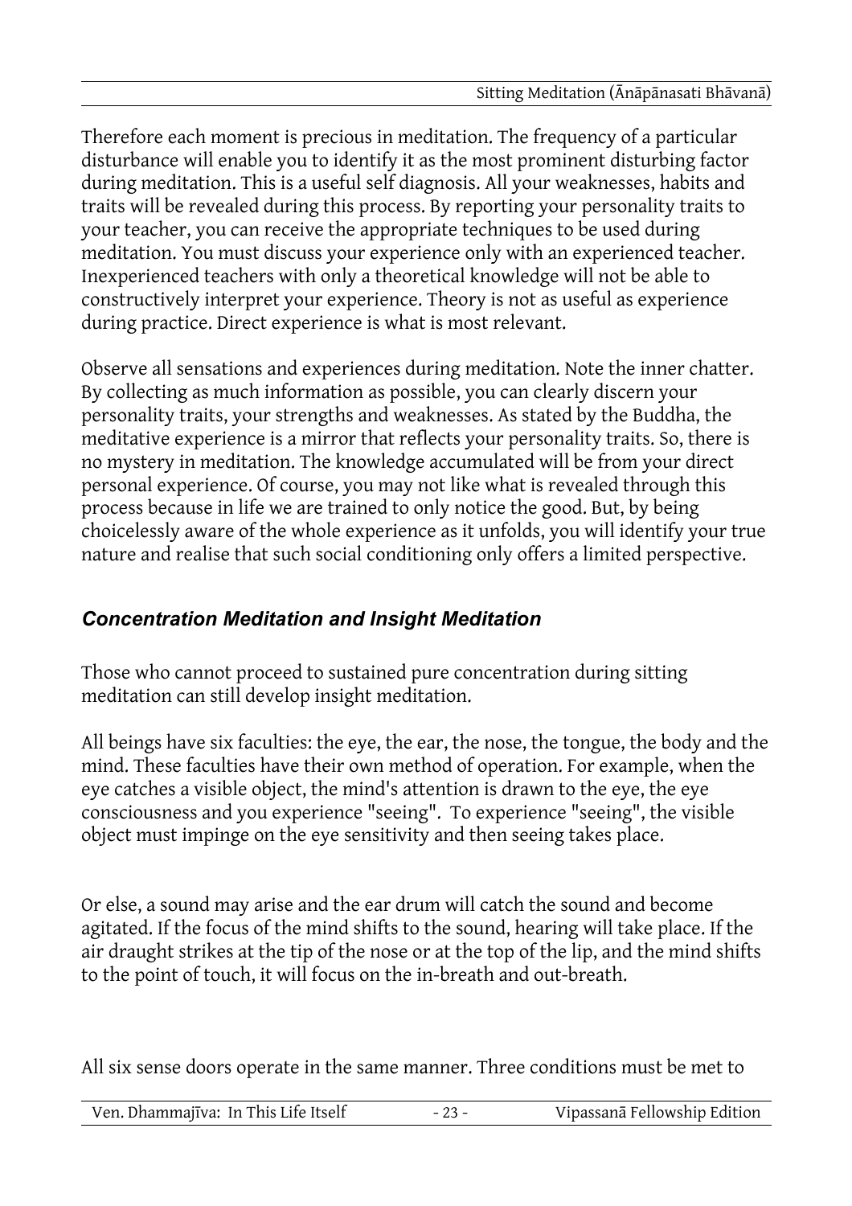Therefore each moment is precious in meditation. The frequency of a particular disturbance will enable you to identify it as the most prominent disturbing factor during meditation. This is a useful self diagnosis. All your weaknesses, habits and traits will be revealed during this process. By reporting your personality traits to your teacher, you can receive the appropriate techniques to be used during meditation. You must discuss your experience only with an experienced teacher. Inexperienced teachers with only a theoretical knowledge will not be able to constructively interpret your experience. Theory is not as useful as experience during practice. Direct experience is what is most relevant.

Observe all sensations and experiences during meditation. Note the inner chatter. By collecting as much information as possible, you can clearly discern your personality traits, your strengths and weaknesses. As stated by the Buddha, the meditative experience is a mirror that reflects your personality traits. So, there is no mystery in meditation. The knowledge accumulated will be from your direct personal experience. Of course, you may not like what is revealed through this process because in life we are trained to only notice the good. But, by being choicelessly aware of the whole experience as it unfolds, you will identify your true nature and realise that such social conditioning only offers a limited perspective.

### *Concentration Meditation and Insight Meditation*

Those who cannot proceed to sustained pure concentration during sitting meditation can still develop insight meditation.

All beings have six faculties: the eye, the ear, the nose, the tongue, the body and the mind. These faculties have their own method of operation. For example, when the eye catches a visible object, the mind's attention is drawn to the eye, the eye consciousness and you experience "seeing". To experience "seeing", the visible object must impinge on the eye sensitivity and then seeing takes place.

Or else, a sound may arise and the ear drum will catch the sound and become agitated. If the focus of the mind shifts to the sound, hearing will take place. If the air draught strikes at the tip of the nose or at the top of the lip, and the mind shifts to the point of touch, it will focus on the in-breath and out-breath.

All six sense doors operate in the same manner. Three conditions must be met to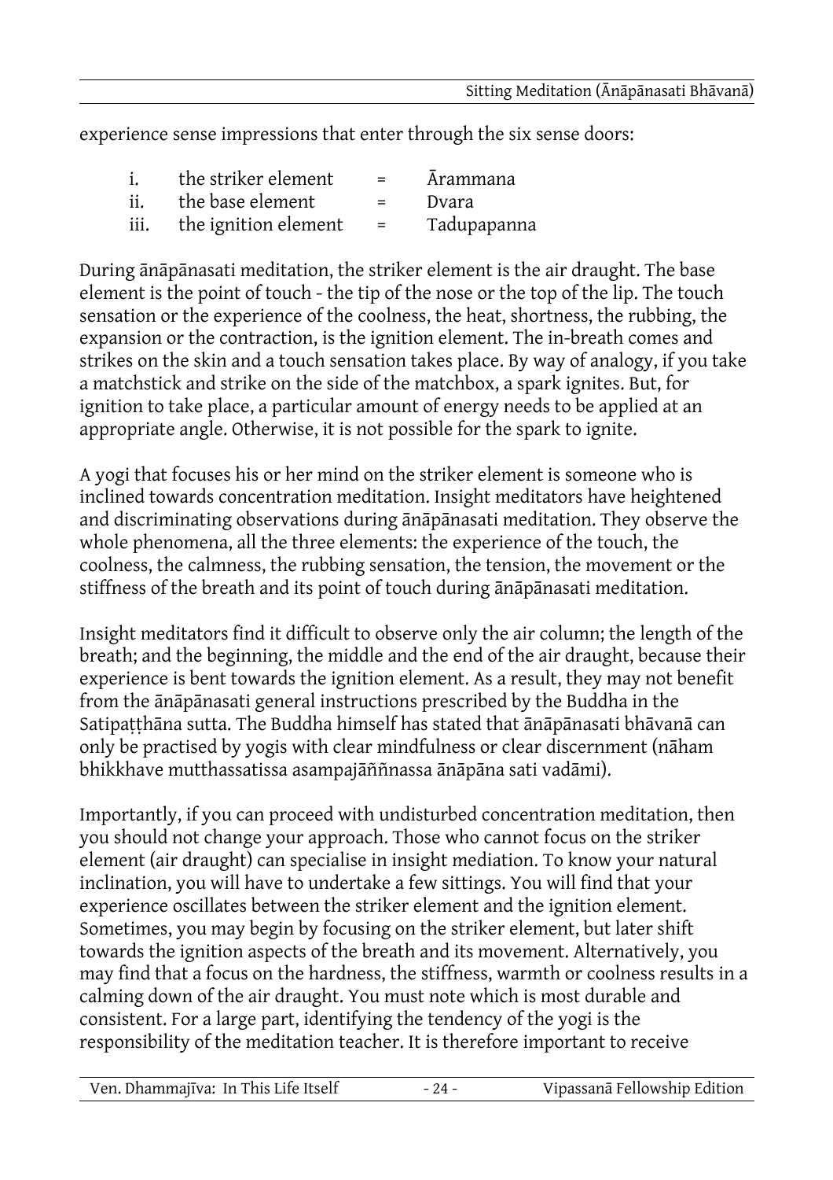experience sense impressions that enter through the six sense doors:

| | | | |
|---|---|---|---|
| i. | the striker element | = | Ārammana |
| ii. | the base element | = | Dvara |
| iii. | the ignition element | = | Tadupapanna |

During ānāpānasati meditation, the striker element is the air draught. The base element is the point of touch - the tip of the nose or the top of the lip. The touch sensation or the experience of the coolness, the heat, shortness, the rubbing, the expansion or the contraction, is the ignition element. The in-breath comes and strikes on the skin and a touch sensation takes place. By way of analogy, if you take a matchstick and strike on the side of the matchbox, a spark ignites. But, for ignition to take place, a particular amount of energy needs to be applied at an appropriate angle. Otherwise, it is not possible for the spark to ignite.

A yogi that focuses his or her mind on the striker element is someone who is inclined towards concentration meditation. Insight meditators have heightened and discriminating observations during ānāpānasati meditation. They observe the whole phenomena, all the three elements: the experience of the touch, the coolness, the calmness, the rubbing sensation, the tension, the movement or the stiffness of the breath and its point of touch during ānāpānasati meditation.

Insight meditators find it difficult to observe only the air column; the length of the breath; and the beginning, the middle and the end of the air draught, because their experience is bent towards the ignition element. As a result, they may not benefit from the ānāpānasati general instructions prescribed by the Buddha in the Satipaṭṭhāna sutta. The Buddha himself has stated that ānāpānasati bhāvanā can only be practised by yogis with clear mindfulness or clear discernment (nāham bhikkhave mutthassatissa asampajāññnassa ānāpāna sati vadāmi).

Importantly, if you can proceed with undisturbed concentration meditation, then you should not change your approach. Those who cannot focus on the striker element (air draught) can specialise in insight mediation. To know your natural inclination, you will have to undertake a few sittings. You will find that your experience oscillates between the striker element and the ignition element. Sometimes, you may begin by focusing on the striker element, but later shift towards the ignition aspects of the breath and its movement. Alternatively, you may find that a focus on the hardness, the stiffness, warmth or coolness results in a calming down of the air draught. You must note which is most durable and consistent. For a large part, identifying the tendency of the yogi is the responsibility of the meditation teacher. It is therefore important to receive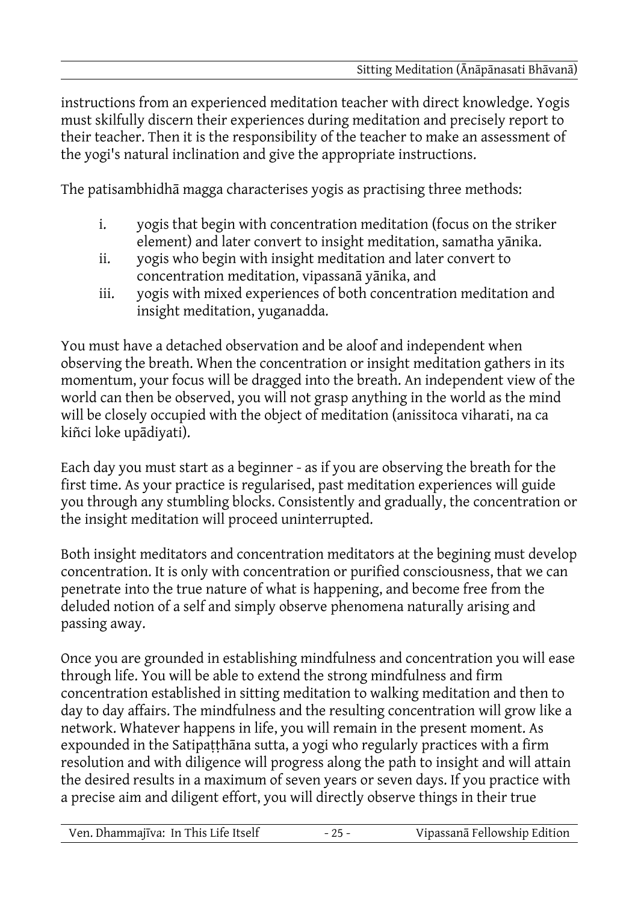instructions from an experienced meditation teacher with direct knowledge. Yogis must skilfully discern their experiences during meditation and precisely report to their teacher. Then it is the responsibility of the teacher to make an assessment of the yogi's natural inclination and give the appropriate instructions.

The patisambhidhā magga characterises yogis as practising three methods:

i. yogis that begin with concentration meditation (focus on the striker element) and later convert to insight meditation, samatha yānika.
ii. yogis who begin with insight meditation and later convert to concentration meditation, vipassanā yānika, and
iii. yogis with mixed experiences of both concentration meditation and insight meditation, yuganadda.

You must have a detached observation and be aloof and independent when observing the breath. When the concentration or insight meditation gathers in its momentum, your focus will be dragged into the breath. An independent view of the world can then be observed, you will not grasp anything in the world as the mind will be closely occupied with the object of meditation (anissitoca viharati, na ca kiñci loke upādiyati).

Each day you must start as a beginner - as if you are observing the breath for the first time. As your practice is regularised, past meditation experiences will guide you through any stumbling blocks. Consistently and gradually, the concentration or the insight meditation will proceed uninterrupted.

Both insight meditators and concentration meditators at the begining must develop concentration. It is only with concentration or purified consciousness, that we can penetrate into the true nature of what is happening, and become free from the deluded notion of a self and simply observe phenomena naturally arising and passing away.

Once you are grounded in establishing mindfulness and concentration you will ease through life. You will be able to extend the strong mindfulness and firm concentration established in sitting meditation to walking meditation and then to day to day affairs. The mindfulness and the resulting concentration will grow like a network. Whatever happens in life, you will remain in the present moment. As expounded in the Satipaṭṭhāna sutta, a yogi who regularly practices with a firm resolution and with diligence will progress along the path to insight and will attain the desired results in a maximum of seven years or seven days. If you practice with a precise aim and diligent effort, you will directly observe things in their true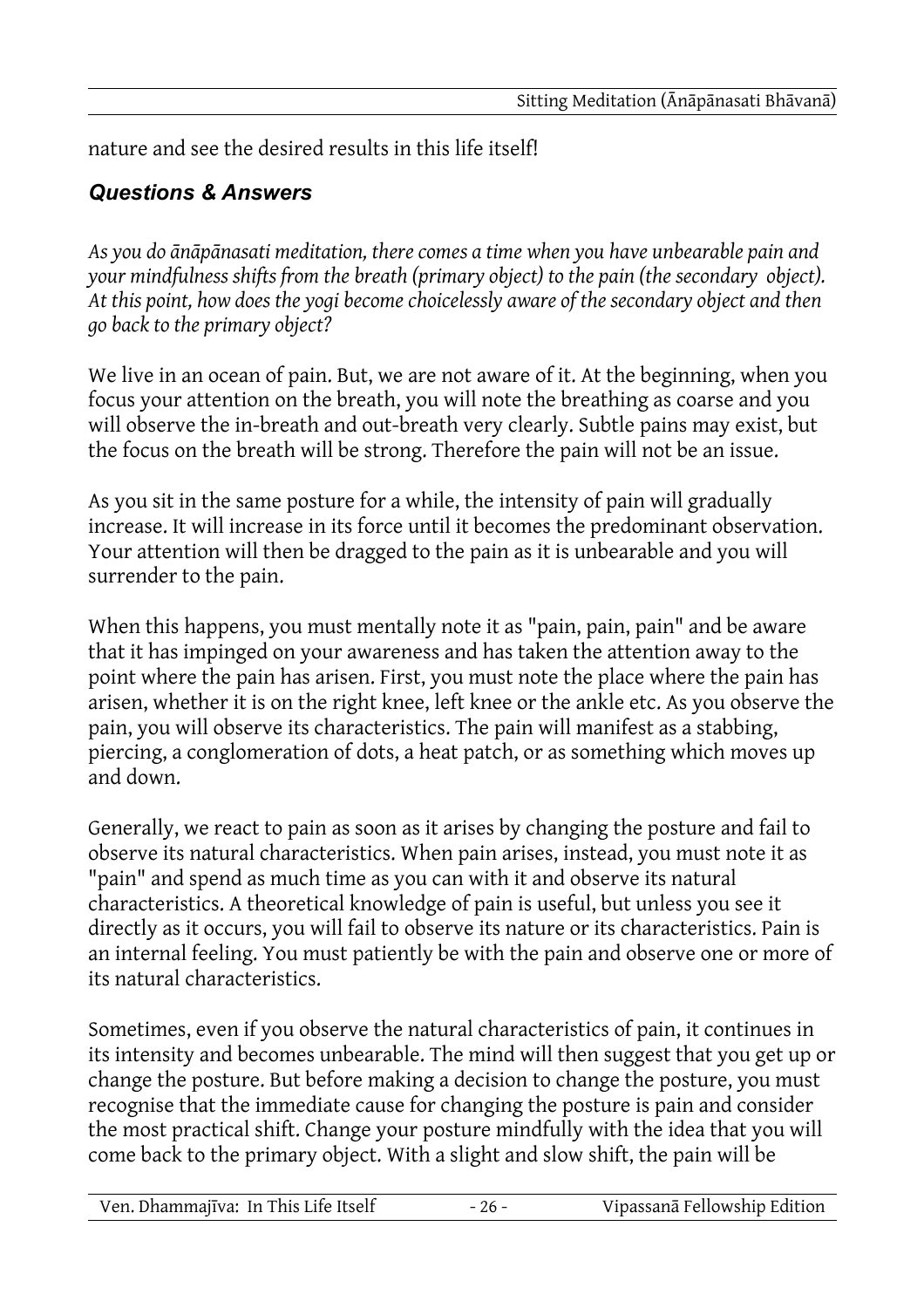nature and see the desired results in this life itself!

### *Questions & Answers*

*As you do ānāpānasati meditation, there comes a time when you have unbearable pain and your mindfulness shifts from the breath (primary object) to the pain (the secondary object). At this point, how does the yogi become choicelessly aware of the secondary object and then go back to the primary object?*

We live in an ocean of pain. But, we are not aware of it. At the beginning, when you focus your attention on the breath, you will note the breathing as coarse and you will observe the in-breath and out-breath very clearly. Subtle pains may exist, but the focus on the breath will be strong. Therefore the pain will not be an issue.

As you sit in the same posture for a while, the intensity of pain will gradually increase. It will increase in its force until it becomes the predominant observation. Your attention will then be dragged to the pain as it is unbearable and you will surrender to the pain.

When this happens, you must mentally note it as "pain, pain, pain" and be aware that it has impinged on your awareness and has taken the attention away to the point where the pain has arisen. First, you must note the place where the pain has arisen, whether it is on the right knee, left knee or the ankle etc. As you observe the pain, you will observe its characteristics. The pain will manifest as a stabbing, piercing, a conglomeration of dots, a heat patch, or as something which moves up and down.

Generally, we react to pain as soon as it arises by changing the posture and fail to observe its natural characteristics. When pain arises, instead, you must note it as "pain" and spend as much time as you can with it and observe its natural characteristics. A theoretical knowledge of pain is useful, but unless you see it directly as it occurs, you will fail to observe its nature or its characteristics. Pain is an internal feeling. You must patiently be with the pain and observe one or more of its natural characteristics.

Sometimes, even if you observe the natural characteristics of pain, it continues in its intensity and becomes unbearable. The mind will then suggest that you get up or change the posture. But before making a decision to change the posture, you must recognise that the immediate cause for changing the posture is pain and consider the most practical shift. Change your posture mindfully with the idea that you will come back to the primary object. With a slight and slow shift, the pain will be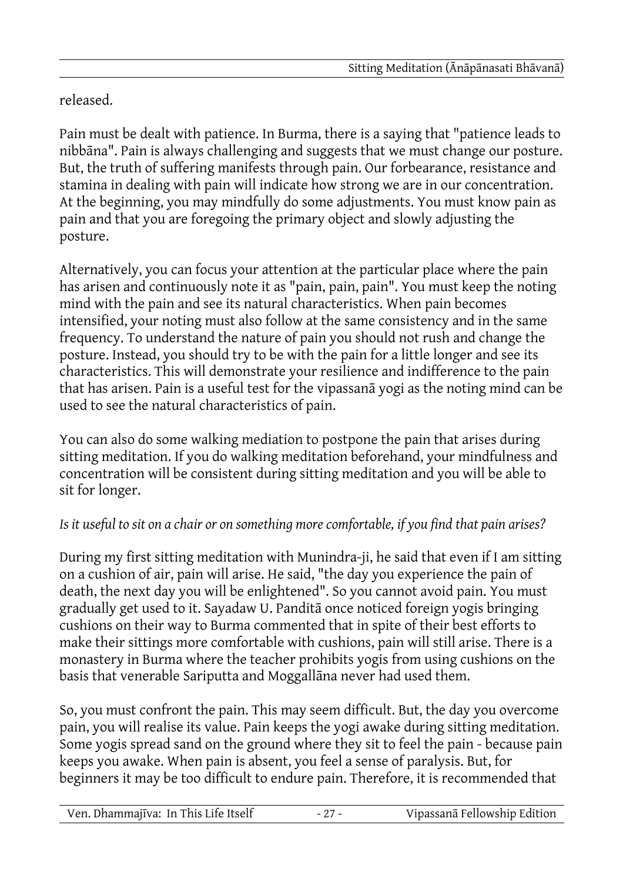released.

Pain must be dealt with patience. In Burma, there is a saying that "patience leads to nibbāna". Pain is always challenging and suggests that we must change our posture. But, the truth of suffering manifests through pain. Our forbearance, resistance and stamina in dealing with pain will indicate how strong we are in our concentration. At the beginning, you may mindfully do some adjustments. You must know pain as pain and that you are foregoing the primary object and slowly adjusting the posture.

Alternatively, you can focus your attention at the particular place where the pain has arisen and continuously note it as "pain, pain, pain". You must keep the noting mind with the pain and see its natural characteristics. When pain becomes intensified, your noting must also follow at the same consistency and in the same frequency. To understand the nature of pain you should not rush and change the posture. Instead, you should try to be with the pain for a little longer and see its characteristics. This will demonstrate your resilience and indifference to the pain that has arisen. Pain is a useful test for the vipassanā yogi as the noting mind can be used to see the natural characteristics of pain.

You can also do some walking mediation to postpone the pain that arises during sitting meditation. If you do walking meditation beforehand, your mindfulness and concentration will be consistent during sitting meditation and you will be able to sit for longer.

*Is it useful to sit on a chair or on something more comfortable, if you find that pain arises?*

During my first sitting meditation with Munindra-ji, he said that even if I am sitting on a cushion of air, pain will arise. He said, "the day you experience the pain of death, the next day you will be enlightened". So you cannot avoid pain. You must gradually get used to it. Sayadaw U. Panditā once noticed foreign yogis bringing cushions on their way to Burma commented that in spite of their best efforts to make their sittings more comfortable with cushions, pain will still arise. There is a monastery in Burma where the teacher prohibits yogis from using cushions on the basis that venerable Sariputta and Moggallāna never had used them.

So, you must confront the pain. This may seem difficult. But, the day you overcome pain, you will realise its value. Pain keeps the yogi awake during sitting meditation. Some yogis spread sand on the ground where they sit to feel the pain - because pain keeps you awake. When pain is absent, you feel a sense of paralysis. But, for beginners it may be too difficult to endure pain. Therefore, it is recommended that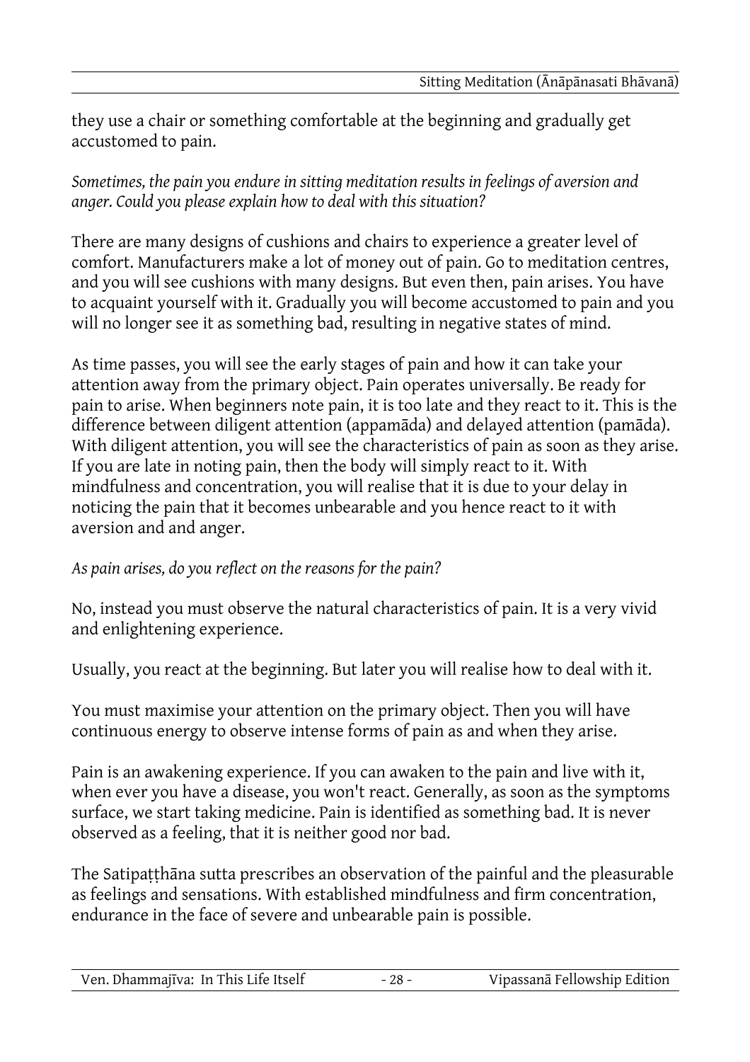they use a chair or something comfortable at the beginning and gradually get accustomed to pain.

*Sometimes, the pain you endure in sitting meditation results in feelings of aversion and anger. Could you please explain how to deal with this situation?*

There are many designs of cushions and chairs to experience a greater level of comfort. Manufacturers make a lot of money out of pain. Go to meditation centres, and you will see cushions with many designs. But even then, pain arises. You have to acquaint yourself with it. Gradually you will become accustomed to pain and you will no longer see it as something bad, resulting in negative states of mind.

As time passes, you will see the early stages of pain and how it can take your attention away from the primary object. Pain operates universally. Be ready for pain to arise. When beginners note pain, it is too late and they react to it. This is the difference between diligent attention (appamāda) and delayed attention (pamāda). With diligent attention, you will see the characteristics of pain as soon as they arise. If you are late in noting pain, then the body will simply react to it. With mindfulness and concentration, you will realise that it is due to your delay in noticing the pain that it becomes unbearable and you hence react to it with aversion and and anger.

*As pain arises, do you reflect on the reasons for the pain?*

No, instead you must observe the natural characteristics of pain. It is a very vivid and enlightening experience.

Usually, you react at the beginning. But later you will realise how to deal with it.

You must maximise your attention on the primary object. Then you will have continuous energy to observe intense forms of pain as and when they arise.

Pain is an awakening experience. If you can awaken to the pain and live with it, when ever you have a disease, you won't react. Generally, as soon as the symptoms surface, we start taking medicine. Pain is identified as something bad. It is never observed as a feeling, that it is neither good nor bad.

The Satipaṭṭhāna sutta prescribes an observation of the painful and the pleasurable as feelings and sensations. With established mindfulness and firm concentration, endurance in the face of severe and unbearable pain is possible.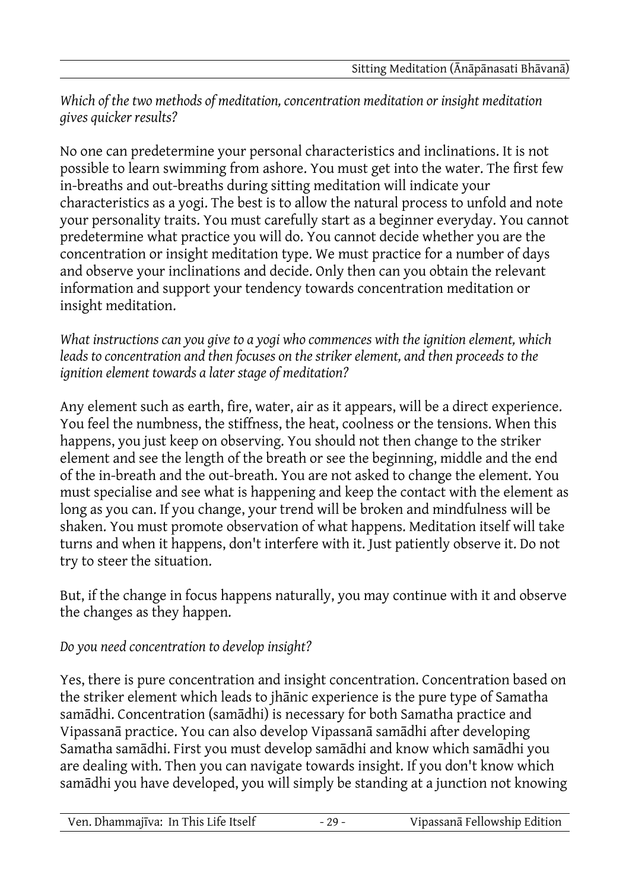*Which of the two methods of meditation, concentration meditation or insight meditation gives quicker results?*

No one can predetermine your personal characteristics and inclinations. It is not possible to learn swimming from ashore. You must get into the water. The first few in-breaths and out-breaths during sitting meditation will indicate your characteristics as a yogi. The best is to allow the natural process to unfold and note your personality traits. You must carefully start as a beginner everyday. You cannot predetermine what practice you will do. You cannot decide whether you are the concentration or insight meditation type. We must practice for a number of days and observe your inclinations and decide. Only then can you obtain the relevant information and support your tendency towards concentration meditation or insight meditation.

*What instructions can you give to a yogi who commences with the ignition element, which leads to concentration and then focuses on the striker element, and then proceeds to the ignition element towards a later stage of meditation?*

Any element such as earth, fire, water, air as it appears, will be a direct experience. You feel the numbness, the stiffness, the heat, coolness or the tensions. When this happens, you just keep on observing. You should not then change to the striker element and see the length of the breath or see the beginning, middle and the end of the in-breath and the out-breath. You are not asked to change the element. You must specialise and see what is happening and keep the contact with the element as long as you can. If you change, your trend will be broken and mindfulness will be shaken. You must promote observation of what happens. Meditation itself will take turns and when it happens, don't interfere with it. Just patiently observe it. Do not try to steer the situation.

But, if the change in focus happens naturally, you may continue with it and observe the changes as they happen.

*Do you need concentration to develop insight?*

Yes, there is pure concentration and insight concentration. Concentration based on the striker element which leads to jhānic experience is the pure type of Samatha samādhi. Concentration (samādhi) is necessary for both Samatha practice and Vipassanā practice. You can also develop Vipassanā samādhi after developing Samatha samādhi. First you must develop samādhi and know which samādhi you are dealing with. Then you can navigate towards insight. If you don't know which samādhi you have developed, you will simply be standing at a junction not knowing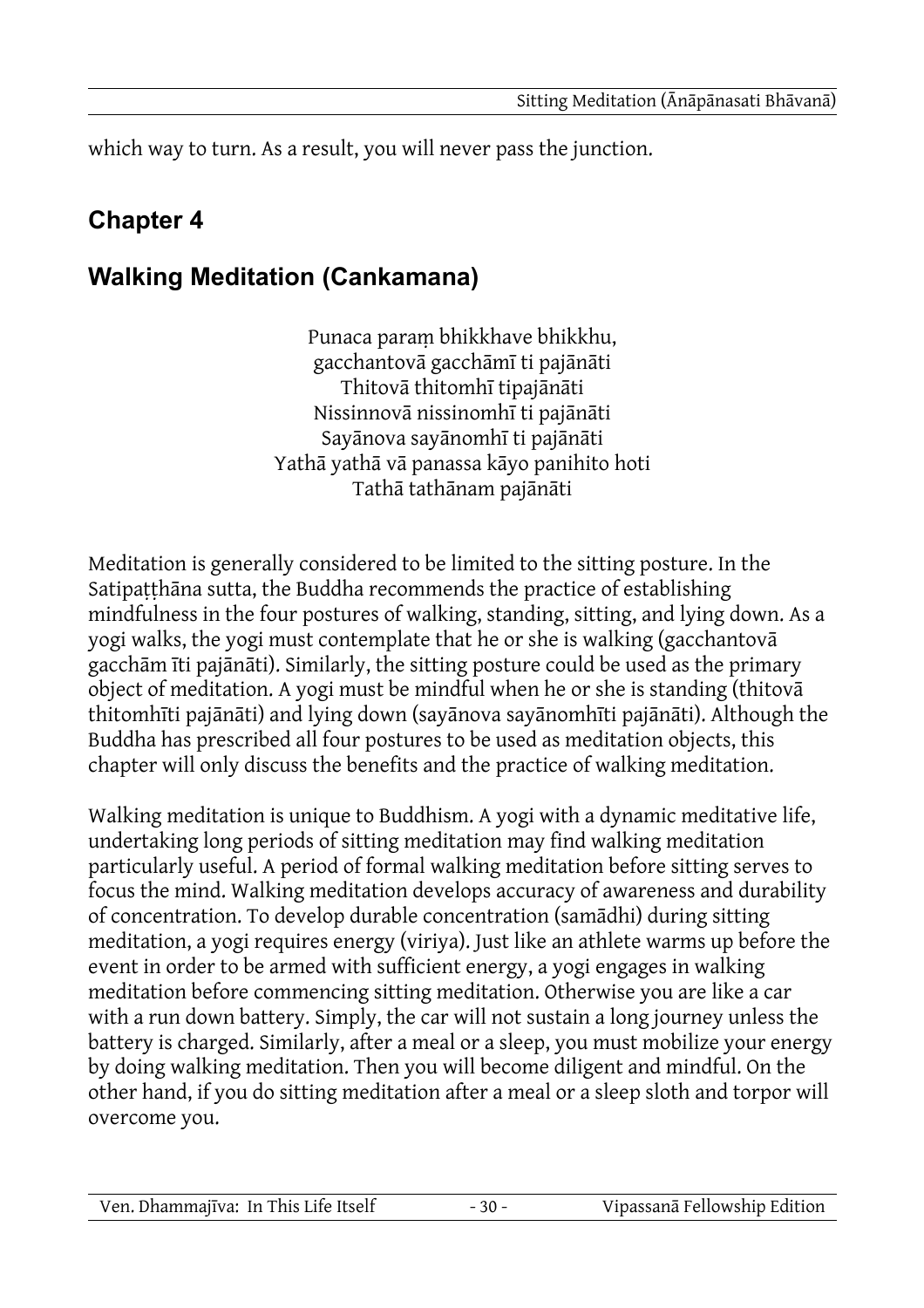which way to turn. As a result, you will never pass the junction.

## Chapter 4

## Walking Meditation (Cankamana)

Punaca paraṃ bhikkhave bhikkhu,
gacchantovā gacchāmī ti pajānāti
Thitovā thitomhī tipajānāti
Nissinnovā nissinomhī ti pajānāti
Sayānova sayānomhī ti pajānāti
Yathā yathā vā panassa kāyo panihito hoti
Tathā tathānam pajānāti

Meditation is generally considered to be limited to the sitting posture. In the Satipaṭṭhāna sutta, the Buddha recommends the practice of establishing mindfulness in the four postures of walking, standing, sitting, and lying down. As a yogi walks, the yogi must contemplate that he or she is walking (gacchantovā gacchām īti pajānāti). Similarly, the sitting posture could be used as the primary object of meditation. A yogi must be mindful when he or she is standing (thitovā thitomhīti pajānāti) and lying down (sayānova sayānomhīti pajānāti). Although the Buddha has prescribed all four postures to be used as meditation objects, this chapter will only discuss the benefits and the practice of walking meditation.

Walking meditation is unique to Buddhism. A yogi with a dynamic meditative life, undertaking long periods of sitting meditation may find walking meditation particularly useful. A period of formal walking meditation before sitting serves to focus the mind. Walking meditation develops accuracy of awareness and durability of concentration. To develop durable concentration (samādhi) during sitting meditation, a yogi requires energy (viriya). Just like an athlete warms up before the event in order to be armed with sufficient energy, a yogi engages in walking meditation before commencing sitting meditation. Otherwise you are like a car with a run down battery. Simply, the car will not sustain a long journey unless the battery is charged. Similarly, after a meal or a sleep, you must mobilize your energy by doing walking meditation. Then you will become diligent and mindful. On the other hand, if you do sitting meditation after a meal or a sleep sloth and torpor will overcome you.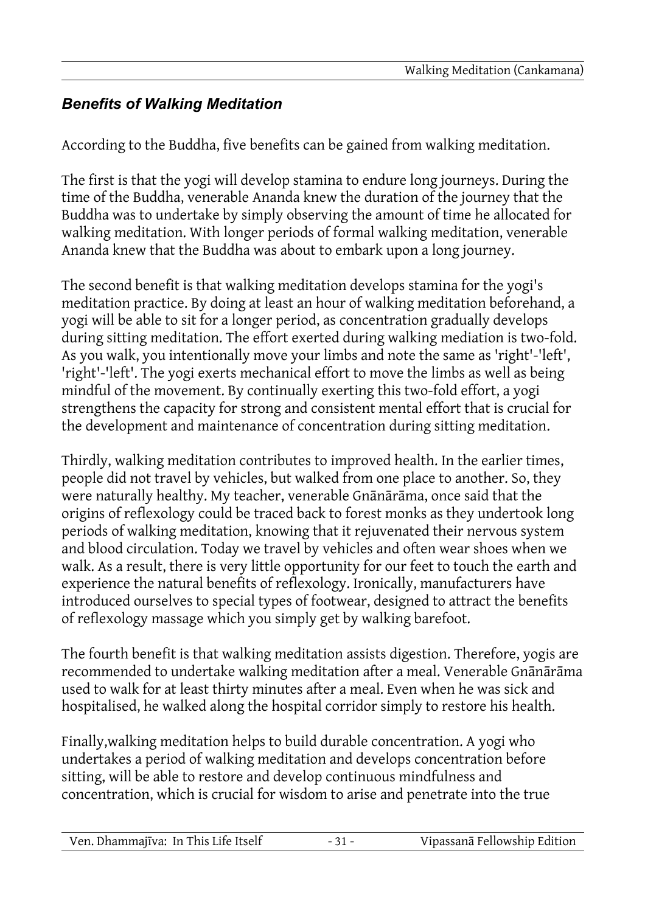### *Benefits of Walking Meditation*

According to the Buddha, five benefits can be gained from walking meditation.

The first is that the yogi will develop stamina to endure long journeys. During the time of the Buddha, venerable Ananda knew the duration of the journey that the Buddha was to undertake by simply observing the amount of time he allocated for walking meditation. With longer periods of formal walking meditation, venerable Ananda knew that the Buddha was about to embark upon a long journey.

The second benefit is that walking meditation develops stamina for the yogi's meditation practice. By doing at least an hour of walking meditation beforehand, a yogi will be able to sit for a longer period, as concentration gradually develops during sitting meditation. The effort exerted during walking mediation is two-fold. As you walk, you intentionally move your limbs and note the same as 'right'-'left', 'right'-'left'. The yogi exerts mechanical effort to move the limbs as well as being mindful of the movement. By continually exerting this two-fold effort, a yogi strengthens the capacity for strong and consistent mental effort that is crucial for the development and maintenance of concentration during sitting meditation.

Thirdly, walking meditation contributes to improved health. In the earlier times, people did not travel by vehicles, but walked from one place to another. So, they were naturally healthy. My teacher, venerable Gnānārāma, once said that the origins of reflexology could be traced back to forest monks as they undertook long periods of walking meditation, knowing that it rejuvenated their nervous system and blood circulation. Today we travel by vehicles and often wear shoes when we walk. As a result, there is very little opportunity for our feet to touch the earth and experience the natural benefits of reflexology. Ironically, manufacturers have introduced ourselves to special types of footwear, designed to attract the benefits of reflexology massage which you simply get by walking barefoot.

The fourth benefit is that walking meditation assists digestion. Therefore, yogis are recommended to undertake walking meditation after a meal. Venerable Gnānārāma used to walk for at least thirty minutes after a meal. Even when he was sick and hospitalised, he walked along the hospital corridor simply to restore his health.

Finally,walking meditation helps to build durable concentration. A yogi who undertakes a period of walking meditation and develops concentration before sitting, will be able to restore and develop continuous mindfulness and concentration, which is crucial for wisdom to arise and penetrate into the true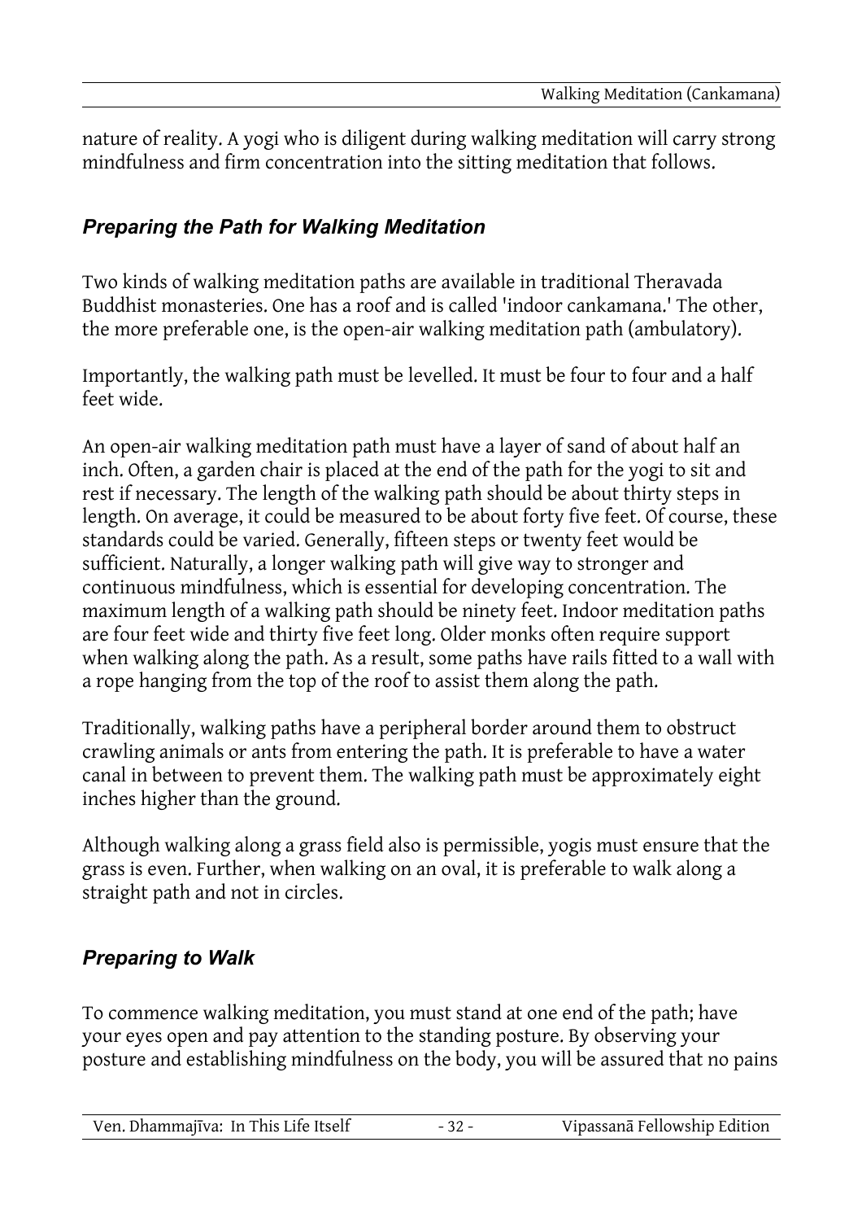nature of reality. A yogi who is diligent during walking meditation will carry strong mindfulness and firm concentration into the sitting meditation that follows.

### *Preparing the Path for Walking Meditation*

Two kinds of walking meditation paths are available in traditional Theravada Buddhist monasteries. One has a roof and is called 'indoor cankamana.' The other, the more preferable one, is the open-air walking meditation path (ambulatory).

Importantly, the walking path must be levelled. It must be four to four and a half feet wide.

An open-air walking meditation path must have a layer of sand of about half an inch. Often, a garden chair is placed at the end of the path for the yogi to sit and rest if necessary. The length of the walking path should be about thirty steps in length. On average, it could be measured to be about forty five feet. Of course, these standards could be varied. Generally, fifteen steps or twenty feet would be sufficient. Naturally, a longer walking path will give way to stronger and continuous mindfulness, which is essential for developing concentration. The maximum length of a walking path should be ninety feet. Indoor meditation paths are four feet wide and thirty five feet long. Older monks often require support when walking along the path. As a result, some paths have rails fitted to a wall with a rope hanging from the top of the roof to assist them along the path.

Traditionally, walking paths have a peripheral border around them to obstruct crawling animals or ants from entering the path. It is preferable to have a water canal in between to prevent them. The walking path must be approximately eight inches higher than the ground.

Although walking along a grass field also is permissible, yogis must ensure that the grass is even. Further, when walking on an oval, it is preferable to walk along a straight path and not in circles.

### *Preparing to Walk*

To commence walking meditation, you must stand at one end of the path; have your eyes open and pay attention to the standing posture. By observing your posture and establishing mindfulness on the body, you will be assured that no pains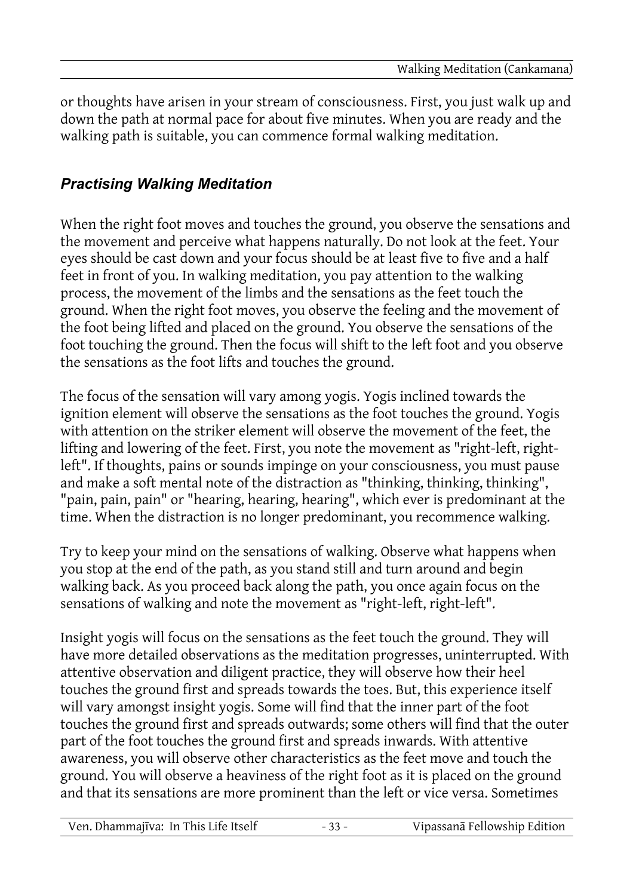or thoughts have arisen in your stream of consciousness. First, you just walk up and down the path at normal pace for about five minutes. When you are ready and the walking path is suitable, you can commence formal walking meditation.

### *Practising Walking Meditation*

When the right foot moves and touches the ground, you observe the sensations and the movement and perceive what happens naturally. Do not look at the feet. Your eyes should be cast down and your focus should be at least five to five and a half feet in front of you. In walking meditation, you pay attention to the walking process, the movement of the limbs and the sensations as the feet touch the ground. When the right foot moves, you observe the feeling and the movement of the foot being lifted and placed on the ground. You observe the sensations of the foot touching the ground. Then the focus will shift to the left foot and you observe the sensations as the foot lifts and touches the ground.

The focus of the sensation will vary among yogis. Yogis inclined towards the ignition element will observe the sensations as the foot touches the ground. Yogis with attention on the striker element will observe the movement of the feet, the lifting and lowering of the feet. First, you note the movement as "right-left, right-left". If thoughts, pains or sounds impinge on your consciousness, you must pause and make a soft mental note of the distraction as "thinking, thinking, thinking", "pain, pain, pain" or "hearing, hearing, hearing", which ever is predominant at the time. When the distraction is no longer predominant, you recommence walking.

Try to keep your mind on the sensations of walking. Observe what happens when you stop at the end of the path, as you stand still and turn around and begin walking back. As you proceed back along the path, you once again focus on the sensations of walking and note the movement as "right-left, right-left".

Insight yogis will focus on the sensations as the feet touch the ground. They will have more detailed observations as the meditation progresses, uninterrupted. With attentive observation and diligent practice, they will observe how their heel touches the ground first and spreads towards the toes. But, this experience itself will vary amongst insight yogis. Some will find that the inner part of the foot touches the ground first and spreads outwards; some others will find that the outer part of the foot touches the ground first and spreads inwards. With attentive awareness, you will observe other characteristics as the feet move and touch the ground. You will observe a heaviness of the right foot as it is placed on the ground and that its sensations are more prominent than the left or vice versa. Sometimes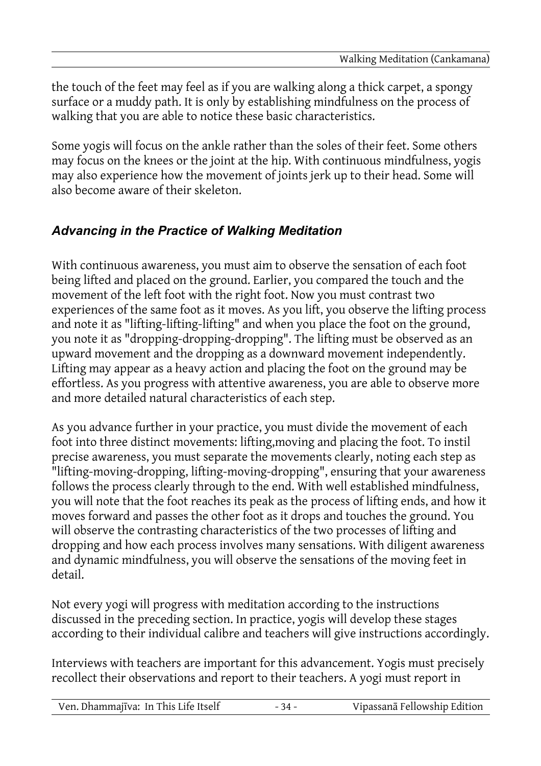the touch of the feet may feel as if you are walking along a thick carpet, a spongy surface or a muddy path. It is only by establishing mindfulness on the process of walking that you are able to notice these basic characteristics.

Some yogis will focus on the ankle rather than the soles of their feet. Some others may focus on the knees or the joint at the hip. With continuous mindfulness, yogis may also experience how the movement of joints jerk up to their head. Some will also become aware of their skeleton.

### *Advancing in the Practice of Walking Meditation*

With continuous awareness, you must aim to observe the sensation of each foot being lifted and placed on the ground. Earlier, you compared the touch and the movement of the left foot with the right foot. Now you must contrast two experiences of the same foot as it moves. As you lift, you observe the lifting process and note it as "lifting-lifting-lifting" and when you place the foot on the ground, you note it as "dropping-dropping-dropping". The lifting must be observed as an upward movement and the dropping as a downward movement independently. Lifting may appear as a heavy action and placing the foot on the ground may be effortless. As you progress with attentive awareness, you are able to observe more and more detailed natural characteristics of each step.

As you advance further in your practice, you must divide the movement of each foot into three distinct movements: lifting,moving and placing the foot. To instil precise awareness, you must separate the movements clearly, noting each step as "lifting-moving-dropping, lifting-moving-dropping", ensuring that your awareness follows the process clearly through to the end. With well established mindfulness, you will note that the foot reaches its peak as the process of lifting ends, and how it moves forward and passes the other foot as it drops and touches the ground. You will observe the contrasting characteristics of the two processes of lifting and dropping and how each process involves many sensations. With diligent awareness and dynamic mindfulness, you will observe the sensations of the moving feet in detail.

Not every yogi will progress with meditation according to the instructions discussed in the preceding section. In practice, yogis will develop these stages according to their individual calibre and teachers will give instructions accordingly.

Interviews with teachers are important for this advancement. Yogis must precisely recollect their observations and report to their teachers. A yogi must report in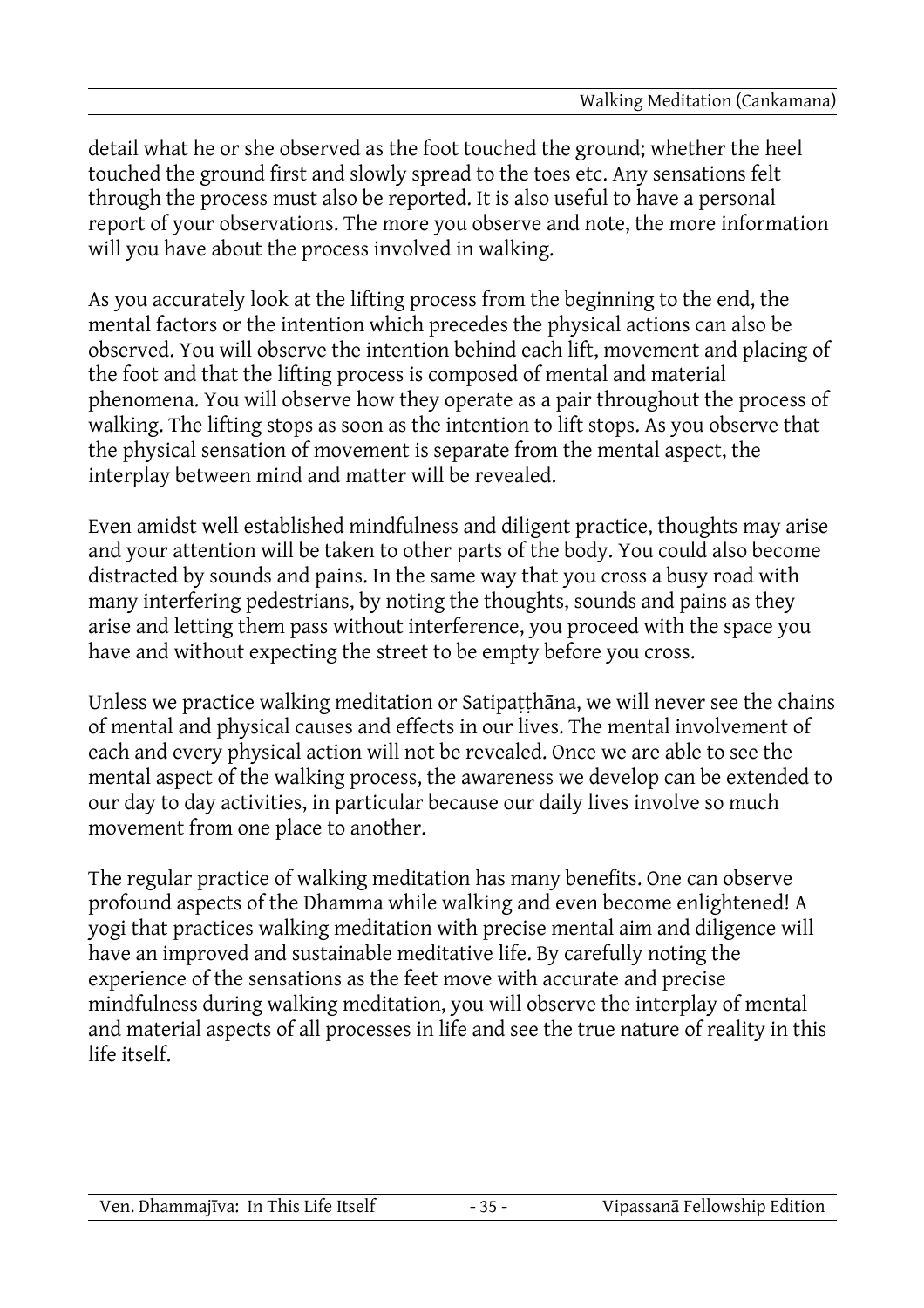detail what he or she observed as the foot touched the ground; whether the heel touched the ground first and slowly spread to the toes etc. Any sensations felt through the process must also be reported. It is also useful to have a personal report of your observations. The more you observe and note, the more information will you have about the process involved in walking.

As you accurately look at the lifting process from the beginning to the end, the mental factors or the intention which precedes the physical actions can also be observed. You will observe the intention behind each lift, movement and placing of the foot and that the lifting process is composed of mental and material phenomena. You will observe how they operate as a pair throughout the process of walking. The lifting stops as soon as the intention to lift stops. As you observe that the physical sensation of movement is separate from the mental aspect, the interplay between mind and matter will be revealed.

Even amidst well established mindfulness and diligent practice, thoughts may arise and your attention will be taken to other parts of the body. You could also become distracted by sounds and pains. In the same way that you cross a busy road with many interfering pedestrians, by noting the thoughts, sounds and pains as they arise and letting them pass without interference, you proceed with the space you have and without expecting the street to be empty before you cross.

Unless we practice walking meditation or Satipaṭṭhāna, we will never see the chains of mental and physical causes and effects in our lives. The mental involvement of each and every physical action will not be revealed. Once we are able to see the mental aspect of the walking process, the awareness we develop can be extended to our day to day activities, in particular because our daily lives involve so much movement from one place to another.

The regular practice of walking meditation has many benefits. One can observe profound aspects of the Dhamma while walking and even become enlightened! A yogi that practices walking meditation with precise mental aim and diligence will have an improved and sustainable meditative life. By carefully noting the experience of the sensations as the feet move with accurate and precise mindfulness during walking meditation, you will observe the interplay of mental and material aspects of all processes in life and see the true nature of reality in this life itself.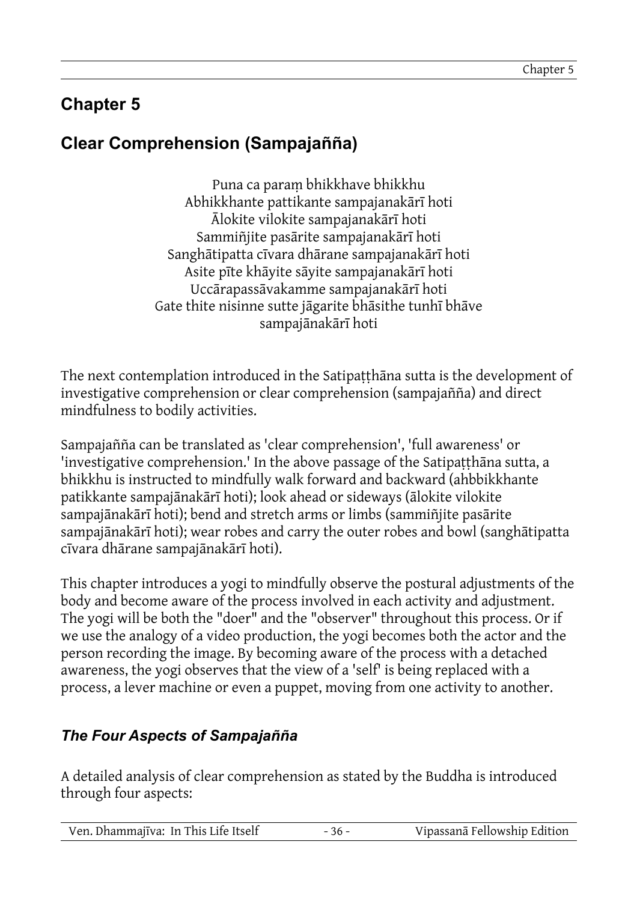# Chapter 5

## Clear Comprehension (Sampajañña)

Puna ca paraṃ bhikkhave bhikkhu
Abhikkhante pattikante sampajanakārī hoti
Ālokite vilokite sampajanakārī hoti
Sammiñjite pasārite sampajanakārī hoti
Sanghātipatta cīvara dhārane sampajanakārī hoti
Asite pīte khāyite sāyite sampajanakārī hoti
Uccārapassāvakamme sampajanakārī hoti
Gate thite nisinne sutte jāgarite bhāsithe tunhī bhāve
sampajānakārī hoti

The next contemplation introduced in the Satipaṭṭhāna sutta is the development of investigative comprehension or clear comprehension (sampajañña) and direct mindfulness to bodily activities.

Sampajañña can be translated as 'clear comprehension', 'full awareness' or 'investigative comprehension.' In the above passage of the Satipaṭṭhāna sutta, a bhikkhu is instructed to mindfully walk forward and backward (ahbbikkhante patikkante sampajānakārī hoti); look ahead or sideways (ālokite vilokite sampajānakārī hoti); bend and stretch arms or limbs (sammiñjite pasārite sampajānakārī hoti); wear robes and carry the outer robes and bowl (sanghātipatta cīvara dhārane sampajānakārī hoti).

This chapter introduces a yogi to mindfully observe the postural adjustments of the body and become aware of the process involved in each activity and adjustment. The yogi will be both the "doer" and the "observer" throughout this process. Or if we use the analogy of a video production, the yogi becomes both the actor and the person recording the image. By becoming aware of the process with a detached awareness, the yogi observes that the view of a 'self' is being replaced with a process, a lever machine or even a puppet, moving from one activity to another.

### *The Four Aspects of Sampajañña*

A detailed analysis of clear comprehension as stated by the Buddha is introduced through four aspects: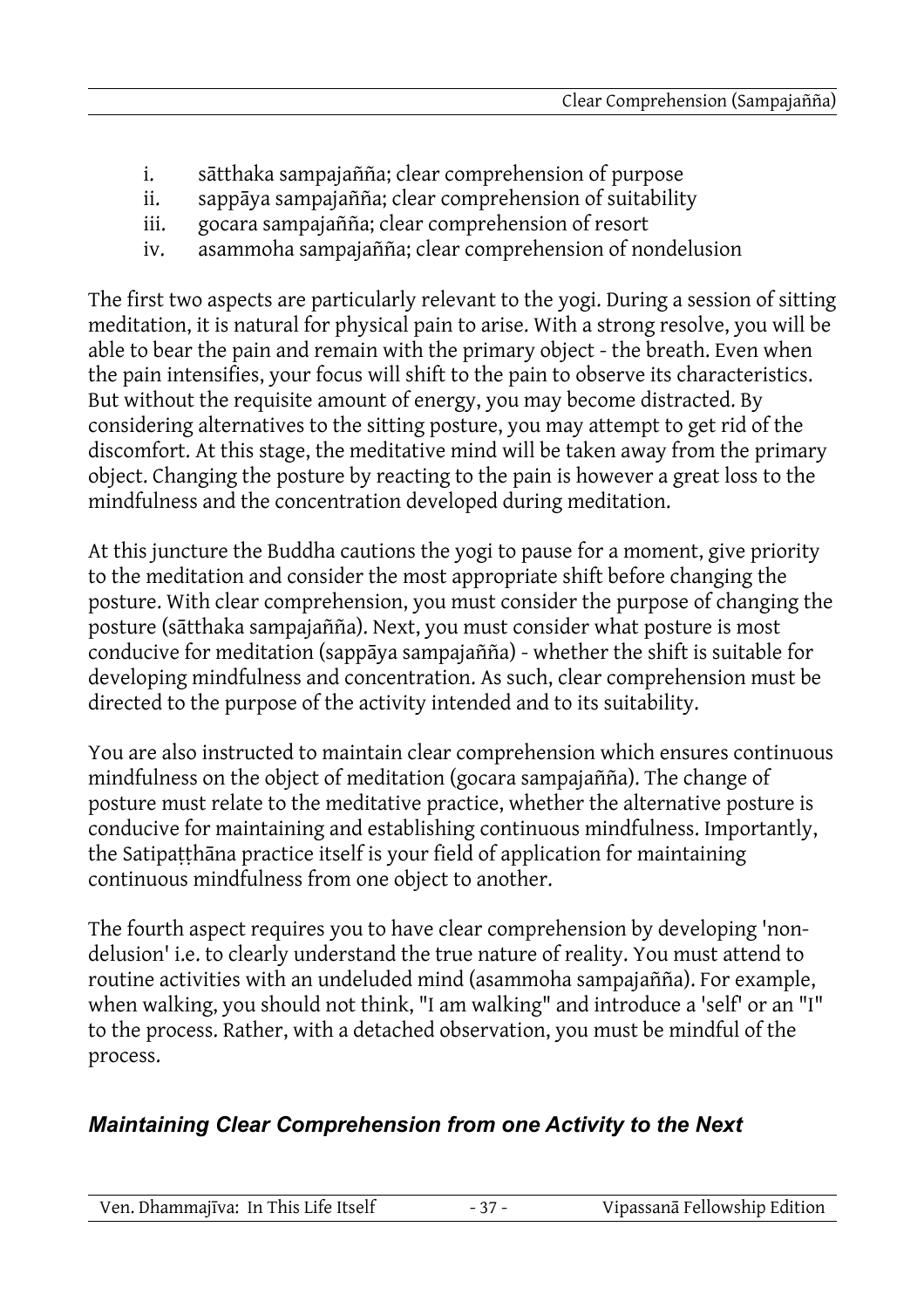i. sātthaka sampajañña; clear comprehension of purpose
ii. sappāya sampajañña; clear comprehension of suitability
iii. gocara sampajañña; clear comprehension of resort
iv. asammoha sampajañña; clear comprehension of nondelusion

The first two aspects are particularly relevant to the yogi. During a session of sitting meditation, it is natural for physical pain to arise. With a strong resolve, you will be able to bear the pain and remain with the primary object - the breath. Even when the pain intensifies, your focus will shift to the pain to observe its characteristics. But without the requisite amount of energy, you may become distracted. By considering alternatives to the sitting posture, you may attempt to get rid of the discomfort. At this stage, the meditative mind will be taken away from the primary object. Changing the posture by reacting to the pain is however a great loss to the mindfulness and the concentration developed during meditation.

At this juncture the Buddha cautions the yogi to pause for a moment, give priority to the meditation and consider the most appropriate shift before changing the posture. With clear comprehension, you must consider the purpose of changing the posture (sātthaka sampajañña). Next, you must consider what posture is most conducive for meditation (sappāya sampajañña) - whether the shift is suitable for developing mindfulness and concentration. As such, clear comprehension must be directed to the purpose of the activity intended and to its suitability.

You are also instructed to maintain clear comprehension which ensures continuous mindfulness on the object of meditation (gocara sampajañña). The change of posture must relate to the meditative practice, whether the alternative posture is conducive for maintaining and establishing continuous mindfulness. Importantly, the Satipaṭṭhāna practice itself is your field of application for maintaining continuous mindfulness from one object to another.

The fourth aspect requires you to have clear comprehension by developing 'non-delusion' i.e. to clearly understand the true nature of reality. You must attend to routine activities with an undeluded mind (asammoha sampajañña). For example, when walking, you should not think, "I am walking" and introduce a 'self' or an "I" to the process. Rather, with a detached observation, you must be mindful of the process.

### *Maintaining Clear Comprehension from one Activity to the Next*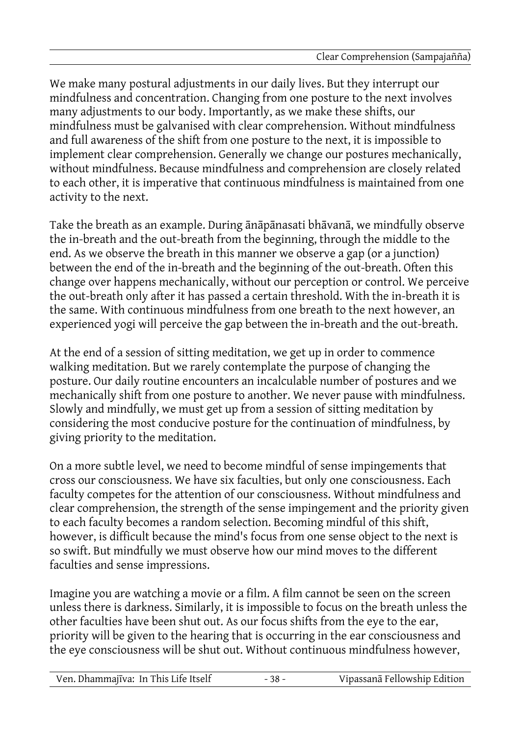We make many postural adjustments in our daily lives. But they interrupt our mindfulness and concentration. Changing from one posture to the next involves many adjustments to our body. Importantly, as we make these shifts, our mindfulness must be galvanised with clear comprehension. Without mindfulness and full awareness of the shift from one posture to the next, it is impossible to implement clear comprehension. Generally we change our postures mechanically, without mindfulness. Because mindfulness and comprehension are closely related to each other, it is imperative that continuous mindfulness is maintained from one activity to the next.

Take the breath as an example. During ānāpānasati bhāvanā, we mindfully observe the in-breath and the out-breath from the beginning, through the middle to the end. As we observe the breath in this manner we observe a gap (or a junction) between the end of the in-breath and the beginning of the out-breath. Often this change over happens mechanically, without our perception or control. We perceive the out-breath only after it has passed a certain threshold. With the in-breath it is the same. With continuous mindfulness from one breath to the next however, an experienced yogi will perceive the gap between the in-breath and the out-breath.

At the end of a session of sitting meditation, we get up in order to commence walking meditation. But we rarely contemplate the purpose of changing the posture. Our daily routine encounters an incalculable number of postures and we mechanically shift from one posture to another. We never pause with mindfulness. Slowly and mindfully, we must get up from a session of sitting meditation by considering the most conducive posture for the continuation of mindfulness, by giving priority to the meditation.

On a more subtle level, we need to become mindful of sense impingements that cross our consciousness. We have six faculties, but only one consciousness. Each faculty competes for the attention of our consciousness. Without mindfulness and clear comprehension, the strength of the sense impingement and the priority given to each faculty becomes a random selection. Becoming mindful of this shift, however, is difficult because the mind's focus from one sense object to the next is so swift. But mindfully we must observe how our mind moves to the different faculties and sense impressions.

Imagine you are watching a movie or a film. A film cannot be seen on the screen unless there is darkness. Similarly, it is impossible to focus on the breath unless the other faculties have been shut out. As our focus shifts from the eye to the ear, priority will be given to the hearing that is occurring in the ear consciousness and the eye consciousness will be shut out. Without continuous mindfulness however,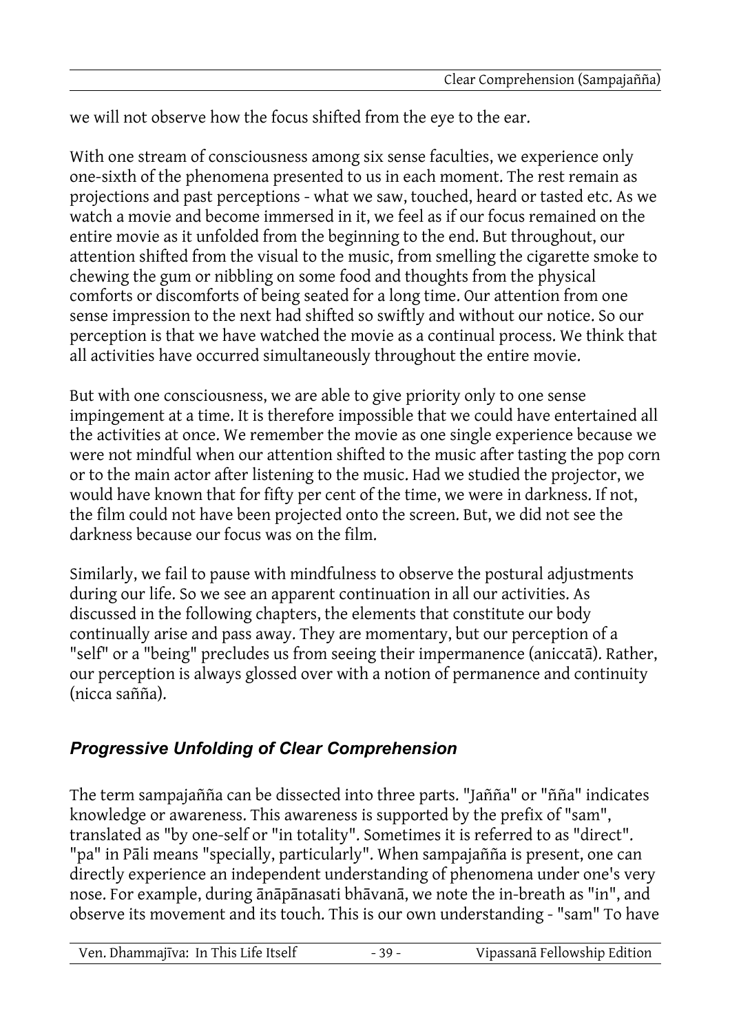we will not observe how the focus shifted from the eye to the ear.

With one stream of consciousness among six sense faculties, we experience only one-sixth of the phenomena presented to us in each moment. The rest remain as projections and past perceptions - what we saw, touched, heard or tasted etc. As we watch a movie and become immersed in it, we feel as if our focus remained on the entire movie as it unfolded from the beginning to the end. But throughout, our attention shifted from the visual to the music, from smelling the cigarette smoke to chewing the gum or nibbling on some food and thoughts from the physical comforts or discomforts of being seated for a long time. Our attention from one sense impression to the next had shifted so swiftly and without our notice. So our perception is that we have watched the movie as a continual process. We think that all activities have occurred simultaneously throughout the entire movie.

But with one consciousness, we are able to give priority only to one sense impingement at a time. It is therefore impossible that we could have entertained all the activities at once. We remember the movie as one single experience because we were not mindful when our attention shifted to the music after tasting the pop corn or to the main actor after listening to the music. Had we studied the projector, we would have known that for fifty per cent of the time, we were in darkness. If not, the film could not have been projected onto the screen. But, we did not see the darkness because our focus was on the film.

Similarly, we fail to pause with mindfulness to observe the postural adjustments during our life. So we see an apparent continuation in all our activities. As discussed in the following chapters, the elements that constitute our body continually arise and pass away. They are momentary, but our perception of a "self" or a "being" precludes us from seeing their impermanence (aniccatā). Rather, our perception is always glossed over with a notion of permanence and continuity (nicca sañña).

## *Progressive Unfolding of Clear Comprehension*

The term sampajañña can be dissected into three parts. "Jañña" or "ñña" indicates knowledge or awareness. This awareness is supported by the prefix of "sam", translated as "by one-self or "in totality". Sometimes it is referred to as "direct". "pa" in Pāli means "specially, particularly". When sampajañña is present, one can directly experience an independent understanding of phenomena under one's very nose. For example, during ānāpānasati bhāvanā, we note the in-breath as "in", and observe its movement and its touch. This is our own understanding - "sam" To have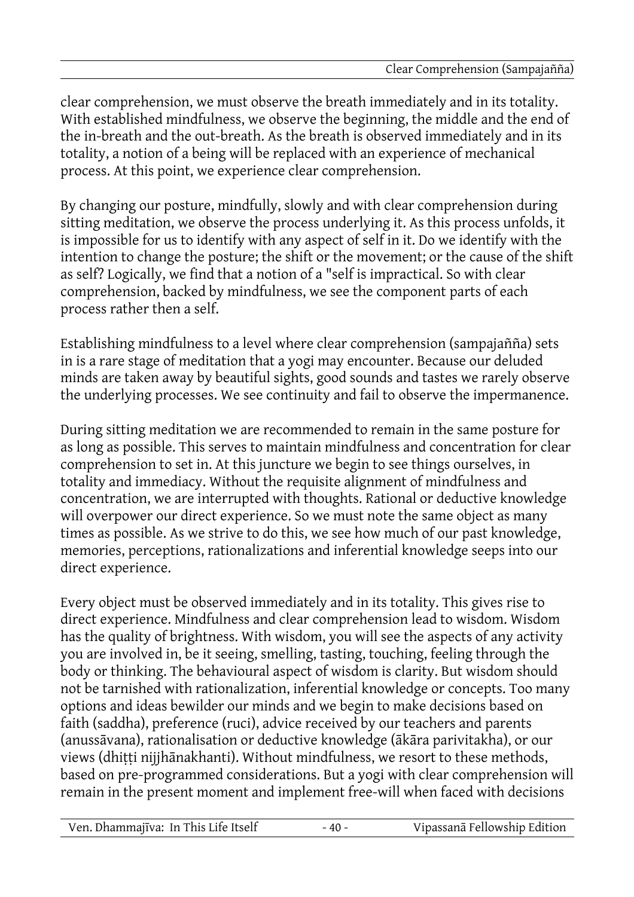clear comprehension, we must observe the breath immediately and in its totality. With established mindfulness, we observe the beginning, the middle and the end of the in-breath and the out-breath. As the breath is observed immediately and in its totality, a notion of a being will be replaced with an experience of mechanical process. At this point, we experience clear comprehension.

By changing our posture, mindfully, slowly and with clear comprehension during sitting meditation, we observe the process underlying it. As this process unfolds, it is impossible for us to identify with any aspect of self in it. Do we identify with the intention to change the posture; the shift or the movement; or the cause of the shift as self? Logically, we find that a notion of a "self is impractical. So with clear comprehension, backed by mindfulness, we see the component parts of each process rather then a self.

Establishing mindfulness to a level where clear comprehension (sampajañña) sets in is a rare stage of meditation that a yogi may encounter. Because our deluded minds are taken away by beautiful sights, good sounds and tastes we rarely observe the underlying processes. We see continuity and fail to observe the impermanence.

During sitting meditation we are recommended to remain in the same posture for as long as possible. This serves to maintain mindfulness and concentration for clear comprehension to set in. At this juncture we begin to see things ourselves, in totality and immediacy. Without the requisite alignment of mindfulness and concentration, we are interrupted with thoughts. Rational or deductive knowledge will overpower our direct experience. So we must note the same object as many times as possible. As we strive to do this, we see how much of our past knowledge, memories, perceptions, rationalizations and inferential knowledge seeps into our direct experience.

Every object must be observed immediately and in its totality. This gives rise to direct experience. Mindfulness and clear comprehension lead to wisdom. Wisdom has the quality of brightness. With wisdom, you will see the aspects of any activity you are involved in, be it seeing, smelling, tasting, touching, feeling through the body or thinking. The behavioural aspect of wisdom is clarity. But wisdom should not be tarnished with rationalization, inferential knowledge or concepts. Too many options and ideas bewilder our minds and we begin to make decisions based on faith (saddha), preference (ruci), advice received by our teachers and parents (anussāvana), rationalisation or deductive knowledge (ākāra parivitakha), or our views (dhiṭṭi nijjhānakhanti). Without mindfulness, we resort to these methods, based on pre-programmed considerations. But a yogi with clear comprehension will remain in the present moment and implement free-will when faced with decisions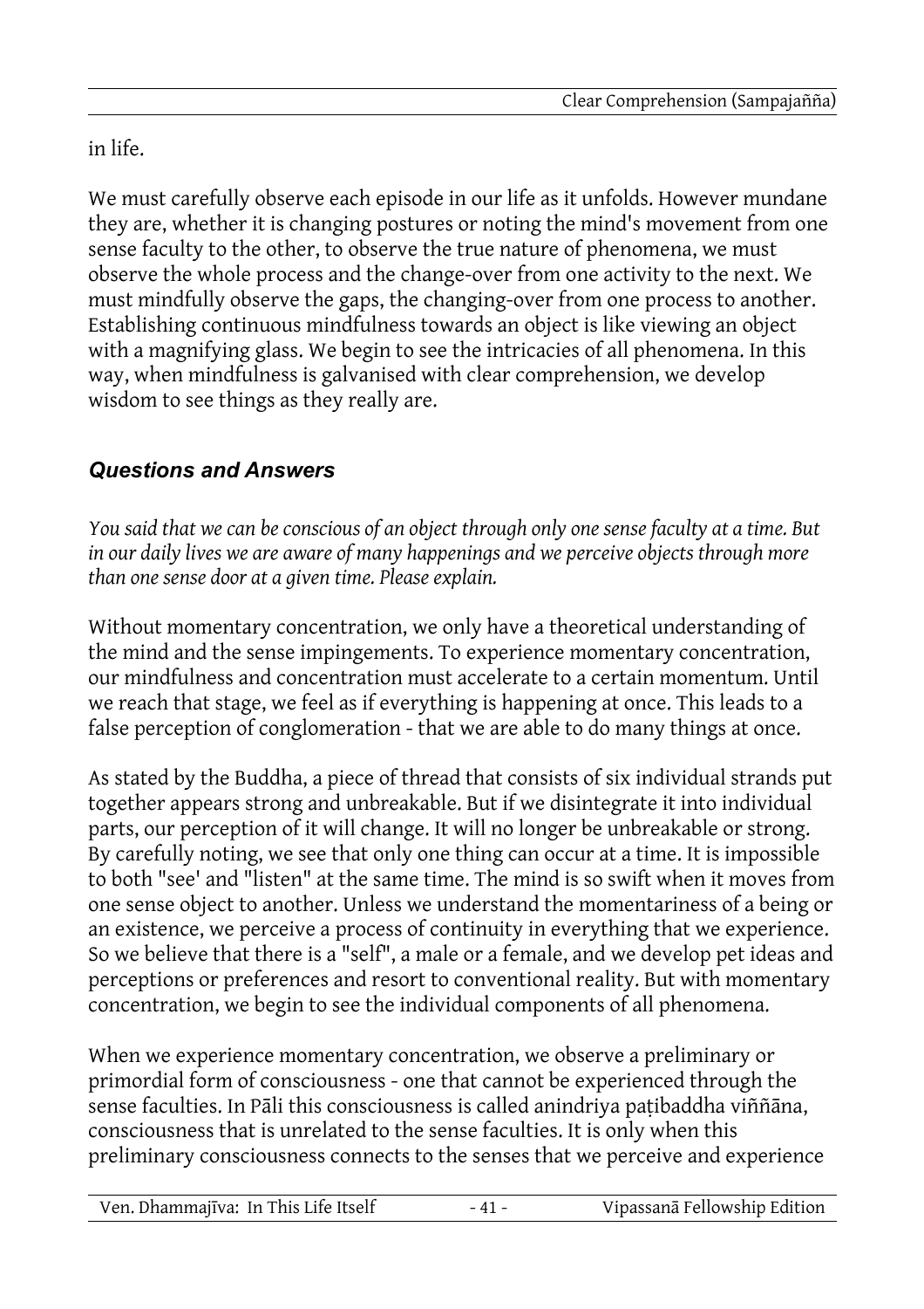in life.

We must carefully observe each episode in our life as it unfolds. However mundane they are, whether it is changing postures or noting the mind's movement from one sense faculty to the other, to observe the true nature of phenomena, we must observe the whole process and the change-over from one activity to the next. We must mindfully observe the gaps, the changing-over from one process to another. Establishing continuous mindfulness towards an object is like viewing an object with a magnifying glass. We begin to see the intricacies of all phenomena. In this way, when mindfulness is galvanised with clear comprehension, we develop wisdom to see things as they really are.

### *Questions and Answers*

*You said that we can be conscious of an object through only one sense faculty at a time. But in our daily lives we are aware of many happenings and we perceive objects through more than one sense door at a given time. Please explain.*

Without momentary concentration, we only have a theoretical understanding of the mind and the sense impingements. To experience momentary concentration, our mindfulness and concentration must accelerate to a certain momentum. Until we reach that stage, we feel as if everything is happening at once. This leads to a false perception of conglomeration - that we are able to do many things at once.

As stated by the Buddha, a piece of thread that consists of six individual strands put together appears strong and unbreakable. But if we disintegrate it into individual parts, our perception of it will change. It will no longer be unbreakable or strong. By carefully noting, we see that only one thing can occur at a time. It is impossible to both "see' and "listen" at the same time. The mind is so swift when it moves from one sense object to another. Unless we understand the momentariness of a being or an existence, we perceive a process of continuity in everything that we experience. So we believe that there is a "self", a male or a female, and we develop pet ideas and perceptions or preferences and resort to conventional reality. But with momentary concentration, we begin to see the individual components of all phenomena.

When we experience momentary concentration, we observe a preliminary or primordial form of consciousness - one that cannot be experienced through the sense faculties. In Pāli this consciousness is called anindriya paṭibaddha viññāna, consciousness that is unrelated to the sense faculties. It is only when this preliminary consciousness connects to the senses that we perceive and experience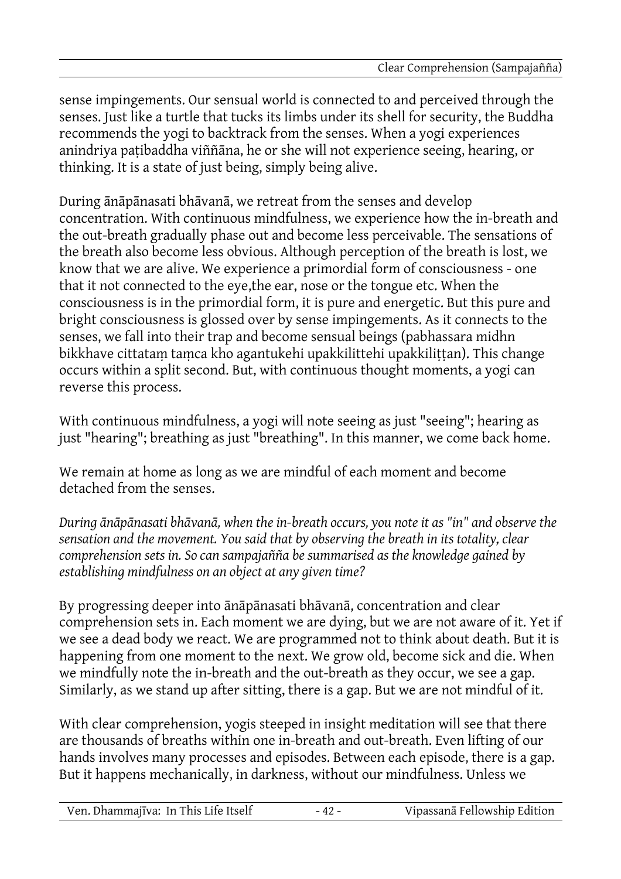sense impingements. Our sensual world is connected to and perceived through the senses. Just like a turtle that tucks its limbs under its shell for security, the Buddha recommends the yogi to backtrack from the senses. When a yogi experiences anindriya paṭibaddha viññāna, he or she will not experience seeing, hearing, or thinking. It is a state of just being, simply being alive.

During ānāpānasati bhāvanā, we retreat from the senses and develop concentration. With continuous mindfulness, we experience how the in-breath and the out-breath gradually phase out and become less perceivable. The sensations of the breath also become less obvious. Although perception of the breath is lost, we know that we are alive. We experience a primordial form of consciousness - one that it not connected to the eye,the ear, nose or the tongue etc. When the consciousness is in the primordial form, it is pure and energetic. But this pure and bright consciousness is glossed over by sense impingements. As it connects to the senses, we fall into their trap and become sensual beings (pabhassara midhn bikkhave cittataṃ taṃca kho agantukehi upakkilittehi upakkiliṭṭan). This change occurs within a split second. But, with continuous thought moments, a yogi can reverse this process.

With continuous mindfulness, a yogi will note seeing as just "seeing"; hearing as just "hearing"; breathing as just "breathing". In this manner, we come back home.

We remain at home as long as we are mindful of each moment and become detached from the senses.

*During ānāpānasati bhāvanā, when the in-breath occurs, you note it as "in" and observe the sensation and the movement. You said that by observing the breath in its totality, clear comprehension sets in. So can sampajañña be summarised as the knowledge gained by establishing mindfulness on an object at any given time?*

By progressing deeper into ānāpānasati bhāvanā, concentration and clear comprehension sets in. Each moment we are dying, but we are not aware of it. Yet if we see a dead body we react. We are programmed not to think about death. But it is happening from one moment to the next. We grow old, become sick and die. When we mindfully note the in-breath and the out-breath as they occur, we see a gap. Similarly, as we stand up after sitting, there is a gap. But we are not mindful of it.

With clear comprehension, yogis steeped in insight meditation will see that there are thousands of breaths within one in-breath and out-breath. Even lifting of our hands involves many processes and episodes. Between each episode, there is a gap. But it happens mechanically, in darkness, without our mindfulness. Unless we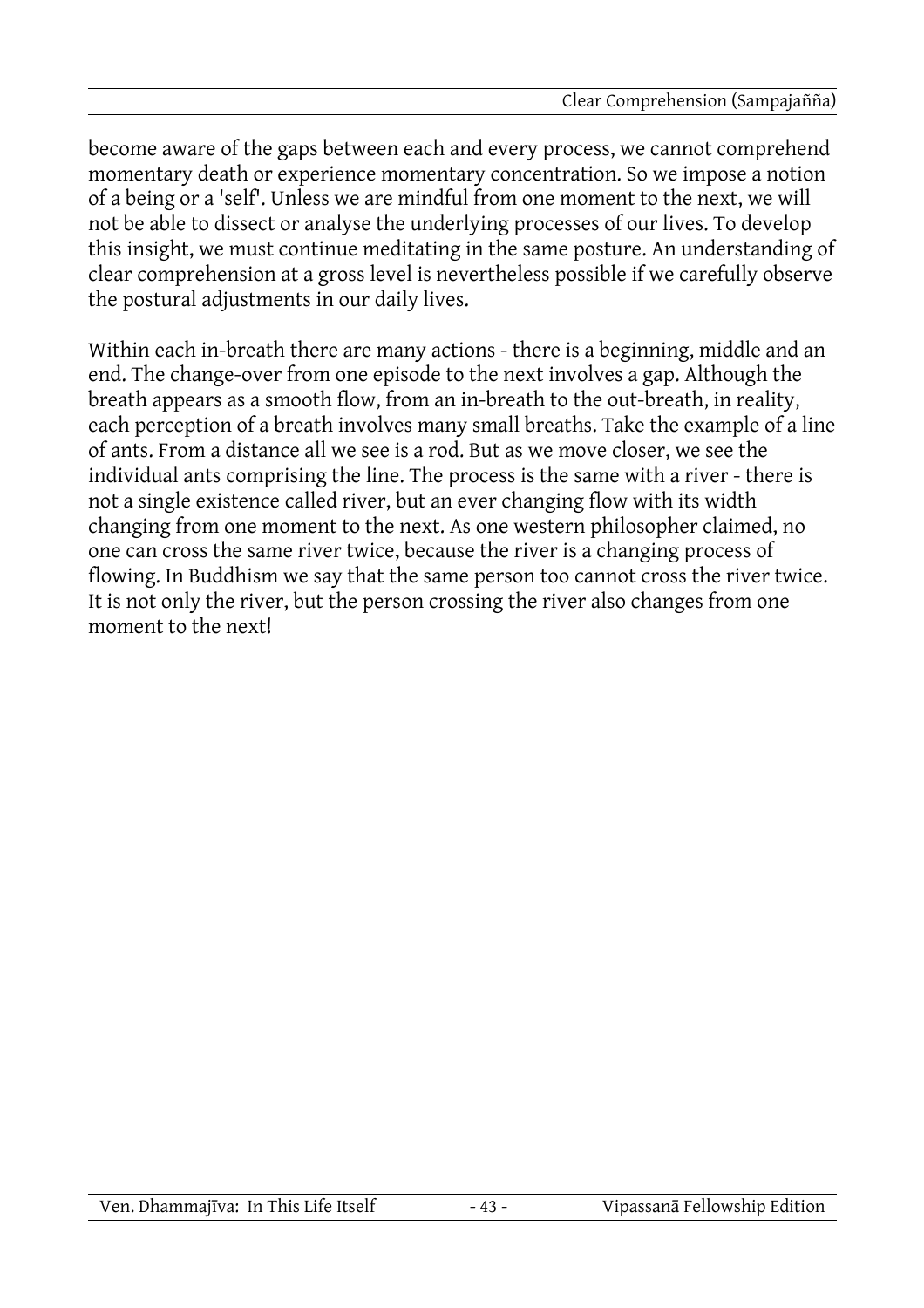become aware of the gaps between each and every process, we cannot comprehend momentary death or experience momentary concentration. So we impose a notion of a being or a 'self'. Unless we are mindful from one moment to the next, we will not be able to dissect or analyse the underlying processes of our lives. To develop this insight, we must continue meditating in the same posture. An understanding of clear comprehension at a gross level is nevertheless possible if we carefully observe the postural adjustments in our daily lives.

Within each in-breath there are many actions - there is a beginning, middle and an end. The change-over from one episode to the next involves a gap. Although the breath appears as a smooth flow, from an in-breath to the out-breath, in reality, each perception of a breath involves many small breaths. Take the example of a line of ants. From a distance all we see is a rod. But as we move closer, we see the individual ants comprising the line. The process is the same with a river - there is not a single existence called river, but an ever changing flow with its width changing from one moment to the next. As one western philosopher claimed, no one can cross the same river twice, because the river is a changing process of flowing. In Buddhism we say that the same person too cannot cross the river twice. It is not only the river, but the person crossing the river also changes from one moment to the next!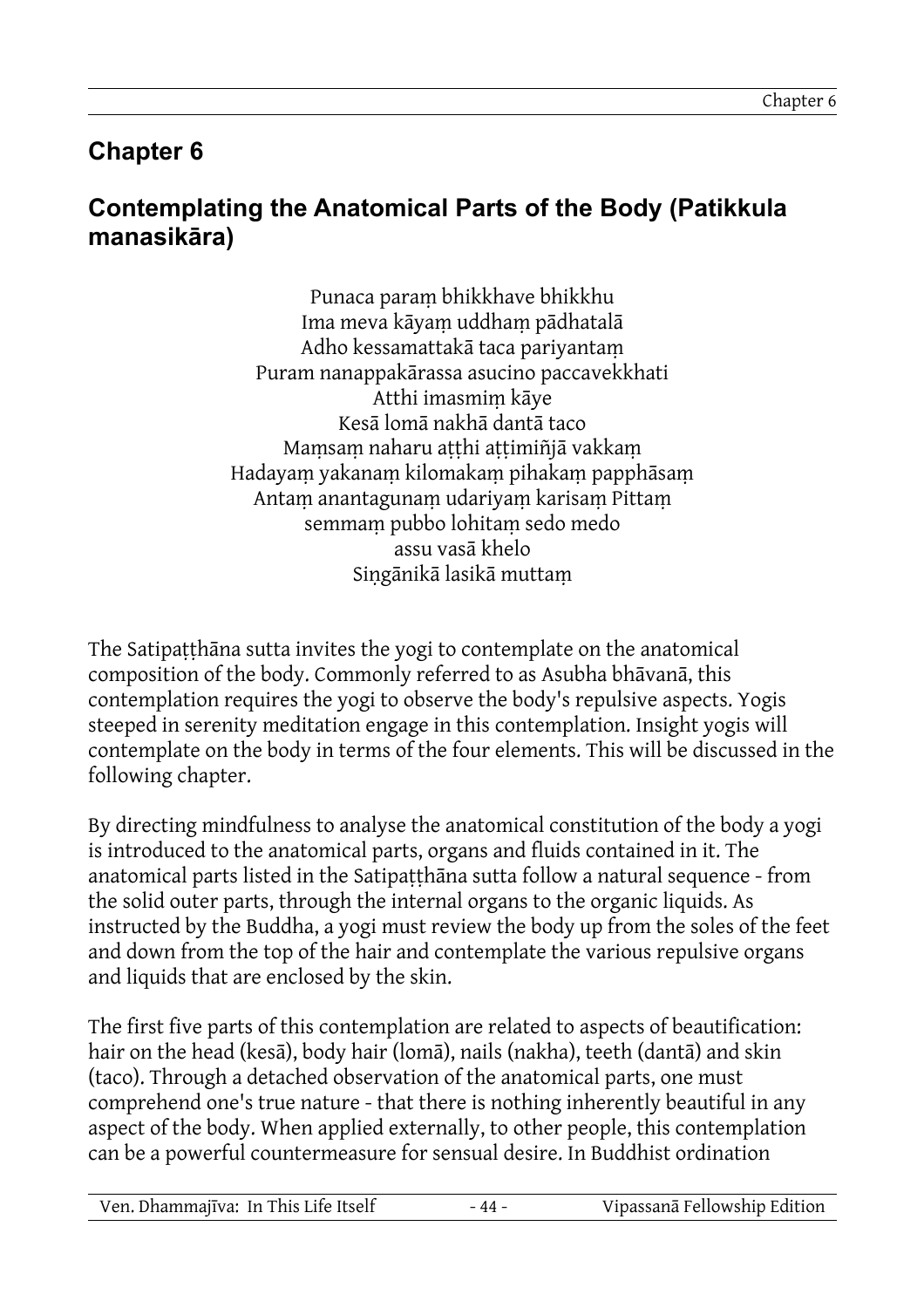# Chapter 6

## Contemplating the Anatomical Parts of the Body (Patikkula manasikāra)

Punaca paraṃ bhikkhave bhikkhu  
Ima meva kāyaṃ uddhaṃ pādhatalā  
Adho kessamattakā taca pariyantaṃ  
Puram nanappakārassa asucino paccavekkhati  
Atthi imasmiṃ kāye  
Kesā lomā nakhā dantā taco  
Maṃsaṃ naharu aṭṭhi aṭṭimiñjā vakkaṃ  
Hadayaṃ yakanaṃ kilomakaṃ pihakaṃ papphāsaṃ  
Antaṃ anantagunaṃ udariyaṃ karisaṃ Pittaṃ  
semmaṃ pubbo lohitaṃ sedo medo  
assu vasā khelo  
Siṇgānikā lasikā muttaṃ

The Satipaṭṭhāna sutta invites the yogi to contemplate on the anatomical composition of the body. Commonly referred to as Asubha bhāvanā, this contemplation requires the yogi to observe the body's repulsive aspects. Yogis steeped in serenity meditation engage in this contemplation. Insight yogis will contemplate on the body in terms of the four elements. This will be discussed in the following chapter.

By directing mindfulness to analyse the anatomical constitution of the body a yogi is introduced to the anatomical parts, organs and fluids contained in it. The anatomical parts listed in the Satipaṭṭhāna sutta follow a natural sequence - from the solid outer parts, through the internal organs to the organic liquids. As instructed by the Buddha, a yogi must review the body up from the soles of the feet and down from the top of the hair and contemplate the various repulsive organs and liquids that are enclosed by the skin.

The first five parts of this contemplation are related to aspects of beautification: hair on the head (kesā), body hair (lomā), nails (nakha), teeth (dantā) and skin (taco). Through a detached observation of the anatomical parts, one must comprehend one's true nature - that there is nothing inherently beautiful in any aspect of the body. When applied externally, to other people, this contemplation can be a powerful countermeasure for sensual desire. In Buddhist ordination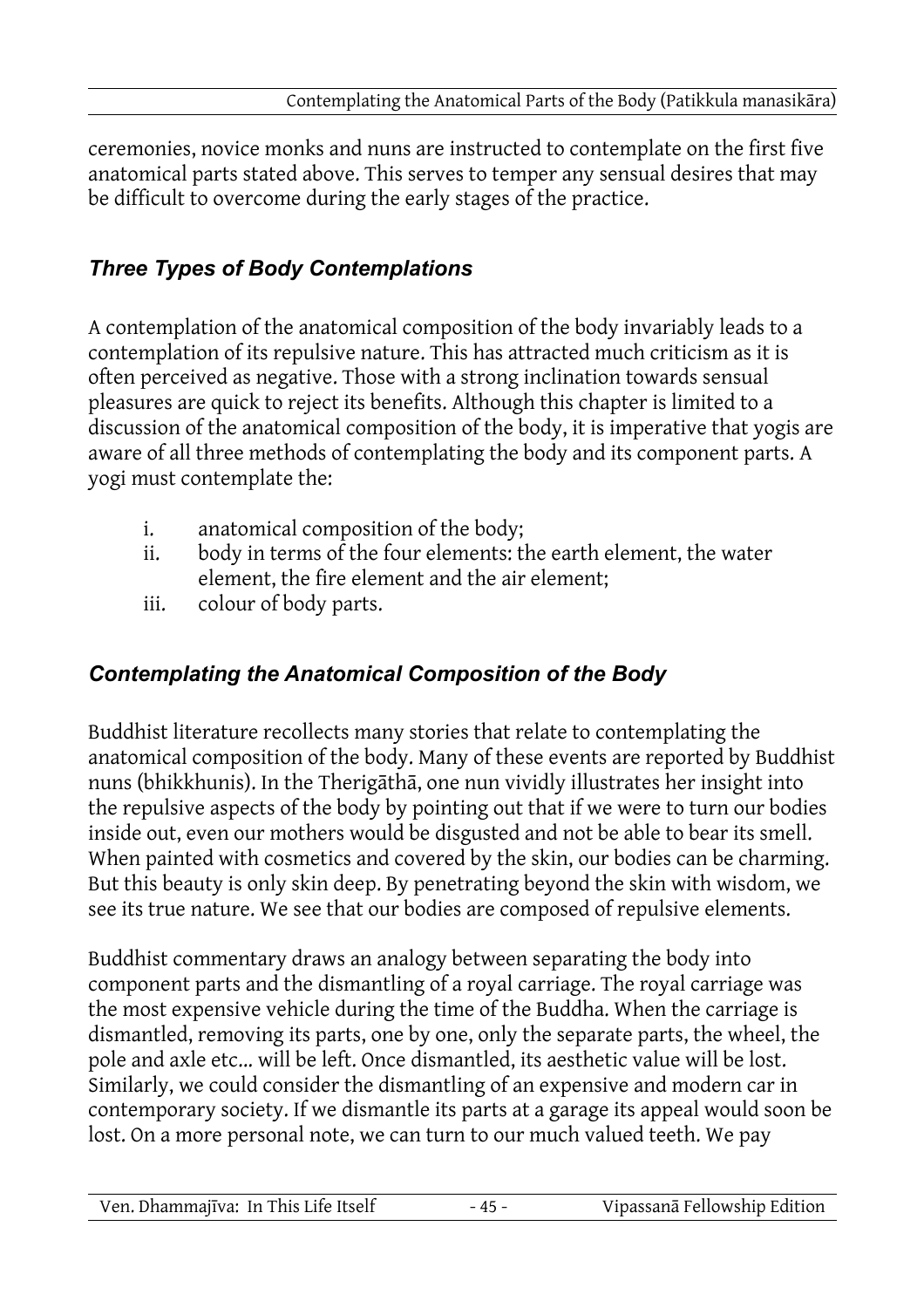ceremonies, novice monks and nuns are instructed to contemplate on the first five anatomical parts stated above. This serves to temper any sensual desires that may be difficult to overcome during the early stages of the practice.

### *Three Types of Body Contemplations*

A contemplation of the anatomical composition of the body invariably leads to a contemplation of its repulsive nature. This has attracted much criticism as it is often perceived as negative. Those with a strong inclination towards sensual pleasures are quick to reject its benefits. Although this chapter is limited to a discussion of the anatomical composition of the body, it is imperative that yogis are aware of all three methods of contemplating the body and its component parts. A yogi must contemplate the:

i. anatomical composition of the body;
ii. body in terms of the four elements: the earth element, the water element, the fire element and the air element;
iii. colour of body parts.

### *Contemplating the Anatomical Composition of the Body*

Buddhist literature recollects many stories that relate to contemplating the anatomical composition of the body. Many of these events are reported by Buddhist nuns (bhikkhunis). In the Therigāthā, one nun vividly illustrates her insight into the repulsive aspects of the body by pointing out that if we were to turn our bodies inside out, even our mothers would be disgusted and not be able to bear its smell. When painted with cosmetics and covered by the skin, our bodies can be charming. But this beauty is only skin deep. By penetrating beyond the skin with wisdom, we see its true nature. We see that our bodies are composed of repulsive elements.

Buddhist commentary draws an analogy between separating the body into component parts and the dismantling of a royal carriage. The royal carriage was the most expensive vehicle during the time of the Buddha. When the carriage is dismantled, removing its parts, one by one, only the separate parts, the wheel, the pole and axle etc... will be left. Once dismantled, its aesthetic value will be lost. Similarly, we could consider the dismantling of an expensive and modern car in contemporary society. If we dismantle its parts at a garage its appeal would soon be lost. On a more personal note, we can turn to our much valued teeth. We pay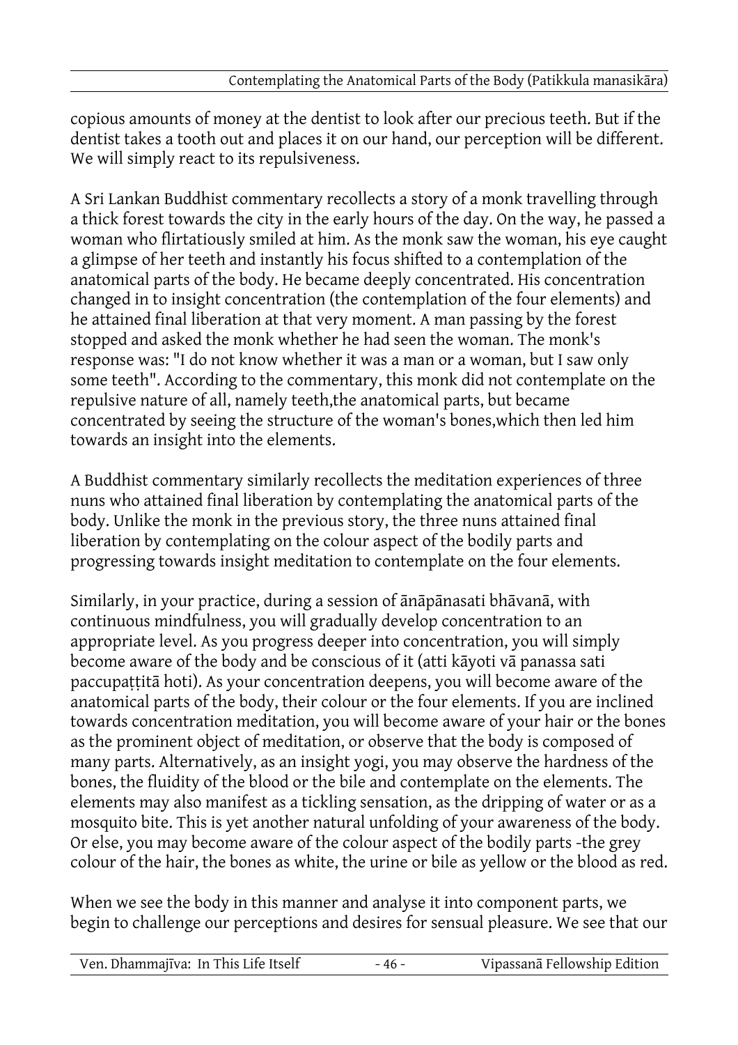copious amounts of money at the dentist to look after our precious teeth. But if the dentist takes a tooth out and places it on our hand, our perception will be different. We will simply react to its repulsiveness.

A Sri Lankan Buddhist commentary recollects a story of a monk travelling through a thick forest towards the city in the early hours of the day. On the way, he passed a woman who flirtatiously smiled at him. As the monk saw the woman, his eye caught a glimpse of her teeth and instantly his focus shifted to a contemplation of the anatomical parts of the body. He became deeply concentrated. His concentration changed in to insight concentration (the contemplation of the four elements) and he attained final liberation at that very moment. A man passing by the forest stopped and asked the monk whether he had seen the woman. The monk's response was: "I do not know whether it was a man or a woman, but I saw only some teeth". According to the commentary, this monk did not contemplate on the repulsive nature of all, namely teeth,the anatomical parts, but became concentrated by seeing the structure of the woman's bones,which then led him towards an insight into the elements.

A Buddhist commentary similarly recollects the meditation experiences of three nuns who attained final liberation by contemplating the anatomical parts of the body. Unlike the monk in the previous story, the three nuns attained final liberation by contemplating on the colour aspect of the bodily parts and progressing towards insight meditation to contemplate on the four elements.

Similarly, in your practice, during a session of ānāpānasati bhāvanā, with continuous mindfulness, you will gradually develop concentration to an appropriate level. As you progress deeper into concentration, you will simply become aware of the body and be conscious of it (atti kāyoti vā panassa sati paccupaṭṭitā hoti). As your concentration deepens, you will become aware of the anatomical parts of the body, their colour or the four elements. If you are inclined towards concentration meditation, you will become aware of your hair or the bones as the prominent object of meditation, or observe that the body is composed of many parts. Alternatively, as an insight yogi, you may observe the hardness of the bones, the fluidity of the blood or the bile and contemplate on the elements. The elements may also manifest as a tickling sensation, as the dripping of water or as a mosquito bite. This is yet another natural unfolding of your awareness of the body. Or else, you may become aware of the colour aspect of the bodily parts -the grey colour of the hair, the bones as white, the urine or bile as yellow or the blood as red.

When we see the body in this manner and analyse it into component parts, we begin to challenge our perceptions and desires for sensual pleasure. We see that our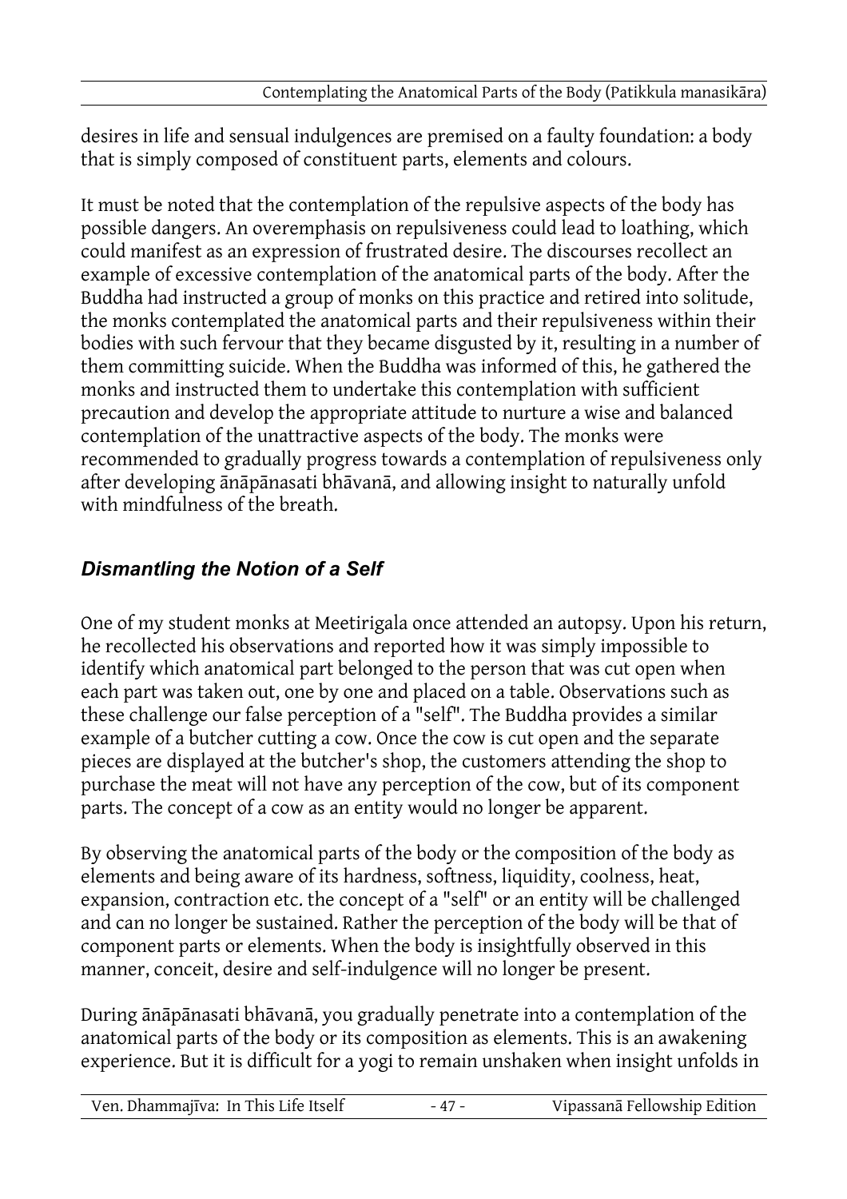desires in life and sensual indulgences are premised on a faulty foundation: a body that is simply composed of constituent parts, elements and colours.

It must be noted that the contemplation of the repulsive aspects of the body has possible dangers. An overemphasis on repulsiveness could lead to loathing, which could manifest as an expression of frustrated desire. The discourses recollect an example of excessive contemplation of the anatomical parts of the body. After the Buddha had instructed a group of monks on this practice and retired into solitude, the monks contemplated the anatomical parts and their repulsiveness within their bodies with such fervour that they became disgusted by it, resulting in a number of them committing suicide. When the Buddha was informed of this, he gathered the monks and instructed them to undertake this contemplation with sufficient precaution and develop the appropriate attitude to nurture a wise and balanced contemplation of the unattractive aspects of the body. The monks were recommended to gradually progress towards a contemplation of repulsiveness only after developing ānāpānasati bhāvanā, and allowing insight to naturally unfold with mindfulness of the breath.

## *Dismantling the Notion of a Self*

One of my student monks at Meetirigala once attended an autopsy. Upon his return, he recollected his observations and reported how it was simply impossible to identify which anatomical part belonged to the person that was cut open when each part was taken out, one by one and placed on a table. Observations such as these challenge our false perception of a "self". The Buddha provides a similar example of a butcher cutting a cow. Once the cow is cut open and the separate pieces are displayed at the butcher's shop, the customers attending the shop to purchase the meat will not have any perception of the cow, but of its component parts. The concept of a cow as an entity would no longer be apparent.

By observing the anatomical parts of the body or the composition of the body as elements and being aware of its hardness, softness, liquidity, coolness, heat, expansion, contraction etc. the concept of a "self" or an entity will be challenged and can no longer be sustained. Rather the perception of the body will be that of component parts or elements. When the body is insightfully observed in this manner, conceit, desire and self-indulgence will no longer be present.

During ānāpānasati bhāvanā, you gradually penetrate into a contemplation of the anatomical parts of the body or its composition as elements. This is an awakening experience. But it is difficult for a yogi to remain unshaken when insight unfolds in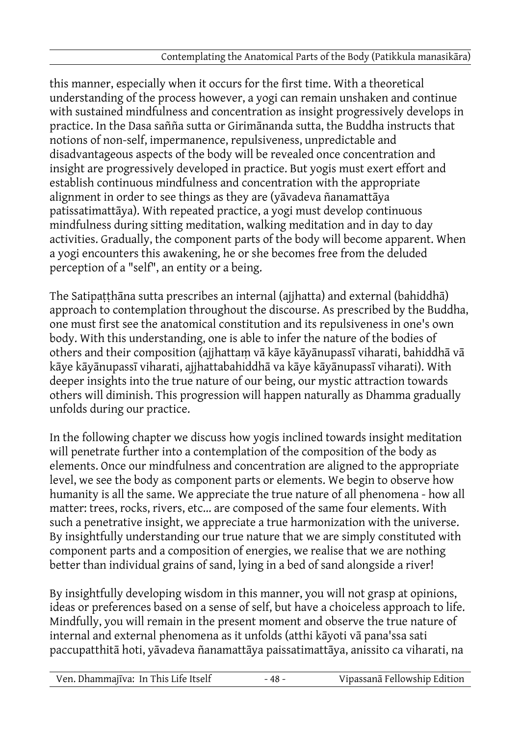this manner, especially when it occurs for the first time. With a theoretical understanding of the process however, a yogi can remain unshaken and continue with sustained mindfulness and concentration as insight progressively develops in practice. In the Dasa sañña sutta or Girimānanda sutta, the Buddha instructs that notions of non-self, impermanence, repulsiveness, unpredictable and disadvantageous aspects of the body will be revealed once concentration and insight are progressively developed in practice. But yogis must exert effort and establish continuous mindfulness and concentration with the appropriate alignment in order to see things as they are (yāvadeva ñanamattāya patissatimattāya). With repeated practice, a yogi must develop continuous mindfulness during sitting meditation, walking meditation and in day to day activities. Gradually, the component parts of the body will become apparent. When a yogi encounters this awakening, he or she becomes free from the deluded perception of a "self", an entity or a being.

The Satipaṭṭhāna sutta prescribes an internal (ajjhatta) and external (bahiddhā) approach to contemplation throughout the discourse. As prescribed by the Buddha, one must first see the anatomical constitution and its repulsiveness in one's own body. With this understanding, one is able to infer the nature of the bodies of others and their composition (ajjhattaṃ vā kāye kāyānupassī viharati, bahiddhā vā kāye kāyānupassī viharati, ajjhattabahiddhā va kāye kāyānupassī viharati). With deeper insights into the true nature of our being, our mystic attraction towards others will diminish. This progression will happen naturally as Dhamma gradually unfolds during our practice.

In the following chapter we discuss how yogis inclined towards insight meditation will penetrate further into a contemplation of the composition of the body as elements. Once our mindfulness and concentration are aligned to the appropriate level, we see the body as component parts or elements. We begin to observe how humanity is all the same. We appreciate the true nature of all phenomena - how all matter: trees, rocks, rivers, etc... are composed of the same four elements. With such a penetrative insight, we appreciate a true harmonization with the universe. By insightfully understanding our true nature that we are simply constituted with component parts and a composition of energies, we realise that we are nothing better than individual grains of sand, lying in a bed of sand alongside a river!

By insightfully developing wisdom in this manner, you will not grasp at opinions, ideas or preferences based on a sense of self, but have a choiceless approach to life. Mindfully, you will remain in the present moment and observe the true nature of internal and external phenomena as it unfolds (atthi kāyoti vā pana'ssa sati paccupatthitā hoti, yāvadeva ñanamattāya paissatimattāya, anissito ca viharati, na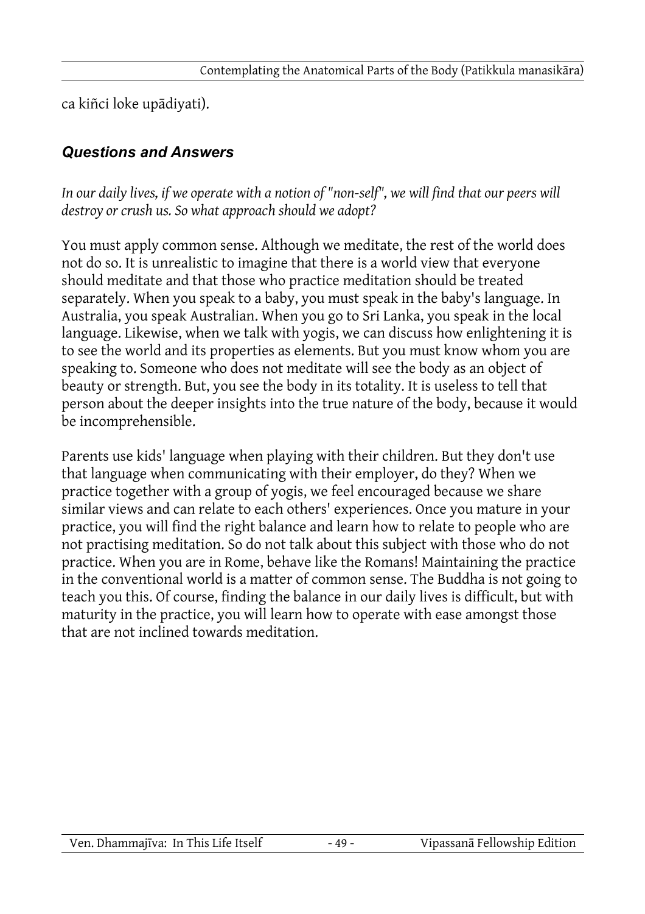ca kiñci loke upādiyati).

### *Questions and Answers*

*In our daily lives, if we operate with a notion of "non-self", we will find that our peers will destroy or crush us. So what approach should we adopt?*

You must apply common sense. Although we meditate, the rest of the world does not do so. It is unrealistic to imagine that there is a world view that everyone should meditate and that those who practice meditation should be treated separately. When you speak to a baby, you must speak in the baby's language. In Australia, you speak Australian. When you go to Sri Lanka, you speak in the local language. Likewise, when we talk with yogis, we can discuss how enlightening it is to see the world and its properties as elements. But you must know whom you are speaking to. Someone who does not meditate will see the body as an object of beauty or strength. But, you see the body in its totality. It is useless to tell that person about the deeper insights into the true nature of the body, because it would be incomprehensible.

Parents use kids' language when playing with their children. But they don't use that language when communicating with their employer, do they? When we practice together with a group of yogis, we feel encouraged because we share similar views and can relate to each others' experiences. Once you mature in your practice, you will find the right balance and learn how to relate to people who are not practising meditation. So do not talk about this subject with those who do not practice. When you are in Rome, behave like the Romans! Maintaining the practice in the conventional world is a matter of common sense. The Buddha is not going to teach you this. Of course, finding the balance in our daily lives is difficult, but with maturity in the practice, you will learn how to operate with ease amongst those that are not inclined towards meditation.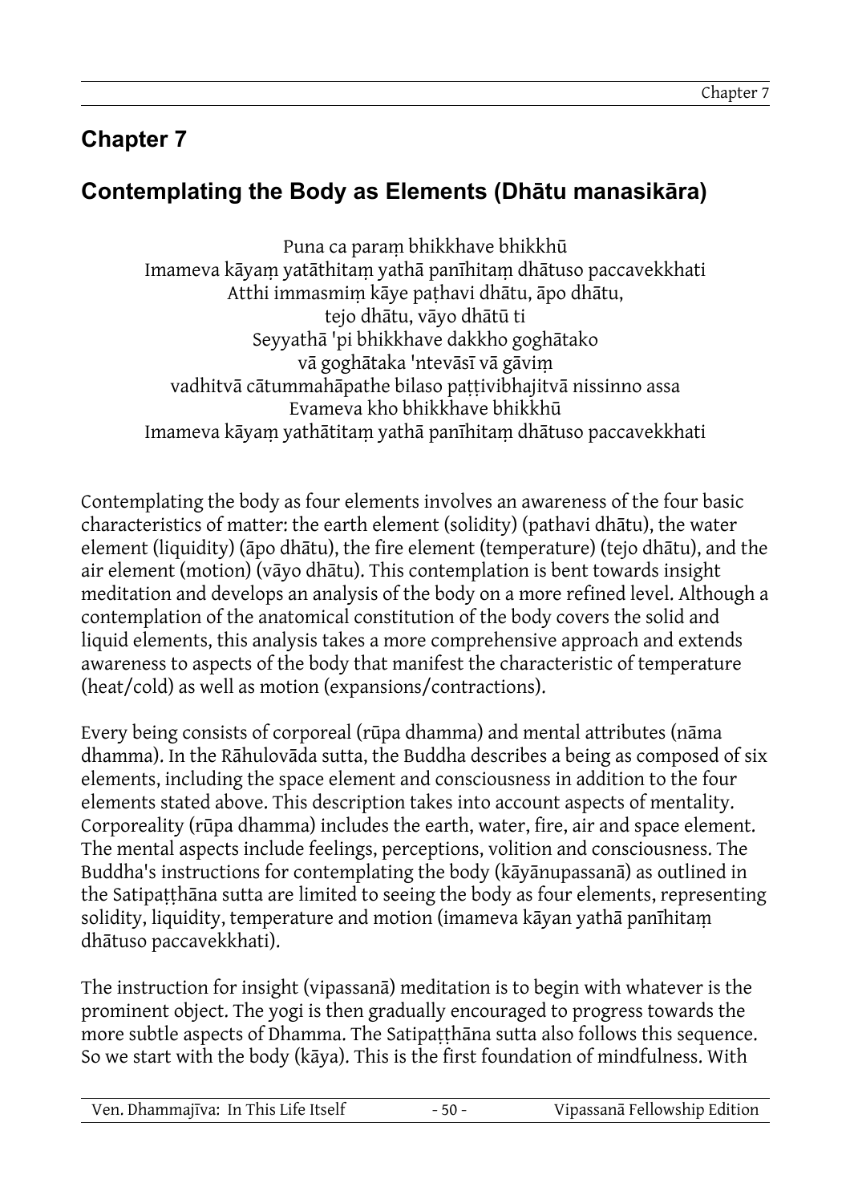# Chapter 7

## Contemplating the Body as Elements (Dhātu manasikāra)

Puna ca paraṃ bhikkhave bhikkhū
Imameva kāyaṃ yatāthitaṃ yathā panīhitaṃ dhātuso paccavekkhati
Atthi immasmiṃ kāye paṭhavi dhātu, āpo dhātu,
tejo dhātu, vāyo dhātū ti
Seyyathā 'pi bhikkhave dakkho goghātako
vā goghātaka 'ntevāsī vā gāviṃ
vadhitvā cātummahāpathe bilaso paṭṭivibhajitvā nissinno assa
Evameva kho bhikkhave bhikkhū
Imameva kāyaṃ yathātitaṃ yathā panīhitaṃ dhātuso paccavekkhati

Contemplating the body as four elements involves an awareness of the four basic characteristics of matter: the earth element (solidity) (pathavi dhātu), the water element (liquidity) (āpo dhātu), the fire element (temperature) (tejo dhātu), and the air element (motion) (vāyo dhātu). This contemplation is bent towards insight meditation and develops an analysis of the body on a more refined level. Although a contemplation of the anatomical constitution of the body covers the solid and liquid elements, this analysis takes a more comprehensive approach and extends awareness to aspects of the body that manifest the characteristic of temperature (heat/cold) as well as motion (expansions/contractions).

Every being consists of corporeal (rūpa dhamma) and mental attributes (nāma dhamma). In the Rāhulovāda sutta, the Buddha describes a being as composed of six elements, including the space element and consciousness in addition to the four elements stated above. This description takes into account aspects of mentality. Corporeality (rūpa dhamma) includes the earth, water, fire, air and space element. The mental aspects include feelings, perceptions, volition and consciousness. The Buddha's instructions for contemplating the body (kāyānupassanā) as outlined in the Satipaṭṭhāna sutta are limited to seeing the body as four elements, representing solidity, liquidity, temperature and motion (imameva kāyan yathā panīhitaṃ dhātuso paccavekkhati).

The instruction for insight (vipassanā) meditation is to begin with whatever is the prominent object. The yogi is then gradually encouraged to progress towards the more subtle aspects of Dhamma. The Satipaṭṭhāna sutta also follows this sequence. So we start with the body (kāya). This is the first foundation of mindfulness. With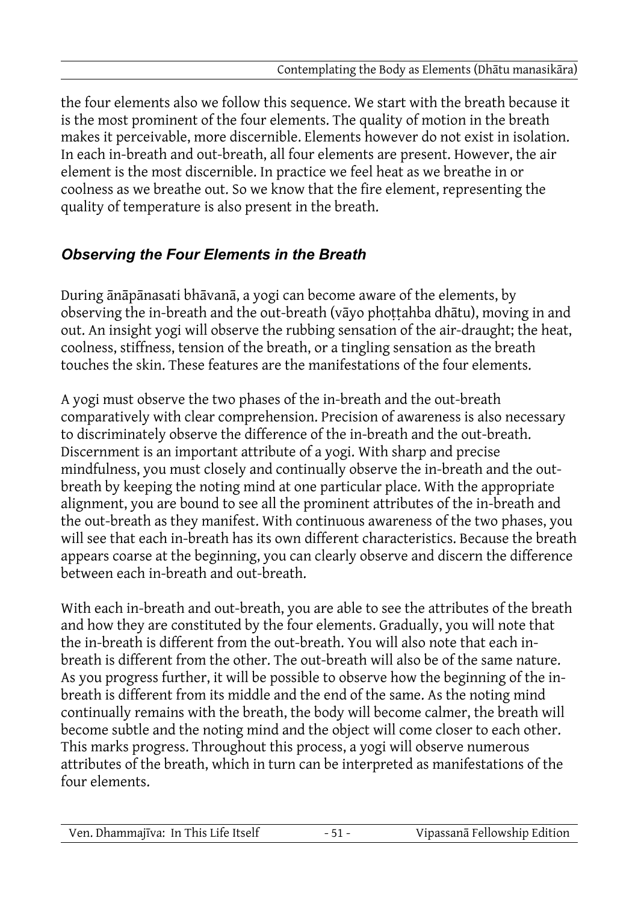the four elements also we follow this sequence. We start with the breath because it is the most prominent of the four elements. The quality of motion in the breath makes it perceivable, more discernible. Elements however do not exist in isolation. In each in-breath and out-breath, all four elements are present. However, the air element is the most discernible. In practice we feel heat as we breathe in or coolness as we breathe out. So we know that the fire element, representing the quality of temperature is also present in the breath.

### *Observing the Four Elements in the Breath*

During ānāpānasati bhāvanā, a yogi can become aware of the elements, by observing the in-breath and the out-breath (vāyo phoṭṭahba dhātu), moving in and out. An insight yogi will observe the rubbing sensation of the air-draught; the heat, coolness, stiffness, tension of the breath, or a tingling sensation as the breath touches the skin. These features are the manifestations of the four elements.

A yogi must observe the two phases of the in-breath and the out-breath comparatively with clear comprehension. Precision of awareness is also necessary to discriminately observe the difference of the in-breath and the out-breath. Discernment is an important attribute of a yogi. With sharp and precise mindfulness, you must closely and continually observe the in-breath and the out-breath by keeping the noting mind at one particular place. With the appropriate alignment, you are bound to see all the prominent attributes of the in-breath and the out-breath as they manifest. With continuous awareness of the two phases, you will see that each in-breath has its own different characteristics. Because the breath appears coarse at the beginning, you can clearly observe and discern the difference between each in-breath and out-breath.

With each in-breath and out-breath, you are able to see the attributes of the breath and how they are constituted by the four elements. Gradually, you will note that the in-breath is different from the out-breath. You will also note that each in-breath is different from the other. The out-breath will also be of the same nature. As you progress further, it will be possible to observe how the beginning of the in-breath is different from its middle and the end of the same. As the noting mind continually remains with the breath, the body will become calmer, the breath will become subtle and the noting mind and the object will come closer to each other. This marks progress. Throughout this process, a yogi will observe numerous attributes of the breath, which in turn can be interpreted as manifestations of the four elements.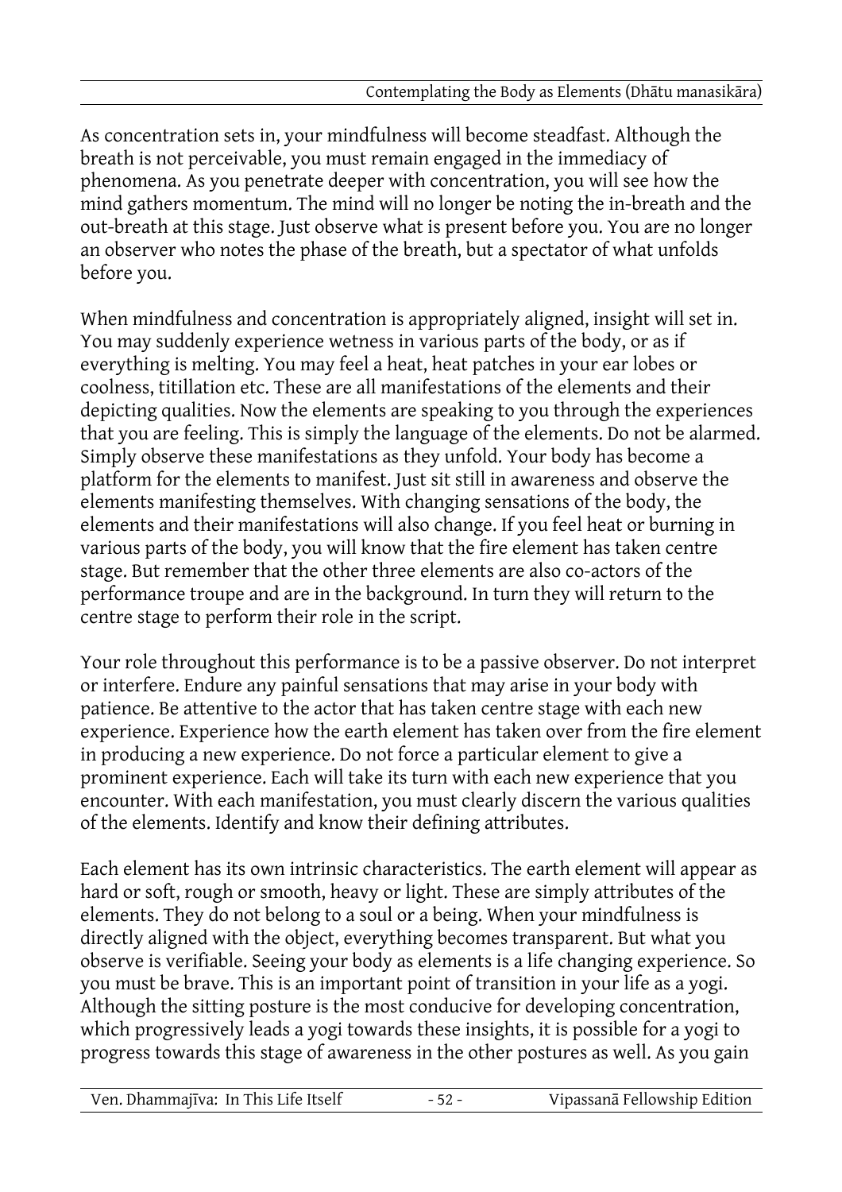As concentration sets in, your mindfulness will become steadfast. Although the breath is not perceivable, you must remain engaged in the immediacy of phenomena. As you penetrate deeper with concentration, you will see how the mind gathers momentum. The mind will no longer be noting the in-breath and the out-breath at this stage. Just observe what is present before you. You are no longer an observer who notes the phase of the breath, but a spectator of what unfolds before you.

When mindfulness and concentration is appropriately aligned, insight will set in. You may suddenly experience wetness in various parts of the body, or as if everything is melting. You may feel a heat, heat patches in your ear lobes or coolness, titillation etc. These are all manifestations of the elements and their depicting qualities. Now the elements are speaking to you through the experiences that you are feeling. This is simply the language of the elements. Do not be alarmed. Simply observe these manifestations as they unfold. Your body has become a platform for the elements to manifest. Just sit still in awareness and observe the elements manifesting themselves. With changing sensations of the body, the elements and their manifestations will also change. If you feel heat or burning in various parts of the body, you will know that the fire element has taken centre stage. But remember that the other three elements are also co-actors of the performance troupe and are in the background. In turn they will return to the centre stage to perform their role in the script.

Your role throughout this performance is to be a passive observer. Do not interpret or interfere. Endure any painful sensations that may arise in your body with patience. Be attentive to the actor that has taken centre stage with each new experience. Experience how the earth element has taken over from the fire element in producing a new experience. Do not force a particular element to give a prominent experience. Each will take its turn with each new experience that you encounter. With each manifestation, you must clearly discern the various qualities of the elements. Identify and know their defining attributes.

Each element has its own intrinsic characteristics. The earth element will appear as hard or soft, rough or smooth, heavy or light. These are simply attributes of the elements. They do not belong to a soul or a being. When your mindfulness is directly aligned with the object, everything becomes transparent. But what you observe is verifiable. Seeing your body as elements is a life changing experience. So you must be brave. This is an important point of transition in your life as a yogi. Although the sitting posture is the most conducive for developing concentration, which progressively leads a yogi towards these insights, it is possible for a yogi to progress towards this stage of awareness in the other postures as well. As you gain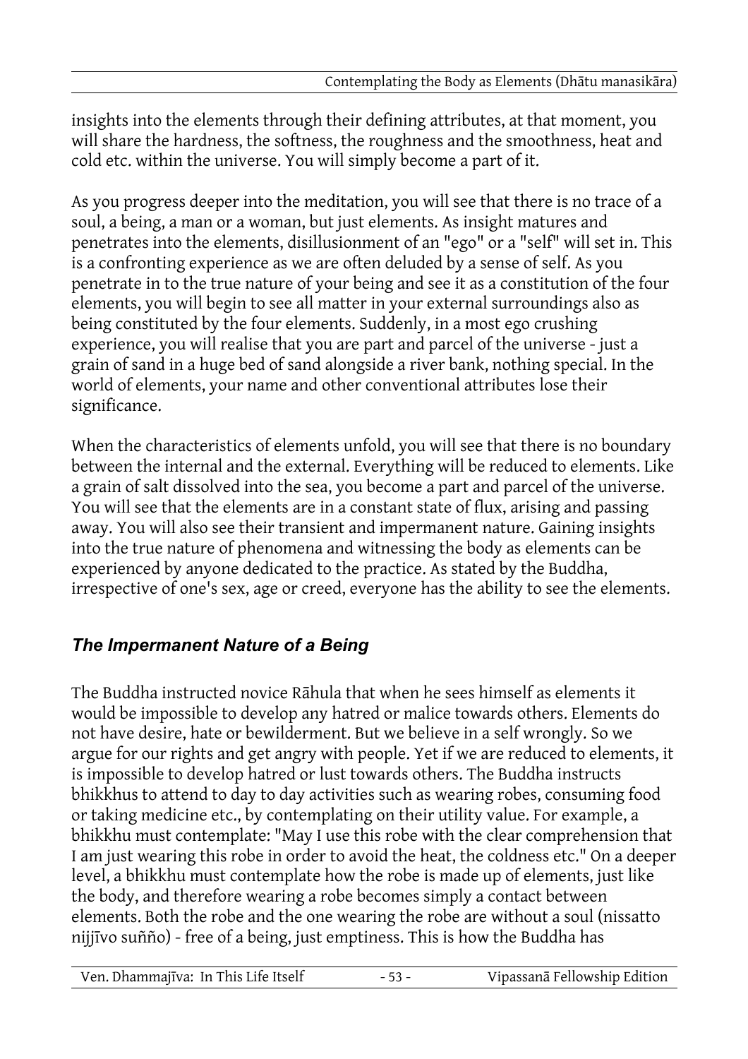insights into the elements through their defining attributes, at that moment, you will share the hardness, the softness, the roughness and the smoothness, heat and cold etc. within the universe. You will simply become a part of it.

As you progress deeper into the meditation, you will see that there is no trace of a soul, a being, a man or a woman, but just elements. As insight matures and penetrates into the elements, disillusionment of an "ego" or a "self" will set in. This is a confronting experience as we are often deluded by a sense of self. As you penetrate in to the true nature of your being and see it as a constitution of the four elements, you will begin to see all matter in your external surroundings also as being constituted by the four elements. Suddenly, in a most ego crushing experience, you will realise that you are part and parcel of the universe - just a grain of sand in a huge bed of sand alongside a river bank, nothing special. In the world of elements, your name and other conventional attributes lose their significance.

When the characteristics of elements unfold, you will see that there is no boundary between the internal and the external. Everything will be reduced to elements. Like a grain of salt dissolved into the sea, you become a part and parcel of the universe. You will see that the elements are in a constant state of flux, arising and passing away. You will also see their transient and impermanent nature. Gaining insights into the true nature of phenomena and witnessing the body as elements can be experienced by anyone dedicated to the practice. As stated by the Buddha, irrespective of one's sex, age or creed, everyone has the ability to see the elements.

### *The Impermanent Nature of a Being*

The Buddha instructed novice Rāhula that when he sees himself as elements it would be impossible to develop any hatred or malice towards others. Elements do not have desire, hate or bewilderment. But we believe in a self wrongly. So we argue for our rights and get angry with people. Yet if we are reduced to elements, it is impossible to develop hatred or lust towards others. The Buddha instructs bhikkhus to attend to day to day activities such as wearing robes, consuming food or taking medicine etc., by contemplating on their utility value. For example, a bhikkhu must contemplate: "May I use this robe with the clear comprehension that I am just wearing this robe in order to avoid the heat, the coldness etc." On a deeper level, a bhikkhu must contemplate how the robe is made up of elements, just like the body, and therefore wearing a robe becomes simply a contact between elements. Both the robe and the one wearing the robe are without a soul (nissatto nijjīvo suñño) - free of a being, just emptiness. This is how the Buddha has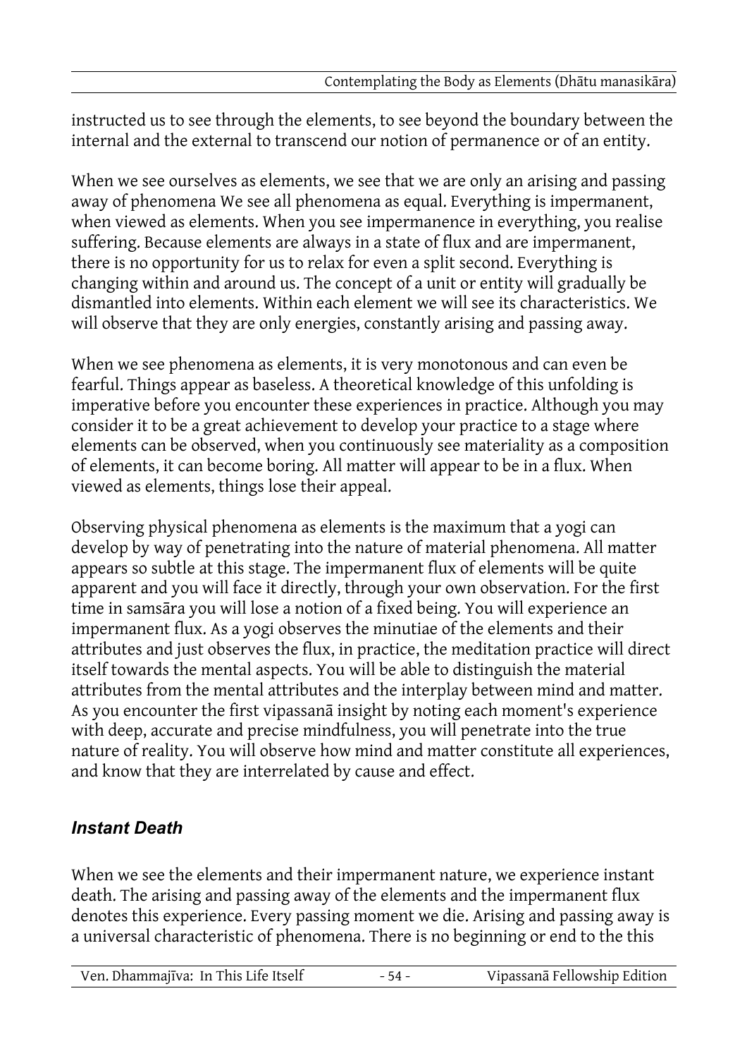instructed us to see through the elements, to see beyond the boundary between the internal and the external to transcend our notion of permanence or of an entity.

When we see ourselves as elements, we see that we are only an arising and passing away of phenomena We see all phenomena as equal. Everything is impermanent, when viewed as elements. When you see impermanence in everything, you realise suffering. Because elements are always in a state of flux and are impermanent, there is no opportunity for us to relax for even a split second. Everything is changing within and around us. The concept of a unit or entity will gradually be dismantled into elements. Within each element we will see its characteristics. We will observe that they are only energies, constantly arising and passing away.

When we see phenomena as elements, it is very monotonous and can even be fearful. Things appear as baseless. A theoretical knowledge of this unfolding is imperative before you encounter these experiences in practice. Although you may consider it to be a great achievement to develop your practice to a stage where elements can be observed, when you continuously see materiality as a composition of elements, it can become boring. All matter will appear to be in a flux. When viewed as elements, things lose their appeal.

Observing physical phenomena as elements is the maximum that a yogi can develop by way of penetrating into the nature of material phenomena. All matter appears so subtle at this stage. The impermanent flux of elements will be quite apparent and you will face it directly, through your own observation. For the first time in samsāra you will lose a notion of a fixed being. You will experience an impermanent flux. As a yogi observes the minutiae of the elements and their attributes and just observes the flux, in practice, the meditation practice will direct itself towards the mental aspects. You will be able to distinguish the material attributes from the mental attributes and the interplay between mind and matter. As you encounter the first vipassanā insight by noting each moment's experience with deep, accurate and precise mindfulness, you will penetrate into the true nature of reality. You will observe how mind and matter constitute all experiences, and know that they are interrelated by cause and effect.

### *Instant Death*

When we see the elements and their impermanent nature, we experience instant death. The arising and passing away of the elements and the impermanent flux denotes this experience. Every passing moment we die. Arising and passing away is a universal characteristic of phenomena. There is no beginning or end to the this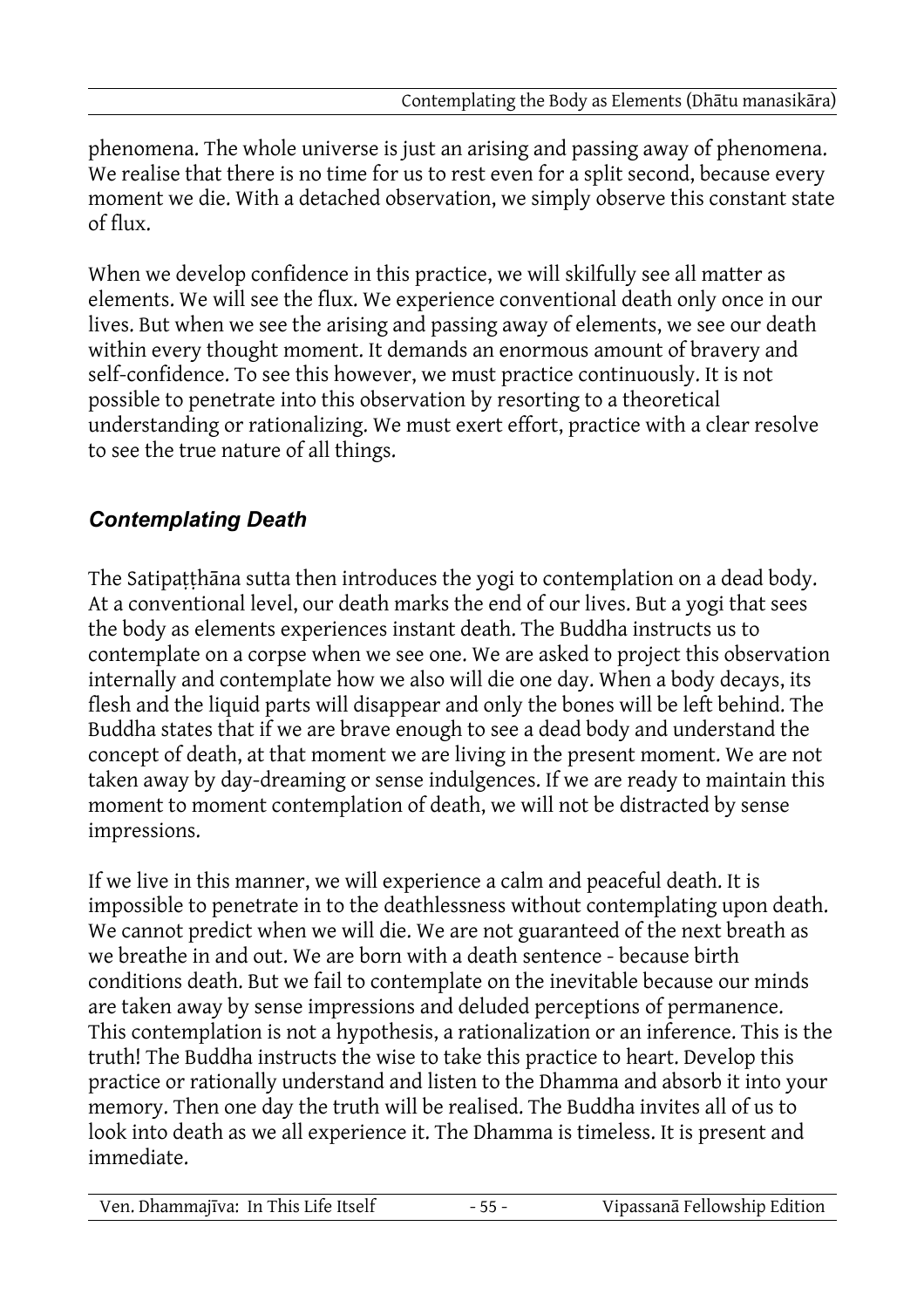phenomena. The whole universe is just an arising and passing away of phenomena. We realise that there is no time for us to rest even for a split second, because every moment we die. With a detached observation, we simply observe this constant state of flux.

When we develop confidence in this practice, we will skilfully see all matter as elements. We will see the flux. We experience conventional death only once in our lives. But when we see the arising and passing away of elements, we see our death within every thought moment. It demands an enormous amount of bravery and self-confidence. To see this however, we must practice continuously. It is not possible to penetrate into this observation by resorting to a theoretical understanding or rationalizing. We must exert effort, practice with a clear resolve to see the true nature of all things.

## *Contemplating Death*

The Satipaṭṭhāna sutta then introduces the yogi to contemplation on a dead body. At a conventional level, our death marks the end of our lives. But a yogi that sees the body as elements experiences instant death. The Buddha instructs us to contemplate on a corpse when we see one. We are asked to project this observation internally and contemplate how we also will die one day. When a body decays, its flesh and the liquid parts will disappear and only the bones will be left behind. The Buddha states that if we are brave enough to see a dead body and understand the concept of death, at that moment we are living in the present moment. We are not taken away by day-dreaming or sense indulgences. If we are ready to maintain this moment to moment contemplation of death, we will not be distracted by sense impressions.

If we live in this manner, we will experience a calm and peaceful death. It is impossible to penetrate in to the deathlessness without contemplating upon death. We cannot predict when we will die. We are not guaranteed of the next breath as we breathe in and out. We are born with a death sentence - because birth conditions death. But we fail to contemplate on the inevitable because our minds are taken away by sense impressions and deluded perceptions of permanence. This contemplation is not a hypothesis, a rationalization or an inference. This is the truth! The Buddha instructs the wise to take this practice to heart. Develop this practice or rationally understand and listen to the Dhamma and absorb it into your memory. Then one day the truth will be realised. The Buddha invites all of us to look into death as we all experience it. The Dhamma is timeless. It is present and immediate.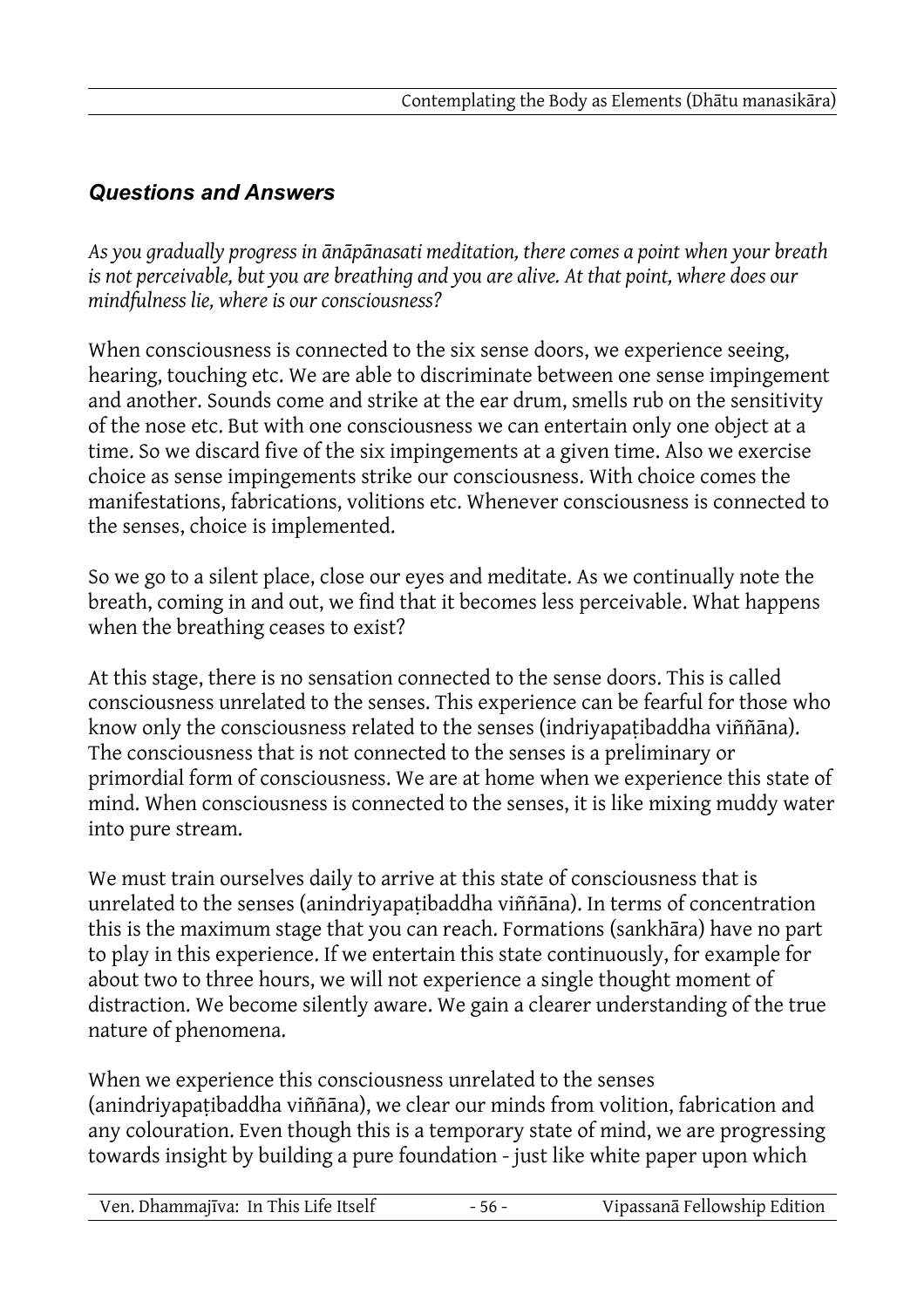### *Questions and Answers*

*As you gradually progress in ānāpānasati meditation, there comes a point when your breath is not perceivable, but you are breathing and you are alive. At that point, where does our mindfulness lie, where is our consciousness?*

When consciousness is connected to the six sense doors, we experience seeing, hearing, touching etc. We are able to discriminate between one sense impingement and another. Sounds come and strike at the ear drum, smells rub on the sensitivity of the nose etc. But with one consciousness we can entertain only one object at a time. So we discard five of the six impingements at a given time. Also we exercise choice as sense impingements strike our consciousness. With choice comes the manifestations, fabrications, volitions etc. Whenever consciousness is connected to the senses, choice is implemented.

So we go to a silent place, close our eyes and meditate. As we continually note the breath, coming in and out, we find that it becomes less perceivable. What happens when the breathing ceases to exist?

At this stage, there is no sensation connected to the sense doors. This is called consciousness unrelated to the senses. This experience can be fearful for those who know only the consciousness related to the senses (indriyapaṭibaddha viññāna). The consciousness that is not connected to the senses is a preliminary or primordial form of consciousness. We are at home when we experience this state of mind. When consciousness is connected to the senses, it is like mixing muddy water into pure stream.

We must train ourselves daily to arrive at this state of consciousness that is unrelated to the senses (anindriyapaṭibaddha viññāna). In terms of concentration this is the maximum stage that you can reach. Formations (sankhāra) have no part to play in this experience. If we entertain this state continuously, for example for about two to three hours, we will not experience a single thought moment of distraction. We become silently aware. We gain a clearer understanding of the true nature of phenomena.

When we experience this consciousness unrelated to the senses (anindriyapaṭibaddha viññāna), we clear our minds from volition, fabrication and any colouration. Even though this is a temporary state of mind, we are progressing towards insight by building a pure foundation - just like white paper upon which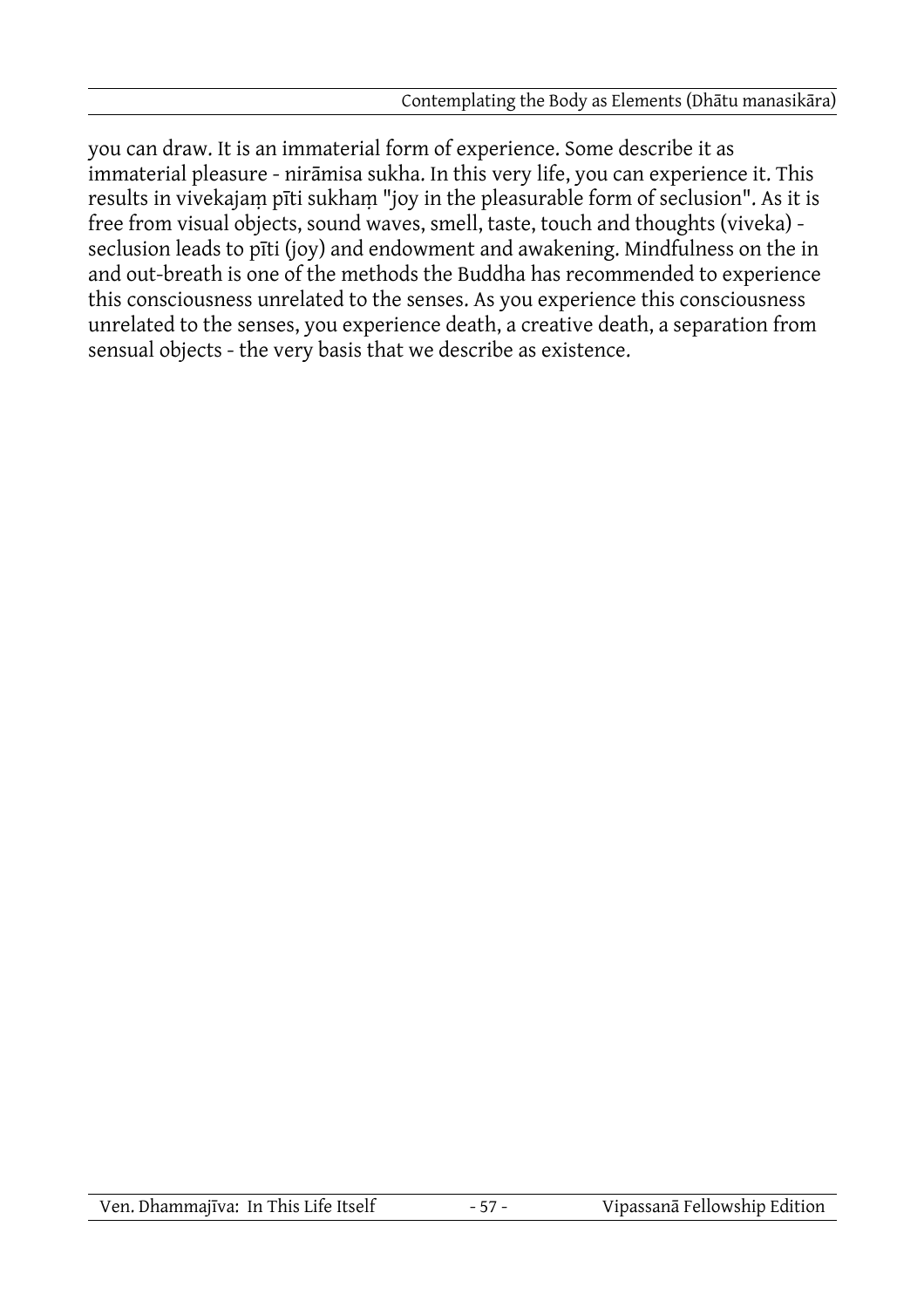you can draw. It is an immaterial form of experience. Some describe it as immaterial pleasure - nirāmisa sukha. In this very life, you can experience it. This results in vivekajaṃ pīti sukhaṃ "joy in the pleasurable form of seclusion". As it is free from visual objects, sound waves, smell, taste, touch and thoughts (viveka) - seclusion leads to pīti (joy) and endowment and awakening. Mindfulness on the in and out-breath is one of the methods the Buddha has recommended to experience this consciousness unrelated to the senses. As you experience this consciousness unrelated to the senses, you experience death, a creative death, a separation from sensual objects - the very basis that we describe as existence.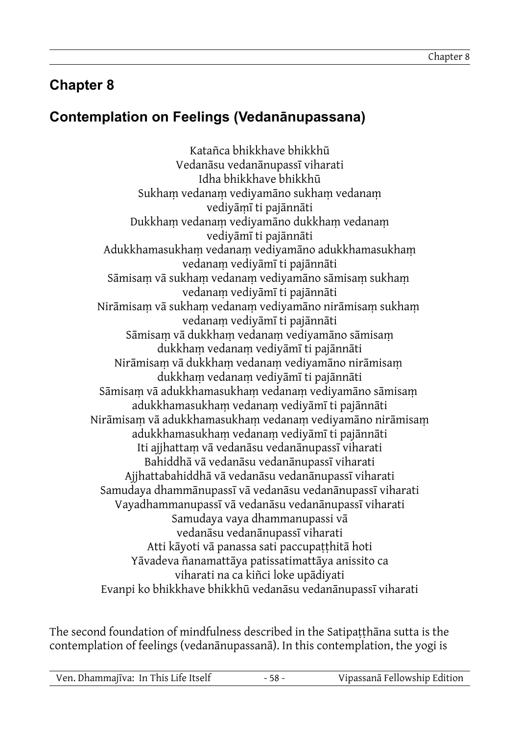## Chapter 8

## Contemplation on Feelings (Vedanānupassana)

Katañca bhikkhave bhikkhū
Vedanāsu vedanānupassī viharati
Idha bhikkhave bhikkhū
Sukhaṃ vedanaṃ vediyamāno sukhaṃ vedanaṃ
vediyāṃī ti pajānnāti
Dukkhaṃ vedanaṃ vediyamāno dukkhaṃ vedanaṃ
vediyāmī ti pajānnāti
Adukkhamasukhaṃ vedanaṃ vediyamāno adukkhamasukhaṃ
vedanaṃ vediyāmī ti pajānnāti
Sāmisaṃ vā sukhaṃ vedanaṃ vediyamāno sāmisaṃ sukhaṃ
vedanaṃ vediyāmī ti pajānnāti
Nirāmisaṃ vā sukhaṃ vedanaṃ vediyamāno nirāmisaṃ sukhaṃ
vedanaṃ vediyāmī ti pajānnāti
Sāmisaṃ vā dukkhaṃ vedanaṃ vediyamāno sāmisaṃ
dukkhaṃ vedanaṃ vediyāmī ti pajānnāti
Nirāmisaṃ vā dukkhaṃ vedanaṃ vediyamāno nirāmisaṃ
dukkhaṃ vedanaṃ vediyāmī ti pajānnāti
Sāmisaṃ vā adukkhamasukhaṃ vedanaṃ vediyamāno sāmisaṃ
adukkhamasukhaṃ vedanaṃ vediyāmī ti pajānnāti
Nirāmisaṃ vā adukkhamasukhaṃ vedanaṃ vediyamāno nirāmisaṃ
adukkhamasukhaṃ vedanaṃ vediyāmī ti pajānnāti
Iti ajjhattaṃ vā vedanāsu vedanānupassī viharati
Bahiddhā vā vedanāsu vedanānupassī viharati
Ajjhattabahiddhā vā vedanāsu vedanānupassī viharati
Samudaya dhammānupassī vā vedanāsu vedanānupassī viharati
Vayadhammanupassī vā vedanāsu vedanānupassī viharati
Samudaya vaya dhammanupassi vā
vedanāsu vedanānupassī viharati
Atti kāyoti vā panassa sati paccupaṭṭhitā hoti
Yāvadeva ñanamattāya patissatimattāya anissito ca
viharati na ca kiñci loke upādiyati
Evanpi ko bhikkhave bhikkhū vedanāsu vedanānupassī viharati

The second foundation of mindfulness described in the Satipaṭṭhāna sutta is the contemplation of feelings (vedanānupassanā). In this contemplation, the yogi is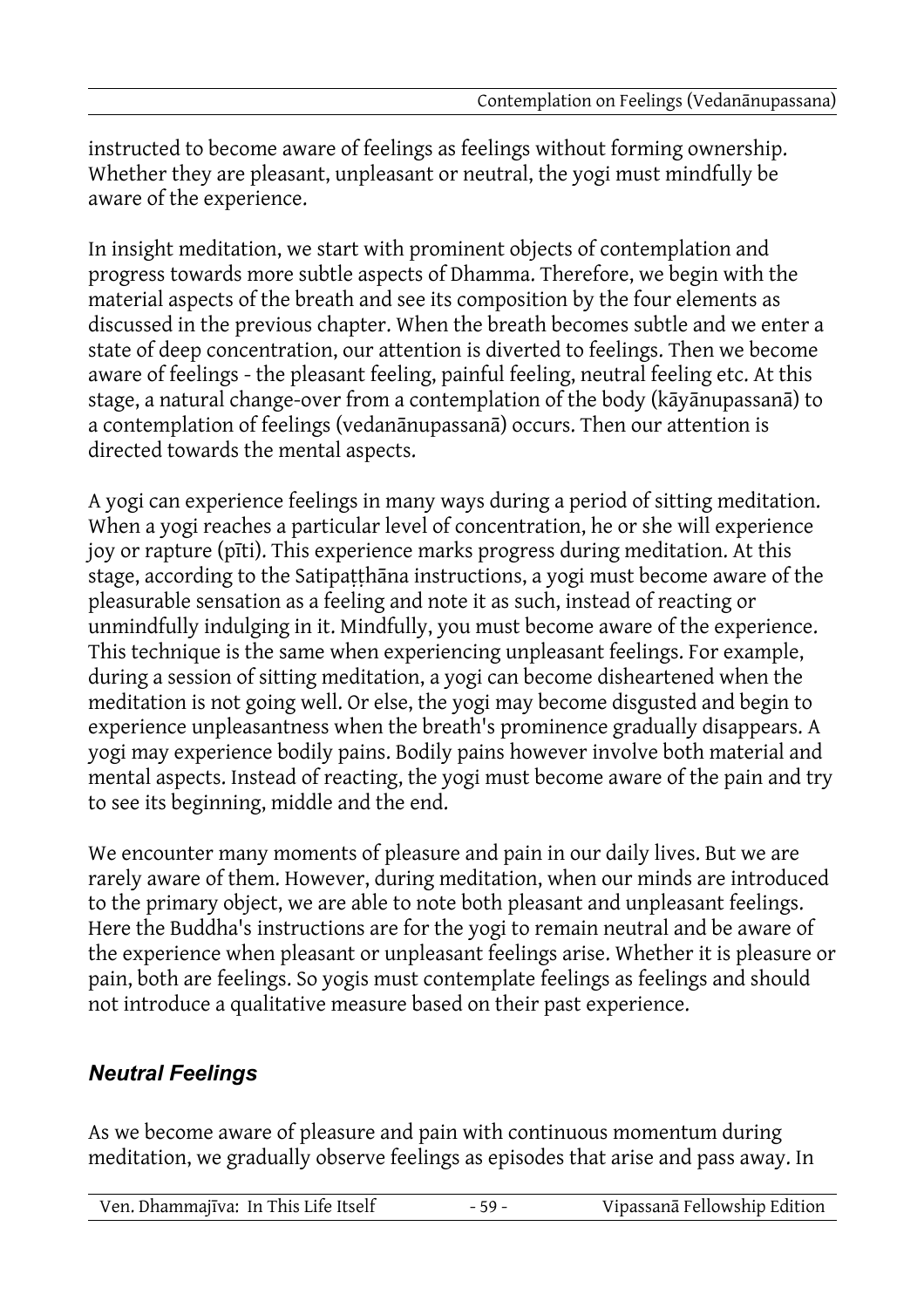instructed to become aware of feelings as feelings without forming ownership. Whether they are pleasant, unpleasant or neutral, the yogi must mindfully be aware of the experience.

In insight meditation, we start with prominent objects of contemplation and progress towards more subtle aspects of Dhamma. Therefore, we begin with the material aspects of the breath and see its composition by the four elements as discussed in the previous chapter. When the breath becomes subtle and we enter a state of deep concentration, our attention is diverted to feelings. Then we become aware of feelings - the pleasant feeling, painful feeling, neutral feeling etc. At this stage, a natural change-over from a contemplation of the body (kāyānupassanā) to a contemplation of feelings (vedanānupassanā) occurs. Then our attention is directed towards the mental aspects.

A yogi can experience feelings in many ways during a period of sitting meditation. When a yogi reaches a particular level of concentration, he or she will experience joy or rapture (pīti). This experience marks progress during meditation. At this stage, according to the Satipaṭṭhāna instructions, a yogi must become aware of the pleasurable sensation as a feeling and note it as such, instead of reacting or unmindfully indulging in it. Mindfully, you must become aware of the experience. This technique is the same when experiencing unpleasant feelings. For example, during a session of sitting meditation, a yogi can become disheartened when the meditation is not going well. Or else, the yogi may become disgusted and begin to experience unpleasantness when the breath's prominence gradually disappears. A yogi may experience bodily pains. Bodily pains however involve both material and mental aspects. Instead of reacting, the yogi must become aware of the pain and try to see its beginning, middle and the end.

We encounter many moments of pleasure and pain in our daily lives. But we are rarely aware of them. However, during meditation, when our minds are introduced to the primary object, we are able to note both pleasant and unpleasant feelings. Here the Buddha's instructions are for the yogi to remain neutral and be aware of the experience when pleasant or unpleasant feelings arise. Whether it is pleasure or pain, both are feelings. So yogis must contemplate feelings as feelings and should not introduce a qualitative measure based on their past experience.

### *Neutral Feelings*

As we become aware of pleasure and pain with continuous momentum during meditation, we gradually observe feelings as episodes that arise and pass away. In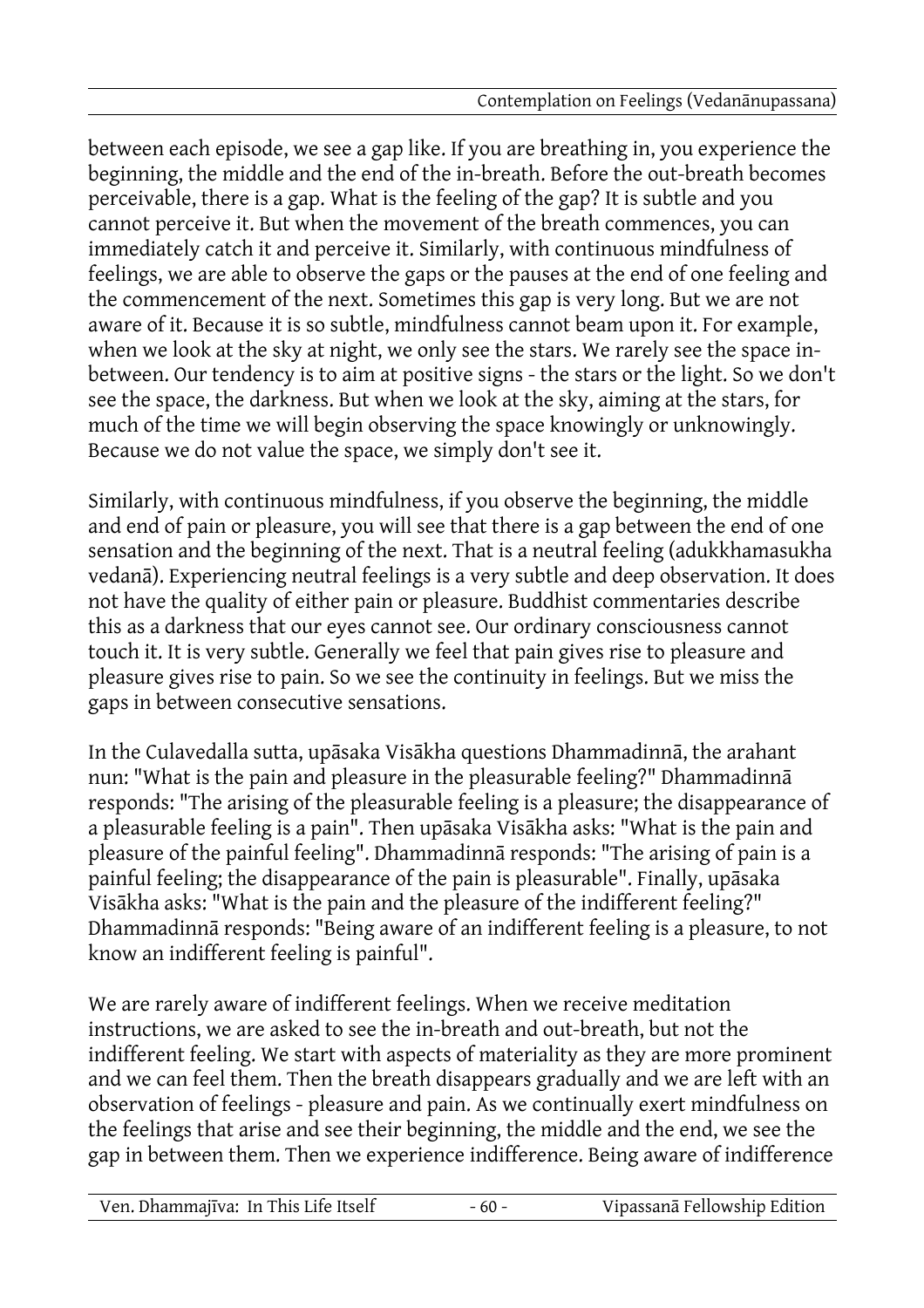between each episode, we see a gap like. If you are breathing in, you experience the beginning, the middle and the end of the in-breath. Before the out-breath becomes perceivable, there is a gap. What is the feeling of the gap? It is subtle and you cannot perceive it. But when the movement of the breath commences, you can immediately catch it and perceive it. Similarly, with continuous mindfulness of feelings, we are able to observe the gaps or the pauses at the end of one feeling and the commencement of the next. Sometimes this gap is very long. But we are not aware of it. Because it is so subtle, mindfulness cannot beam upon it. For example, when we look at the sky at night, we only see the stars. We rarely see the space in-between. Our tendency is to aim at positive signs - the stars or the light. So we don't see the space, the darkness. But when we look at the sky, aiming at the stars, for much of the time we will begin observing the space knowingly or unknowingly. Because we do not value the space, we simply don't see it.

Similarly, with continuous mindfulness, if you observe the beginning, the middle and end of pain or pleasure, you will see that there is a gap between the end of one sensation and the beginning of the next. That is a neutral feeling (adukkhamasukha vedanā). Experiencing neutral feelings is a very subtle and deep observation. It does not have the quality of either pain or pleasure. Buddhist commentaries describe this as a darkness that our eyes cannot see. Our ordinary consciousness cannot touch it. It is very subtle. Generally we feel that pain gives rise to pleasure and pleasure gives rise to pain. So we see the continuity in feelings. But we miss the gaps in between consecutive sensations.

In the Culavedalla sutta, upāsaka Visākha questions Dhammadinnā, the arahant nun: "What is the pain and pleasure in the pleasurable feeling?" Dhammadinnā responds: "The arising of the pleasurable feeling is a pleasure; the disappearance of a pleasurable feeling is a pain". Then upāsaka Visākha asks: "What is the pain and pleasure of the painful feeling". Dhammadinnā responds: "The arising of pain is a painful feeling; the disappearance of the pain is pleasurable". Finally, upāsaka Visākha asks: "What is the pain and the pleasure of the indifferent feeling?" Dhammadinnā responds: "Being aware of an indifferent feeling is a pleasure, to not know an indifferent feeling is painful".

We are rarely aware of indifferent feelings. When we receive meditation instructions, we are asked to see the in-breath and out-breath, but not the indifferent feeling. We start with aspects of materiality as they are more prominent and we can feel them. Then the breath disappears gradually and we are left with an observation of feelings - pleasure and pain. As we continually exert mindfulness on the feelings that arise and see their beginning, the middle and the end, we see the gap in between them. Then we experience indifference. Being aware of indifference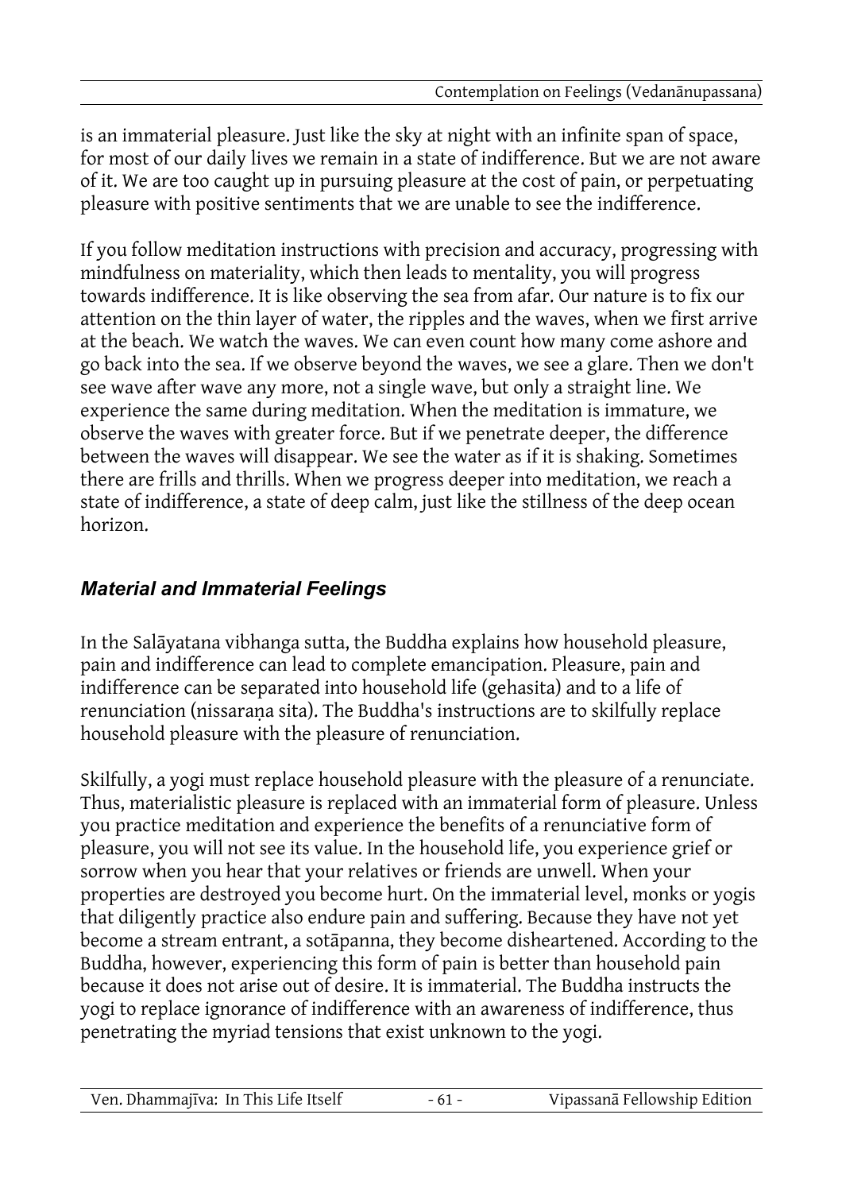is an immaterial pleasure. Just like the sky at night with an infinite span of space, for most of our daily lives we remain in a state of indifference. But we are not aware of it. We are too caught up in pursuing pleasure at the cost of pain, or perpetuating pleasure with positive sentiments that we are unable to see the indifference.

If you follow meditation instructions with precision and accuracy, progressing with mindfulness on materiality, which then leads to mentality, you will progress towards indifference. It is like observing the sea from afar. Our nature is to fix our attention on the thin layer of water, the ripples and the waves, when we first arrive at the beach. We watch the waves. We can even count how many come ashore and go back into the sea. If we observe beyond the waves, we see a glare. Then we don't see wave after wave any more, not a single wave, but only a straight line. We experience the same during meditation. When the meditation is immature, we observe the waves with greater force. But if we penetrate deeper, the difference between the waves will disappear. We see the water as if it is shaking. Sometimes there are frills and thrills. When we progress deeper into meditation, we reach a state of indifference, a state of deep calm, just like the stillness of the deep ocean horizon.

### *Material and Immaterial Feelings*

In the Salāyatana vibhanga sutta, the Buddha explains how household pleasure, pain and indifference can lead to complete emancipation. Pleasure, pain and indifference can be separated into household life (gehasita) and to a life of renunciation (nissaraṇa sita). The Buddha's instructions are to skilfully replace household pleasure with the pleasure of renunciation.

Skilfully, a yogi must replace household pleasure with the pleasure of a renunciate. Thus, materialistic pleasure is replaced with an immaterial form of pleasure. Unless you practice meditation and experience the benefits of a renunciative form of pleasure, you will not see its value. In the household life, you experience grief or sorrow when you hear that your relatives or friends are unwell. When your properties are destroyed you become hurt. On the immaterial level, monks or yogis that diligently practice also endure pain and suffering. Because they have not yet become a stream entrant, a sotāpanna, they become disheartened. According to the Buddha, however, experiencing this form of pain is better than household pain because it does not arise out of desire. It is immaterial. The Buddha instructs the yogi to replace ignorance of indifference with an awareness of indifference, thus penetrating the myriad tensions that exist unknown to the yogi.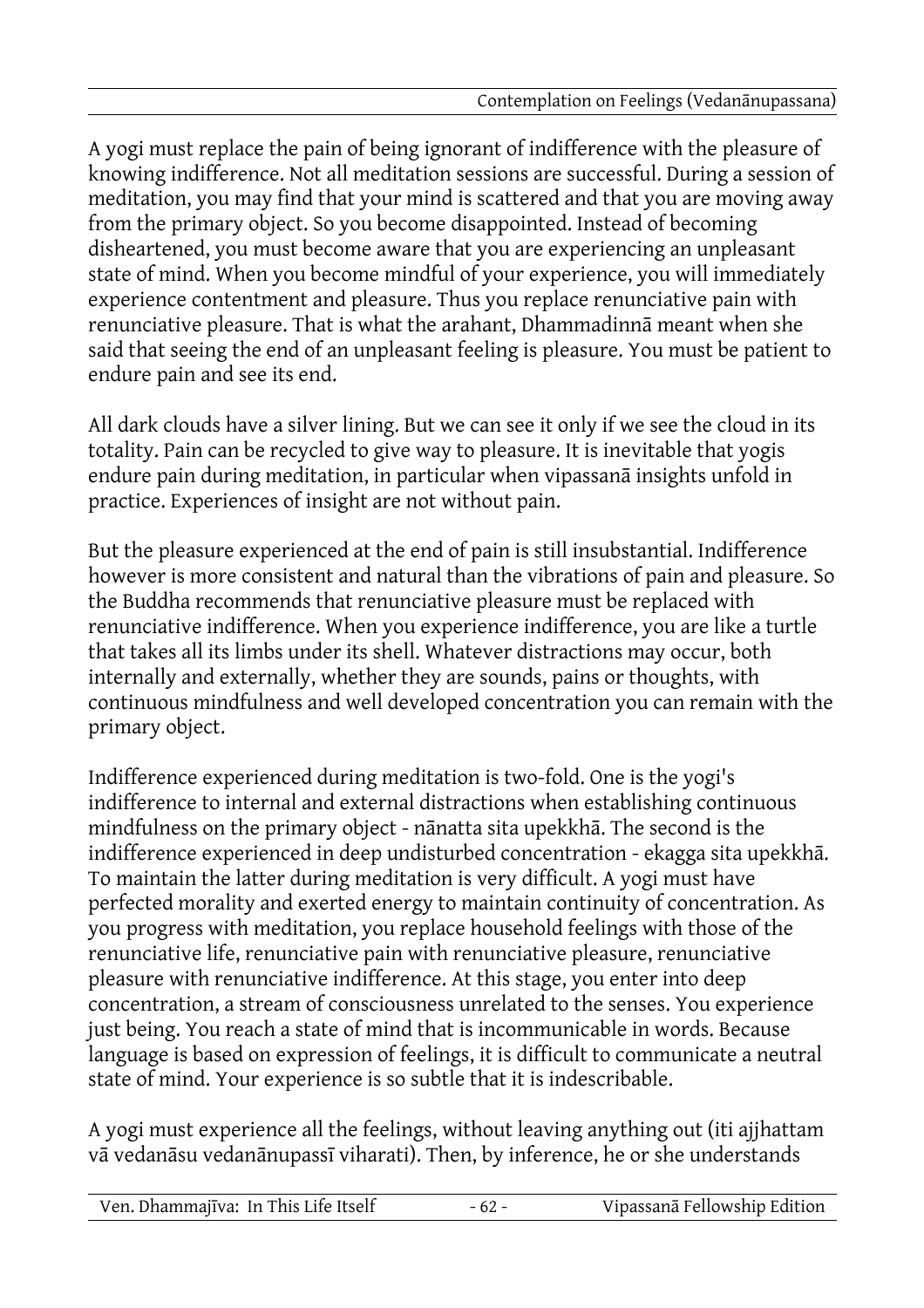A yogi must replace the pain of being ignorant of indifference with the pleasure of knowing indifference. Not all meditation sessions are successful. During a session of meditation, you may find that your mind is scattered and that you are moving away from the primary object. So you become disappointed. Instead of becoming disheartened, you must become aware that you are experiencing an unpleasant state of mind. When you become mindful of your experience, you will immediately experience contentment and pleasure. Thus you replace renunciative pain with renunciative pleasure. That is what the arahant, Dhammadinnā meant when she said that seeing the end of an unpleasant feeling is pleasure. You must be patient to endure pain and see its end.

All dark clouds have a silver lining. But we can see it only if we see the cloud in its totality. Pain can be recycled to give way to pleasure. It is inevitable that yogis endure pain during meditation, in particular when vipassanā insights unfold in practice. Experiences of insight are not without pain.

But the pleasure experienced at the end of pain is still insubstantial. Indifference however is more consistent and natural than the vibrations of pain and pleasure. So the Buddha recommends that renunciative pleasure must be replaced with renunciative indifference. When you experience indifference, you are like a turtle that takes all its limbs under its shell. Whatever distractions may occur, both internally and externally, whether they are sounds, pains or thoughts, with continuous mindfulness and well developed concentration you can remain with the primary object.

Indifference experienced during meditation is two-fold. One is the yogi's indifference to internal and external distractions when establishing continuous mindfulness on the primary object - nānatta sita upekkhā. The second is the indifference experienced in deep undisturbed concentration - ekagga sita upekkhā. To maintain the latter during meditation is very difficult. A yogi must have perfected morality and exerted energy to maintain continuity of concentration. As you progress with meditation, you replace household feelings with those of the renunciative life, renunciative pain with renunciative pleasure, renunciative pleasure with renunciative indifference. At this stage, you enter into deep concentration, a stream of consciousness unrelated to the senses. You experience just being. You reach a state of mind that is incommunicable in words. Because language is based on expression of feelings, it is difficult to communicate a neutral state of mind. Your experience is so subtle that it is indescribable.

A yogi must experience all the feelings, without leaving anything out (iti ajjhattam vā vedanāsu vedanānupassī viharati). Then, by inference, he or she understands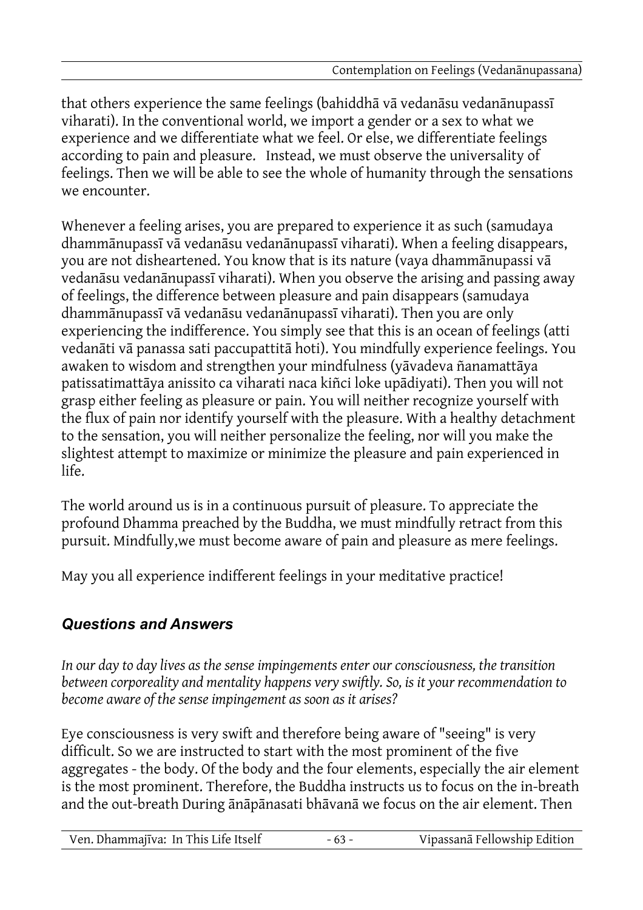that others experience the same feelings (bahiddhā vā vedanāsu vedanānupassī viharati). In the conventional world, we import a gender or a sex to what we experience and we differentiate what we feel. Or else, we differentiate feelings according to pain and pleasure. Instead, we must observe the universality of feelings. Then we will be able to see the whole of humanity through the sensations we encounter.

Whenever a feeling arises, you are prepared to experience it as such (samudaya dhammānupassī vā vedanāsu vedanānupassī viharati). When a feeling disappears, you are not disheartened. You know that is its nature (vaya dhammānupassi vā vedanāsu vedanānupassī viharati). When you observe the arising and passing away of feelings, the difference between pleasure and pain disappears (samudaya dhammānupassī vā vedanāsu vedanānupassī viharati). Then you are only experiencing the indifference. You simply see that this is an ocean of feelings (atti vedanāti vā panassa sati paccupattitā hoti). You mindfully experience feelings. You awaken to wisdom and strengthen your mindfulness (yāvadeva ñanamattāya patissatimattāya anissito ca viharati naca kiñci loke upādiyati). Then you will not grasp either feeling as pleasure or pain. You will neither recognize yourself with the flux of pain nor identify yourself with the pleasure. With a healthy detachment to the sensation, you will neither personalize the feeling, nor will you make the slightest attempt to maximize or minimize the pleasure and pain experienced in life.

The world around us is in a continuous pursuit of pleasure. To appreciate the profound Dhamma preached by the Buddha, we must mindfully retract from this pursuit. Mindfully,we must become aware of pain and pleasure as mere feelings.

May you all experience indifferent feelings in your meditative practice!

## *Questions and Answers*

*In our day to day lives as the sense impingements enter our consciousness, the transition between corporeality and mentality happens very swiftly. So, is it your recommendation to become aware of the sense impingement as soon as it arises?*

Eye consciousness is very swift and therefore being aware of "seeing" is very difficult. So we are instructed to start with the most prominent of the five aggregates - the body. Of the body and the four elements, especially the air element is the most prominent. Therefore, the Buddha instructs us to focus on the in-breath and the out-breath During ānāpānasati bhāvanā we focus on the air element. Then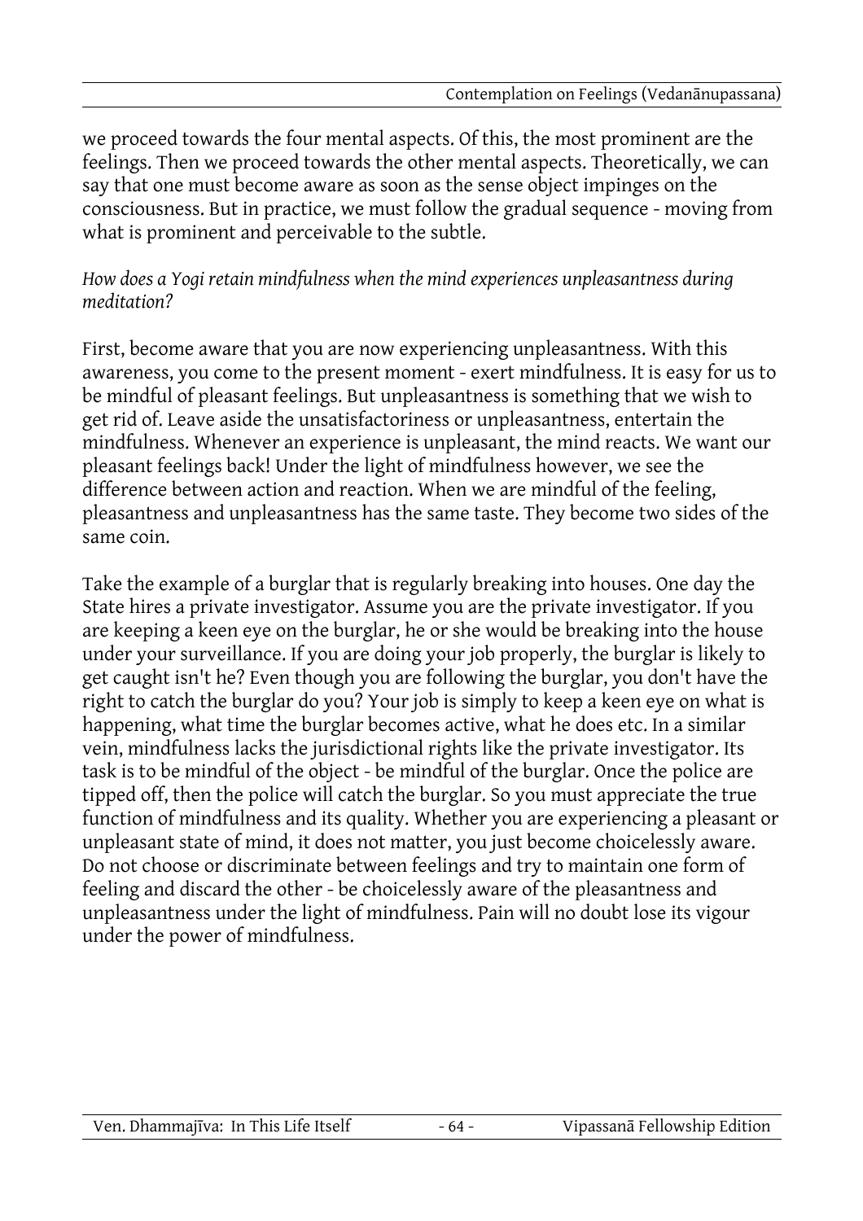we proceed towards the four mental aspects. Of this, the most prominent are the feelings. Then we proceed towards the other mental aspects. Theoretically, we can say that one must become aware as soon as the sense object impinges on the consciousness. But in practice, we must follow the gradual sequence - moving from what is prominent and perceivable to the subtle.

*How does a Yogi retain mindfulness when the mind experiences unpleasantness during meditation?*

First, become aware that you are now experiencing unpleasantness. With this awareness, you come to the present moment - exert mindfulness. It is easy for us to be mindful of pleasant feelings. But unpleasantness is something that we wish to get rid of. Leave aside the unsatisfactoriness or unpleasantness, entertain the mindfulness. Whenever an experience is unpleasant, the mind reacts. We want our pleasant feelings back! Under the light of mindfulness however, we see the difference between action and reaction. When we are mindful of the feeling, pleasantness and unpleasantness has the same taste. They become two sides of the same coin.

Take the example of a burglar that is regularly breaking into houses. One day the State hires a private investigator. Assume you are the private investigator. If you are keeping a keen eye on the burglar, he or she would be breaking into the house under your surveillance. If you are doing your job properly, the burglar is likely to get caught isn't he? Even though you are following the burglar, you don't have the right to catch the burglar do you? Your job is simply to keep a keen eye on what is happening, what time the burglar becomes active, what he does etc. In a similar vein, mindfulness lacks the jurisdictional rights like the private investigator. Its task is to be mindful of the object - be mindful of the burglar. Once the police are tipped off, then the police will catch the burglar. So you must appreciate the true function of mindfulness and its quality. Whether you are experiencing a pleasant or unpleasant state of mind, it does not matter, you just become choicelessly aware. Do not choose or discriminate between feelings and try to maintain one form of feeling and discard the other - be choicelessly aware of the pleasantness and unpleasantness under the light of mindfulness. Pain will no doubt lose its vigour under the power of mindfulness.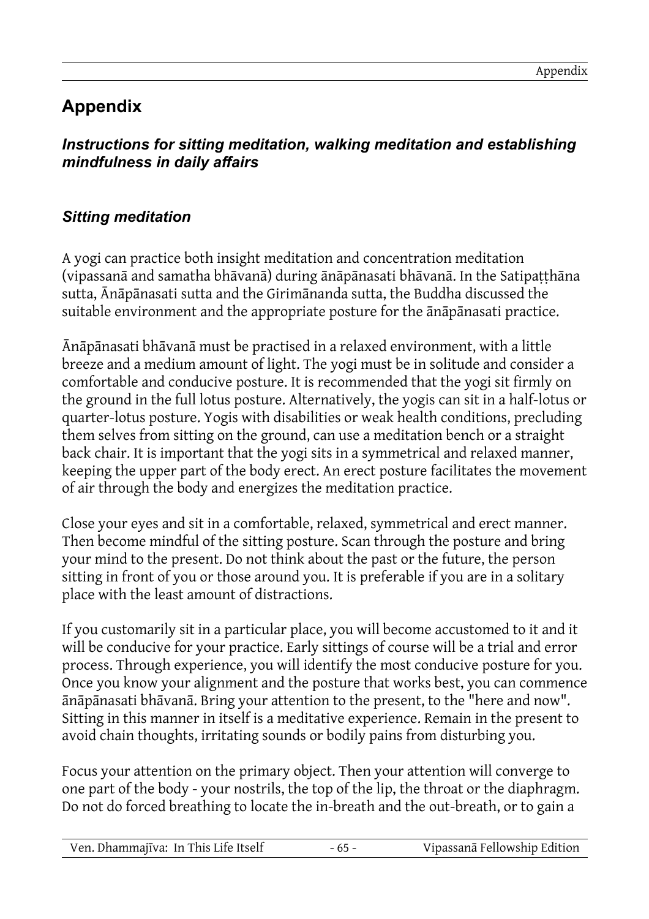# Appendix

## *Instructions for sitting meditation, walking meditation and establishing mindfulness in daily affairs*

### *Sitting meditation*

A yogi can practice both insight meditation and concentration meditation (vipassanā and samatha bhāvanā) during ānāpānasati bhāvanā. In the Satipaṭṭhāna sutta, Ānāpānasati sutta and the Girimānanda sutta, the Buddha discussed the suitable environment and the appropriate posture for the ānāpānasati practice.

Ānāpānasati bhāvanā must be practised in a relaxed environment, with a little breeze and a medium amount of light. The yogi must be in solitude and consider a comfortable and conducive posture. It is recommended that the yogi sit firmly on the ground in the full lotus posture. Alternatively, the yogis can sit in a half-lotus or quarter-lotus posture. Yogis with disabilities or weak health conditions, precluding them selves from sitting on the ground, can use a meditation bench or a straight back chair. It is important that the yogi sits in a symmetrical and relaxed manner, keeping the upper part of the body erect. An erect posture facilitates the movement of air through the body and energizes the meditation practice.

Close your eyes and sit in a comfortable, relaxed, symmetrical and erect manner. Then become mindful of the sitting posture. Scan through the posture and bring your mind to the present. Do not think about the past or the future, the person sitting in front of you or those around you. It is preferable if you are in a solitary place with the least amount of distractions.

If you customarily sit in a particular place, you will become accustomed to it and it will be conducive for your practice. Early sittings of course will be a trial and error process. Through experience, you will identify the most conducive posture for you. Once you know your alignment and the posture that works best, you can commence ānāpānasati bhāvanā. Bring your attention to the present, to the "here and now". Sitting in this manner in itself is a meditative experience. Remain in the present to avoid chain thoughts, irritating sounds or bodily pains from disturbing you.

Focus your attention on the primary object. Then your attention will converge to one part of the body - your nostrils, the top of the lip, the throat or the diaphragm. Do not do forced breathing to locate the in-breath and the out-breath, or to gain a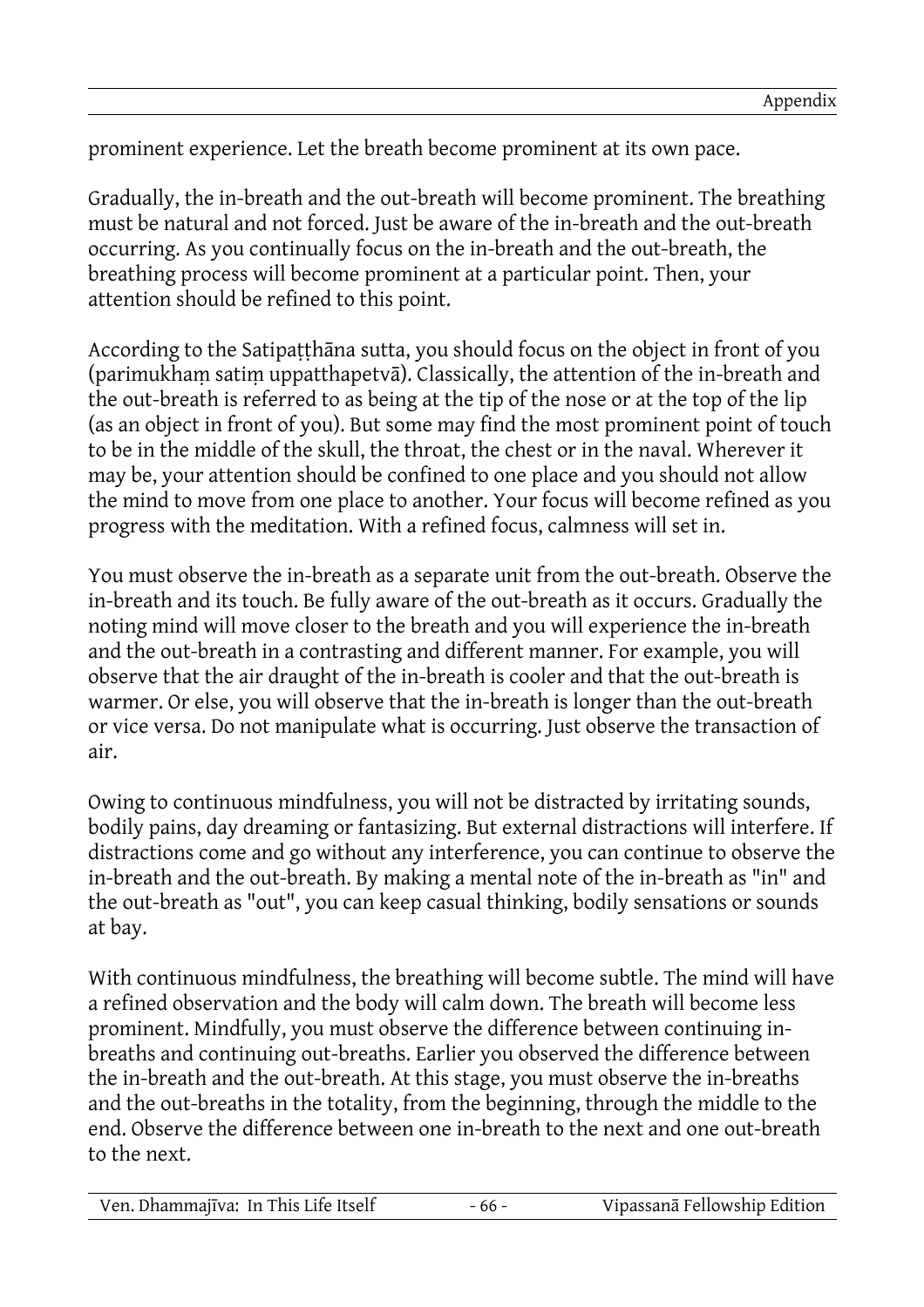prominent experience. Let the breath become prominent at its own pace.

Gradually, the in-breath and the out-breath will become prominent. The breathing must be natural and not forced. Just be aware of the in-breath and the out-breath occurring. As you continually focus on the in-breath and the out-breath, the breathing process will become prominent at a particular point. Then, your attention should be refined to this point.

According to the Satipaṭṭhāna sutta, you should focus on the object in front of you (parimukhaṃ satiṃ uppatthapetvā). Classically, the attention of the in-breath and the out-breath is referred to as being at the tip of the nose or at the top of the lip (as an object in front of you). But some may find the most prominent point of touch to be in the middle of the skull, the throat, the chest or in the naval. Wherever it may be, your attention should be confined to one place and you should not allow the mind to move from one place to another. Your focus will become refined as you progress with the meditation. With a refined focus, calmness will set in.

You must observe the in-breath as a separate unit from the out-breath. Observe the in-breath and its touch. Be fully aware of the out-breath as it occurs. Gradually the noting mind will move closer to the breath and you will experience the in-breath and the out-breath in a contrasting and different manner. For example, you will observe that the air draught of the in-breath is cooler and that the out-breath is warmer. Or else, you will observe that the in-breath is longer than the out-breath or vice versa. Do not manipulate what is occurring. Just observe the transaction of air.

Owing to continuous mindfulness, you will not be distracted by irritating sounds, bodily pains, day dreaming or fantasizing. But external distractions will interfere. If distractions come and go without any interference, you can continue to observe the in-breath and the out-breath. By making a mental note of the in-breath as "in" and the out-breath as "out", you can keep casual thinking, bodily sensations or sounds at bay.

With continuous mindfulness, the breathing will become subtle. The mind will have a refined observation and the body will calm down. The breath will become less prominent. Mindfully, you must observe the difference between continuing in-breaths and continuing out-breaths. Earlier you observed the difference between the in-breath and the out-breath. At this stage, you must observe the in-breaths and the out-breaths in the totality, from the beginning, through the middle to the end. Observe the difference between one in-breath to the next and one out-breath to the next.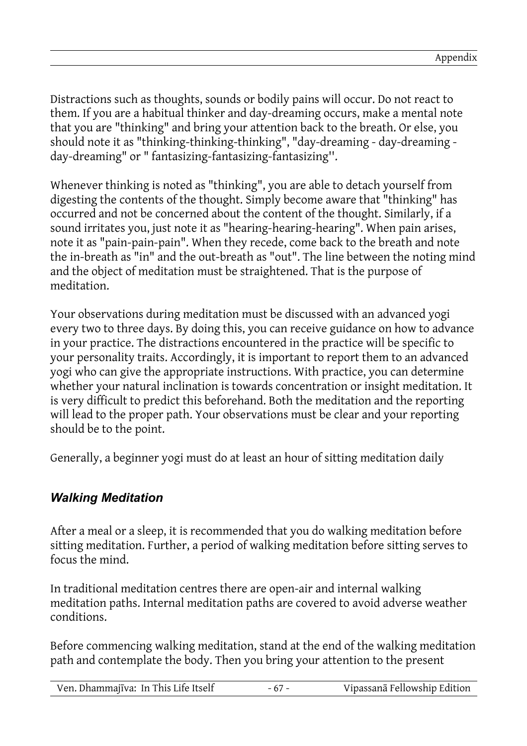Distractions such as thoughts, sounds or bodily pains will occur. Do not react to them. If you are a habitual thinker and day-dreaming occurs, make a mental note that you are "thinking" and bring your attention back to the breath. Or else, you should note it as "thinking-thinking-thinking", "day-dreaming - day-dreaming - day-dreaming" or " fantasizing-fantasizing-fantasizing''.

Whenever thinking is noted as "thinking", you are able to detach yourself from digesting the contents of the thought. Simply become aware that "thinking" has occurred and not be concerned about the content of the thought. Similarly, if a sound irritates you, just note it as "hearing-hearing-hearing". When pain arises, note it as "pain-pain-pain". When they recede, come back to the breath and note the in-breath as "in" and the out-breath as "out". The line between the noting mind and the object of meditation must be straightened. That is the purpose of meditation.

Your observations during meditation must be discussed with an advanced yogi every two to three days. By doing this, you can receive guidance on how to advance in your practice. The distractions encountered in the practice will be specific to your personality traits. Accordingly, it is important to report them to an advanced yogi who can give the appropriate instructions. With practice, you can determine whether your natural inclination is towards concentration or insight meditation. It is very difficult to predict this beforehand. Both the meditation and the reporting will lead to the proper path. Your observations must be clear and your reporting should be to the point.

Generally, a beginner yogi must do at least an hour of sitting meditation daily

### *Walking Meditation*

After a meal or a sleep, it is recommended that you do walking meditation before sitting meditation. Further, a period of walking meditation before sitting serves to focus the mind.

In traditional meditation centres there are open-air and internal walking meditation paths. Internal meditation paths are covered to avoid adverse weather conditions.

Before commencing walking meditation, stand at the end of the walking meditation path and contemplate the body. Then you bring your attention to the present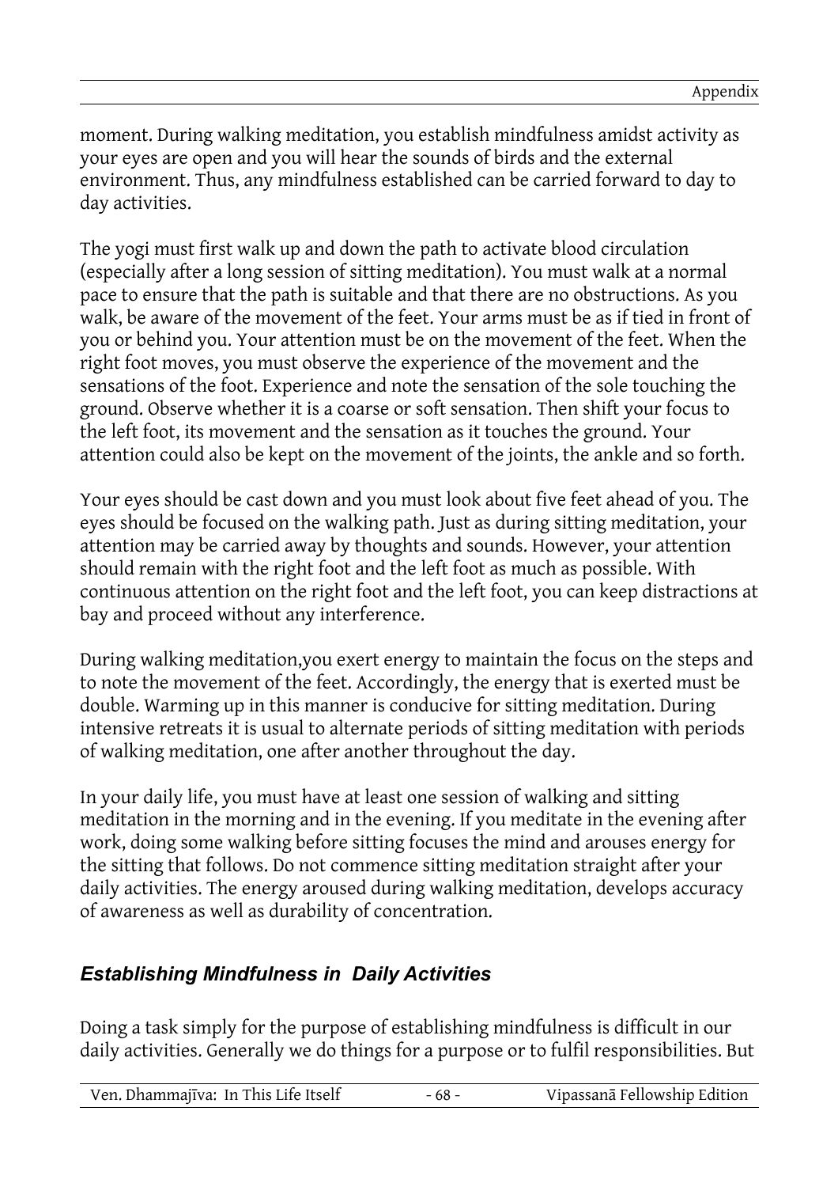moment. During walking meditation, you establish mindfulness amidst activity as your eyes are open and you will hear the sounds of birds and the external environment. Thus, any mindfulness established can be carried forward to day to day activities.

The yogi must first walk up and down the path to activate blood circulation (especially after a long session of sitting meditation). You must walk at a normal pace to ensure that the path is suitable and that there are no obstructions. As you walk, be aware of the movement of the feet. Your arms must be as if tied in front of you or behind you. Your attention must be on the movement of the feet. When the right foot moves, you must observe the experience of the movement and the sensations of the foot. Experience and note the sensation of the sole touching the ground. Observe whether it is a coarse or soft sensation. Then shift your focus to the left foot, its movement and the sensation as it touches the ground. Your attention could also be kept on the movement of the joints, the ankle and so forth.

Your eyes should be cast down and you must look about five feet ahead of you. The eyes should be focused on the walking path. Just as during sitting meditation, your attention may be carried away by thoughts and sounds. However, your attention should remain with the right foot and the left foot as much as possible. With continuous attention on the right foot and the left foot, you can keep distractions at bay and proceed without any interference.

During walking meditation,you exert energy to maintain the focus on the steps and to note the movement of the feet. Accordingly, the energy that is exerted must be double. Warming up in this manner is conducive for sitting meditation. During intensive retreats it is usual to alternate periods of sitting meditation with periods of walking meditation, one after another throughout the day.

In your daily life, you must have at least one session of walking and sitting meditation in the morning and in the evening. If you meditate in the evening after work, doing some walking before sitting focuses the mind and arouses energy for the sitting that follows. Do not commence sitting meditation straight after your daily activities. The energy aroused during walking meditation, develops accuracy of awareness as well as durability of concentration.

### *Establishing Mindfulness in Daily Activities*

Doing a task simply for the purpose of establishing mindfulness is difficult in our daily activities. Generally we do things for a purpose or to fulfil responsibilities. But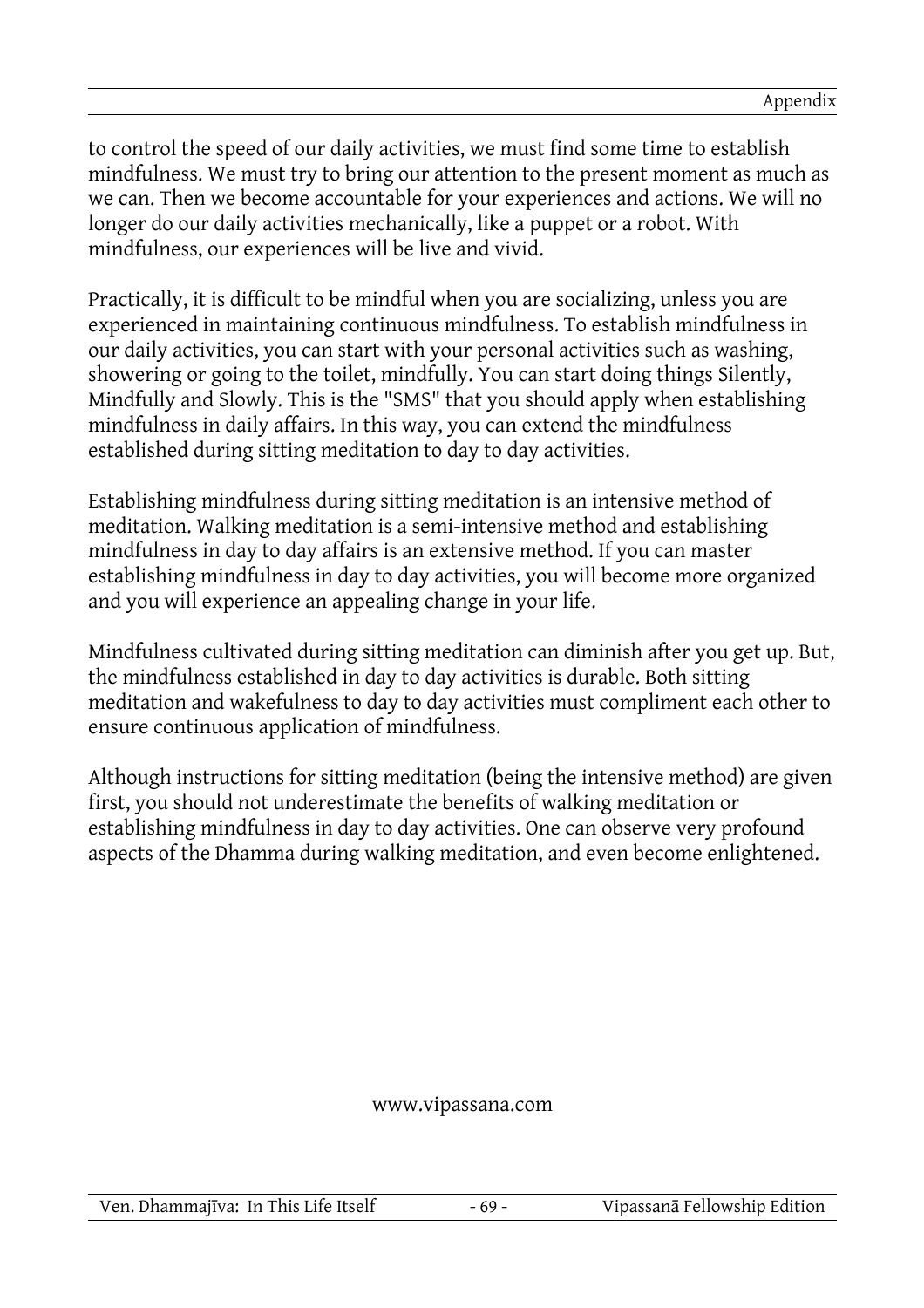to control the speed of our daily activities, we must find some time to establish mindfulness. We must try to bring our attention to the present moment as much as we can. Then we become accountable for your experiences and actions. We will no longer do our daily activities mechanically, like a puppet or a robot. With mindfulness, our experiences will be live and vivid.

Practically, it is difficult to be mindful when you are socializing, unless you are experienced in maintaining continuous mindfulness. To establish mindfulness in our daily activities, you can start with your personal activities such as washing, showering or going to the toilet, mindfully. You can start doing things Silently, Mindfully and Slowly. This is the "SMS" that you should apply when establishing mindfulness in daily affairs. In this way, you can extend the mindfulness established during sitting meditation to day to day activities.

Establishing mindfulness during sitting meditation is an intensive method of meditation. Walking meditation is a semi-intensive method and establishing mindfulness in day to day affairs is an extensive method. If you can master establishing mindfulness in day to day activities, you will become more organized and you will experience an appealing change in your life.

Mindfulness cultivated during sitting meditation can diminish after you get up. But, the mindfulness established in day to day activities is durable. Both sitting meditation and wakefulness to day to day activities must compliment each other to ensure continuous application of mindfulness.

Although instructions for sitting meditation (being the intensive method) are given first, you should not underestimate the benefits of walking meditation or establishing mindfulness in day to day activities. One can observe very profound aspects of the Dhamma during walking meditation, and even become enlightened.

www.vipassana.com